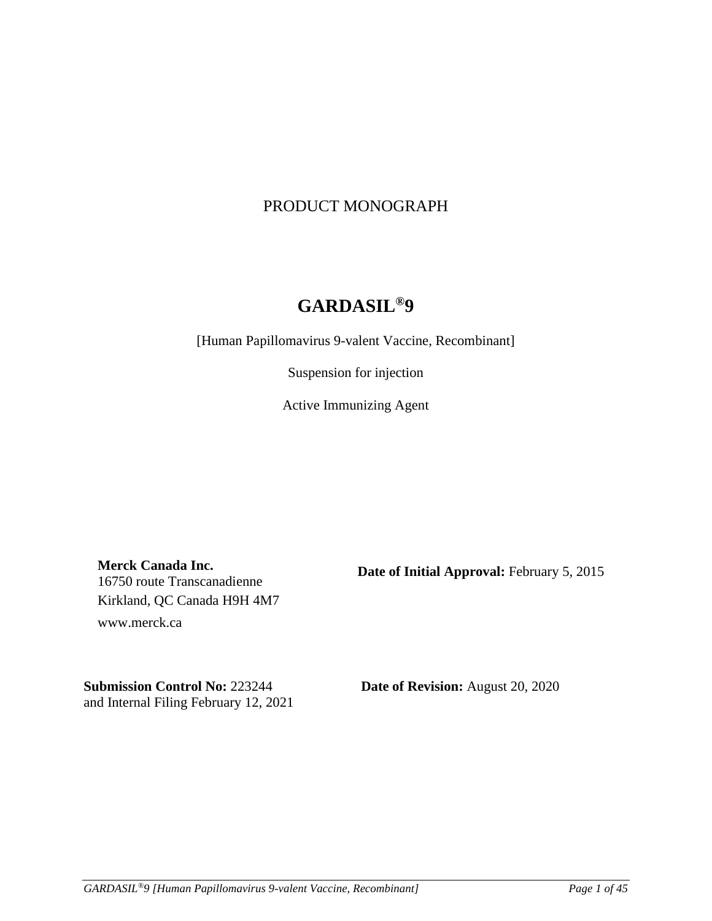PRODUCT MONOGRAPH

# GARDASIL®9

[Human Papillomavirus 9-valent Vaccine, Recombinant]

Suspension for injection

Active Immunizing Agent

**Merck Canada Inc.**
16750 route Transcanadienne
Kirkland, QC Canada H9H 4M7
www.merck.ca

**Date of Initial Approval:** February 5, 2015

**Submission Control No:** 223244
and Internal Filing February 12, 2021

**Date of Revision:** August 20, 2020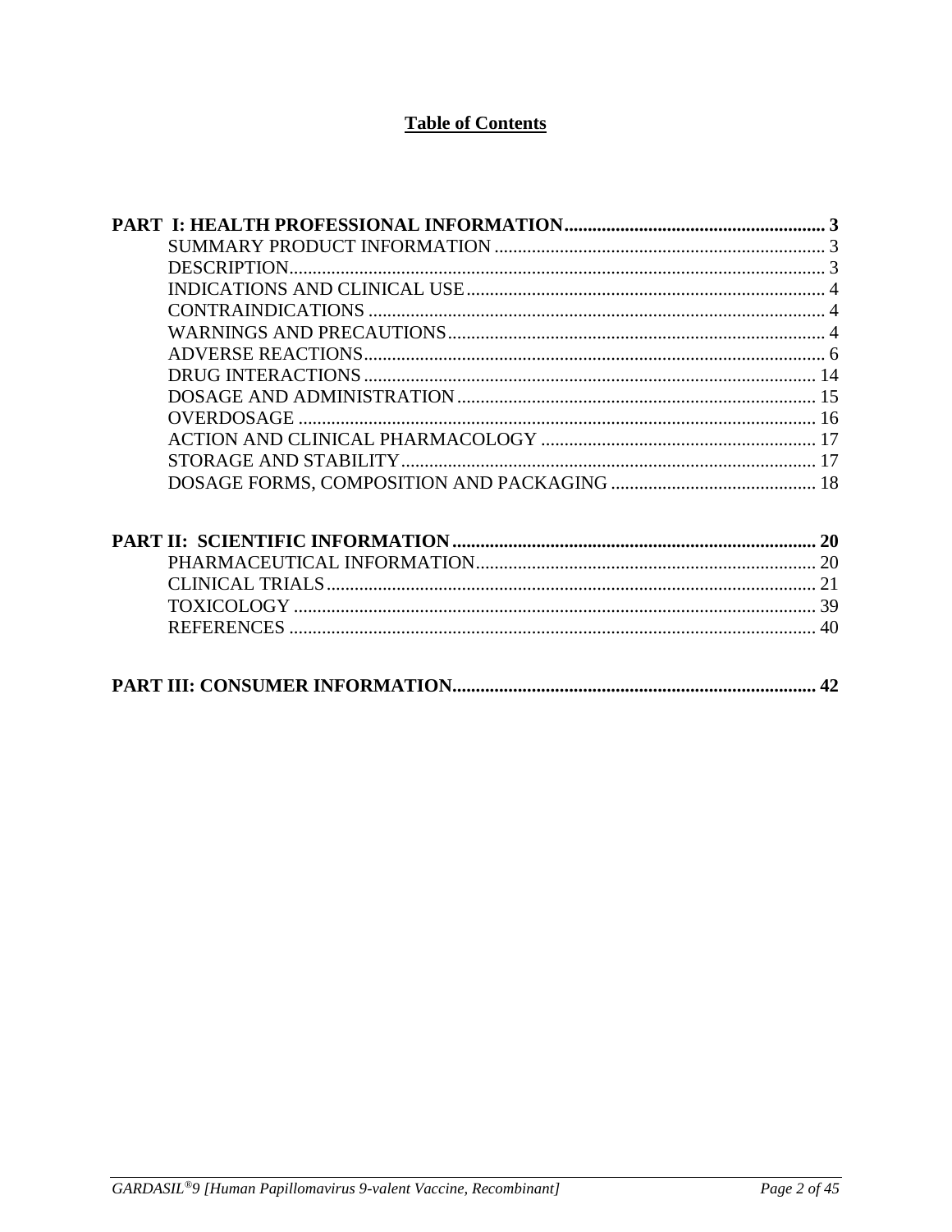## Table of Contents

**PART I: HEALTH PROFESSIONAL INFORMATION ........................................................ 3**

- SUMMARY PRODUCT INFORMATION ........................................................ 3
- DESCRIPTION........................................................................................ 3
- INDICATIONS AND CLINICAL USE ............................................................ 4
- CONTRAINDICATIONS ................................................................................ 4
- WARNINGS AND PRECAUTIONS................................................................ 4
- ADVERSE REACTIONS.................................................................................. 6
- DRUG INTERACTIONS ................................................................................ 14
- DOSAGE AND ADMINISTRATION ............................................................ 15
- OVERDOSAGE .............................................................................................. 16
- ACTION AND CLINICAL PHARMACOLOGY ........................................... 17
- STORAGE AND STABILITY........................................................................ 17
- DOSAGE FORMS, COMPOSITION AND PACKAGING ............................ 18

**PART II: SCIENTIFIC INFORMATION ............................................................................ 20**

- PHARMACEUTICAL INFORMATION........................................................ 20
- CLINICAL TRIALS........................................................................................ 21
- TOXICOLOGY ............................................................................................... 39
- REFERENCES ................................................................................................ 40

**PART III: CONSUMER INFORMATION............................................................................. 42**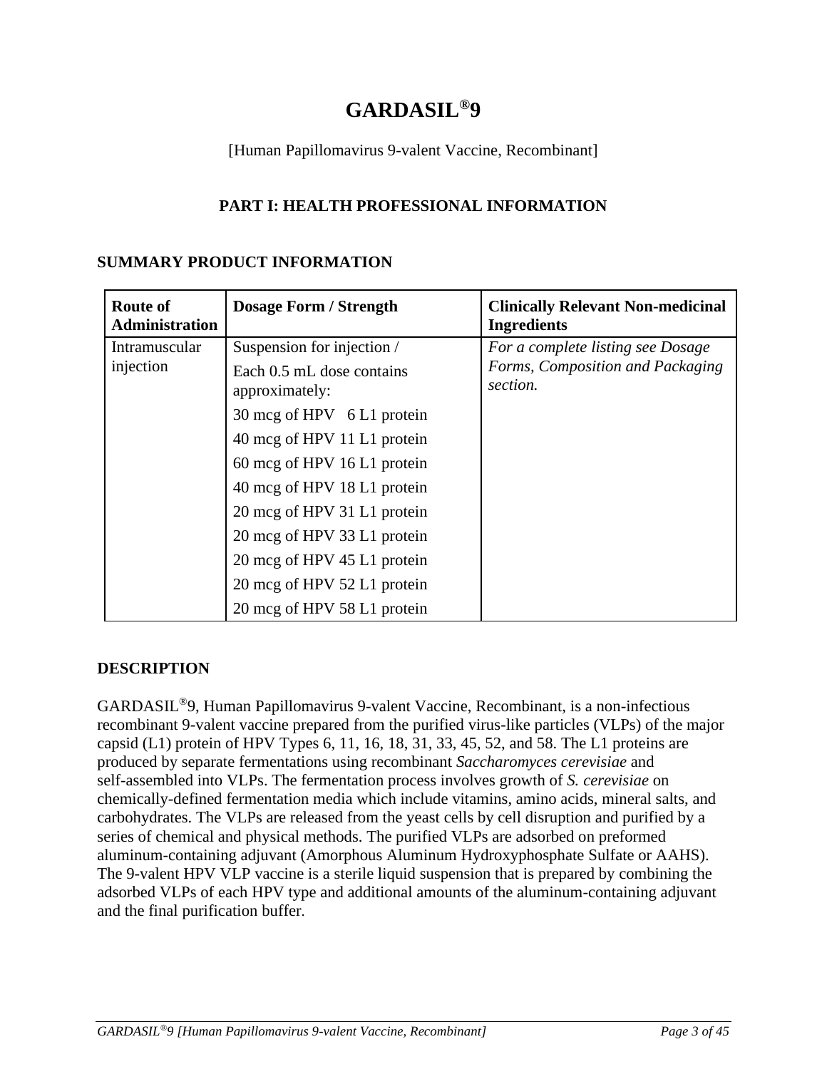# GARDASIL®9

[Human Papillomavirus 9-valent Vaccine, Recombinant]

## PART I: HEALTH PROFESSIONAL INFORMATION

### SUMMARY PRODUCT INFORMATION

| Route of Administration | Dosage Form / Strength | Clinically Relevant Non-medicinal Ingredients |
|---|---|---|
| Intramuscular injection | Suspension for injection / Each 0.5 mL dose contains approximately: 30 mcg of HPV 6 L1 protein 40 mcg of HPV 11 L1 protein 60 mcg of HPV 16 L1 protein 40 mcg of HPV 18 L1 protein 20 mcg of HPV 31 L1 protein 20 mcg of HPV 33 L1 protein 20 mcg of HPV 45 L1 protein 20 mcg of HPV 52 L1 protein 20 mcg of HPV 58 L1 protein | *For a complete listing see Dosage Forms, Composition and Packaging section.* |

### DESCRIPTION

GARDASIL®9, Human Papillomavirus 9-valent Vaccine, Recombinant, is a non-infectious recombinant 9-valent vaccine prepared from the purified virus-like particles (VLPs) of the major capsid (L1) protein of HPV Types 6, 11, 16, 18, 31, 33, 45, 52, and 58. The L1 proteins are produced by separate fermentations using recombinant *Saccharomyces cerevisiae* and self-assembled into VLPs. The fermentation process involves growth of *S. cerevisiae* on chemically-defined fermentation media which include vitamins, amino acids, mineral salts, and carbohydrates. The VLPs are released from the yeast cells by cell disruption and purified by a series of chemical and physical methods. The purified VLPs are adsorbed on preformed aluminum-containing adjuvant (Amorphous Aluminum Hydroxyphosphate Sulfate or AAHS). The 9-valent HPV VLP vaccine is a sterile liquid suspension that is prepared by combining the adsorbed VLPs of each HPV type and additional amounts of the aluminum-containing adjuvant and the final purification buffer.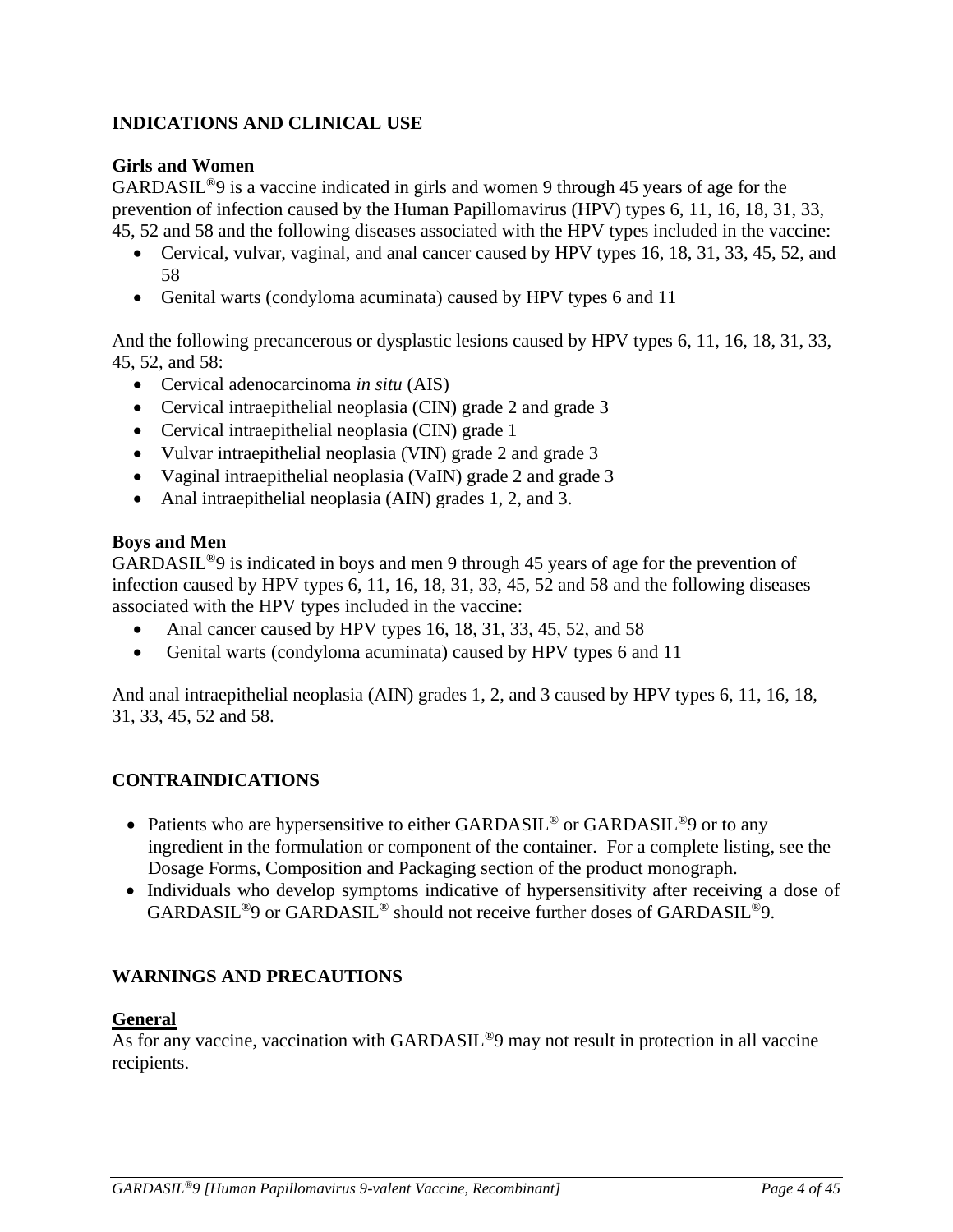## INDICATIONS AND CLINICAL USE

### Girls and Women

GARDASIL®9 is a vaccine indicated in girls and women 9 through 45 years of age for the prevention of infection caused by the Human Papillomavirus (HPV) types 6, 11, 16, 18, 31, 33, 45, 52 and 58 and the following diseases associated with the HPV types included in the vaccine:

- Cervical, vulvar, vaginal, and anal cancer caused by HPV types 16, 18, 31, 33, 45, 52, and 58
- Genital warts (condyloma acuminata) caused by HPV types 6 and 11

And the following precancerous or dysplastic lesions caused by HPV types 6, 11, 16, 18, 31, 33, 45, 52, and 58:

- Cervical adenocarcinoma *in situ* (AIS)
- Cervical intraepithelial neoplasia (CIN) grade 2 and grade 3
- Cervical intraepithelial neoplasia (CIN) grade 1
- Vulvar intraepithelial neoplasia (VIN) grade 2 and grade 3
- Vaginal intraepithelial neoplasia (VaIN) grade 2 and grade 3
- Anal intraepithelial neoplasia (AIN) grades 1, 2, and 3.

### Boys and Men

GARDASIL®9 is indicated in boys and men 9 through 45 years of age for the prevention of infection caused by HPV types 6, 11, 16, 18, 31, 33, 45, 52 and 58 and the following diseases associated with the HPV types included in the vaccine:

- Anal cancer caused by HPV types 16, 18, 31, 33, 45, 52, and 58
- Genital warts (condyloma acuminata) caused by HPV types 6 and 11

And anal intraepithelial neoplasia (AIN) grades 1, 2, and 3 caused by HPV types 6, 11, 16, 18, 31, 33, 45, 52 and 58.

## CONTRAINDICATIONS

- Patients who are hypersensitive to either GARDASIL® or GARDASIL®9 or to any ingredient in the formulation or component of the container. For a complete listing, see the Dosage Forms, Composition and Packaging section of the product monograph.
- Individuals who develop symptoms indicative of hypersensitivity after receiving a dose of GARDASIL®9 or GARDASIL® should not receive further doses of GARDASIL®9.

## WARNINGS AND PRECAUTIONS

### General

As for any vaccine, vaccination with GARDASIL®9 may not result in protection in all vaccine recipients.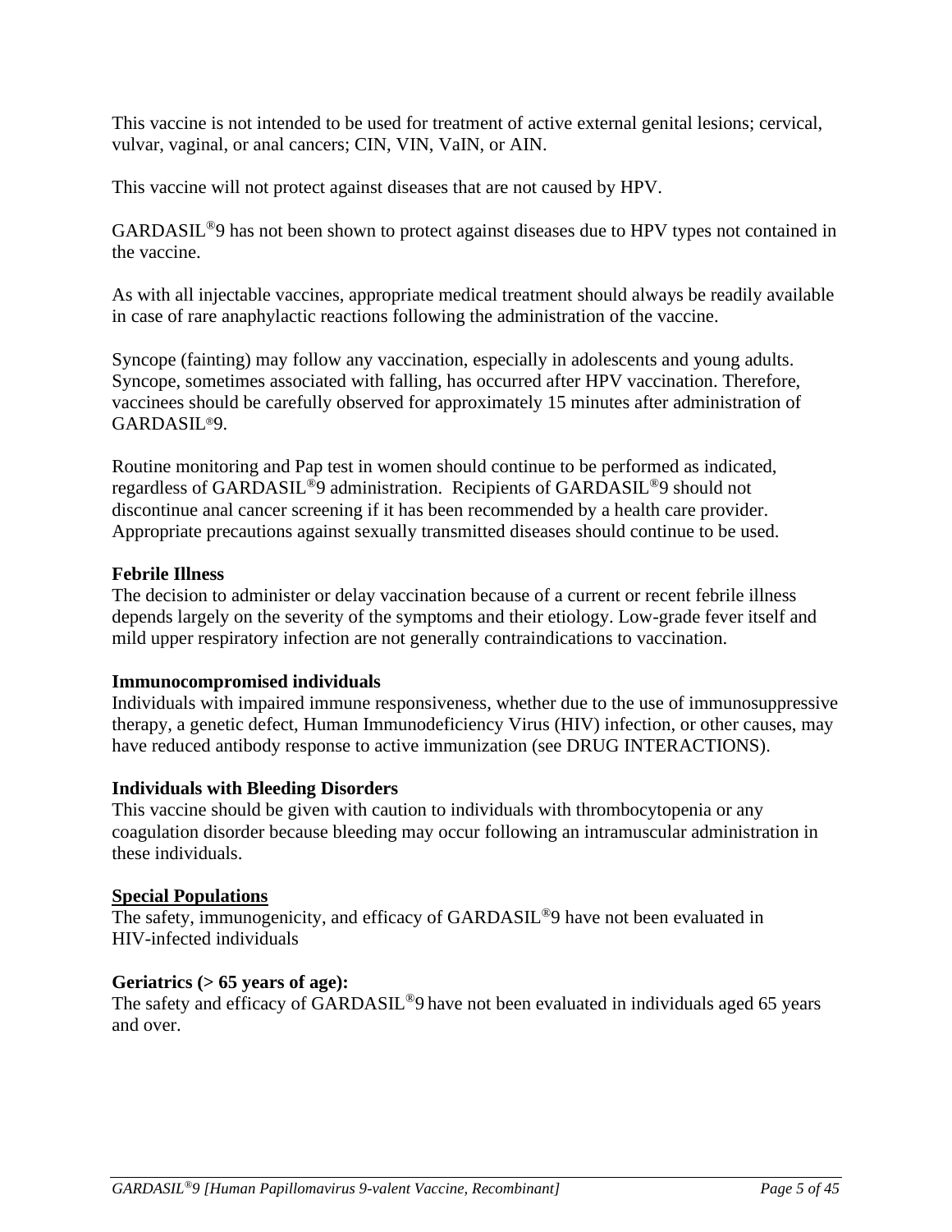This vaccine is not intended to be used for treatment of active external genital lesions; cervical, vulvar, vaginal, or anal cancers; CIN, VIN, VaIN, or AIN.

This vaccine will not protect against diseases that are not caused by HPV.

GARDASIL®9 has not been shown to protect against diseases due to HPV types not contained in the vaccine.

As with all injectable vaccines, appropriate medical treatment should always be readily available in case of rare anaphylactic reactions following the administration of the vaccine.

Syncope (fainting) may follow any vaccination, especially in adolescents and young adults. Syncope, sometimes associated with falling, has occurred after HPV vaccination. Therefore, vaccinees should be carefully observed for approximately 15 minutes after administration of GARDASIL®9.

Routine monitoring and Pap test in women should continue to be performed as indicated, regardless of GARDASIL®9 administration. Recipients of GARDASIL®9 should not discontinue anal cancer screening if it has been recommended by a health care provider. Appropriate precautions against sexually transmitted diseases should continue to be used.

**Febrile Illness**
The decision to administer or delay vaccination because of a current or recent febrile illness depends largely on the severity of the symptoms and their etiology. Low-grade fever itself and mild upper respiratory infection are not generally contraindications to vaccination.

**Immunocompromised individuals**
Individuals with impaired immune responsiveness, whether due to the use of immunosuppressive therapy, a genetic defect, Human Immunodeficiency Virus (HIV) infection, or other causes, may have reduced antibody response to active immunization (see DRUG INTERACTIONS).

**Individuals with Bleeding Disorders**
This vaccine should be given with caution to individuals with thrombocytopenia or any coagulation disorder because bleeding may occur following an intramuscular administration in these individuals.

**Special Populations**
The safety, immunogenicity, and efficacy of GARDASIL®9 have not been evaluated in HIV-infected individuals

**Geriatrics (> 65 years of age):**
The safety and efficacy of GARDASIL®9 have not been evaluated in individuals aged 65 years and over.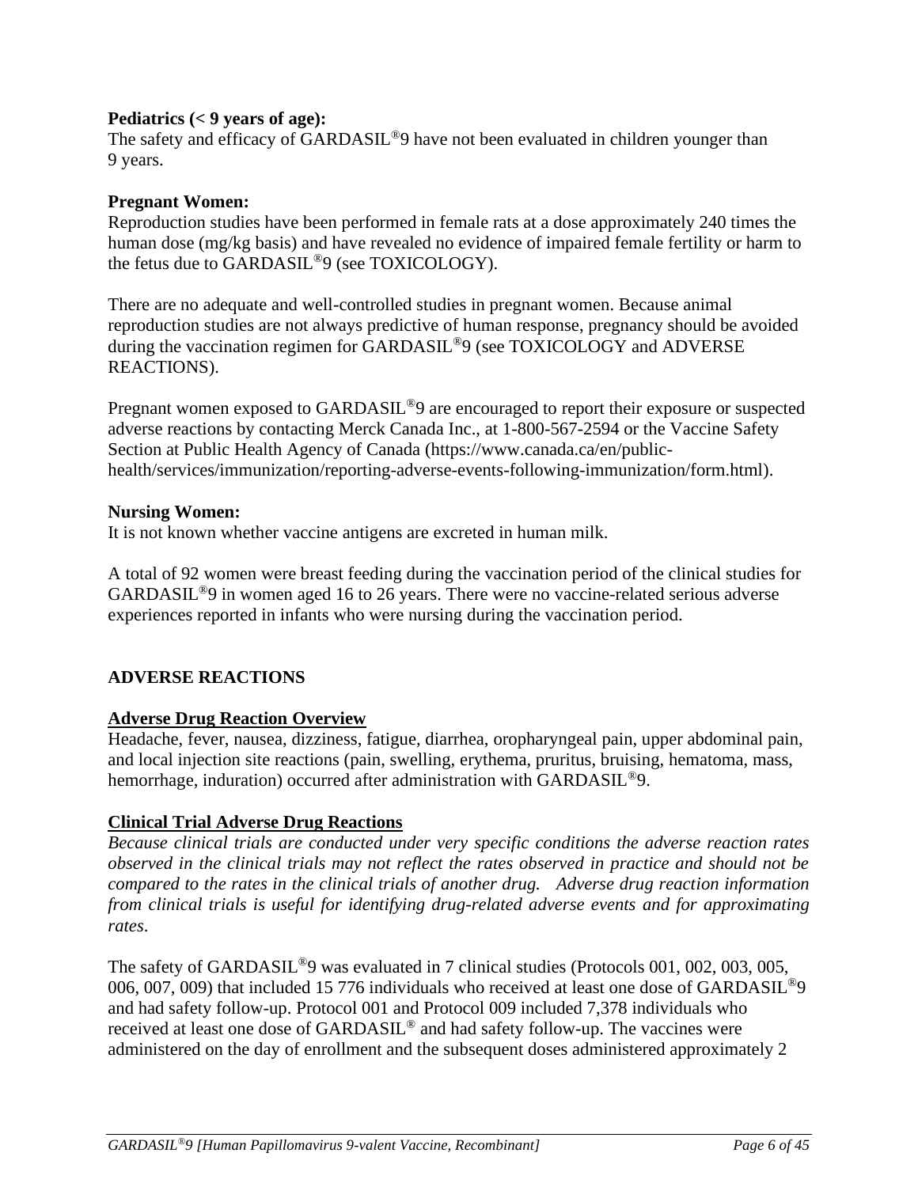**Pediatrics (< 9 years of age):**

The safety and efficacy of GARDASIL®9 have not been evaluated in children younger than 9 years.

**Pregnant Women:**

Reproduction studies have been performed in female rats at a dose approximately 240 times the human dose (mg/kg basis) and have revealed no evidence of impaired female fertility or harm to the fetus due to GARDASIL®9 (see TOXICOLOGY).

There are no adequate and well-controlled studies in pregnant women. Because animal reproduction studies are not always predictive of human response, pregnancy should be avoided during the vaccination regimen for GARDASIL®9 (see TOXICOLOGY and ADVERSE REACTIONS).

Pregnant women exposed to GARDASIL®9 are encouraged to report their exposure or suspected adverse reactions by contacting Merck Canada Inc., at 1-800-567-2594 or the Vaccine Safety Section at Public Health Agency of Canada (https://www.canada.ca/en/public-health/services/immunization/reporting-adverse-events-following-immunization/form.html).

**Nursing Women:**

It is not known whether vaccine antigens are excreted in human milk.

A total of 92 women were breast feeding during the vaccination period of the clinical studies for GARDASIL®9 in women aged 16 to 26 years. There were no vaccine-related serious adverse experiences reported in infants who were nursing during the vaccination period.

## ADVERSE REACTIONS

### Adverse Drug Reaction Overview

Headache, fever, nausea, dizziness, fatigue, diarrhea, oropharyngeal pain, upper abdominal pain, and local injection site reactions (pain, swelling, erythema, pruritus, bruising, hematoma, mass, hemorrhage, induration) occurred after administration with GARDASIL®9.

### Clinical Trial Adverse Drug Reactions

*Because clinical trials are conducted under very specific conditions the adverse reaction rates observed in the clinical trials may not reflect the rates observed in practice and should not be compared to the rates in the clinical trials of another drug. Adverse drug reaction information from clinical trials is useful for identifying drug-related adverse events and for approximating rates.*

The safety of GARDASIL®9 was evaluated in 7 clinical studies (Protocols 001, 002, 003, 005, 006, 007, 009) that included 15 776 individuals who received at least one dose of GARDASIL®9 and had safety follow-up. Protocol 001 and Protocol 009 included 7,378 individuals who received at least one dose of GARDASIL® and had safety follow-up. The vaccines were administered on the day of enrollment and the subsequent doses administered approximately 2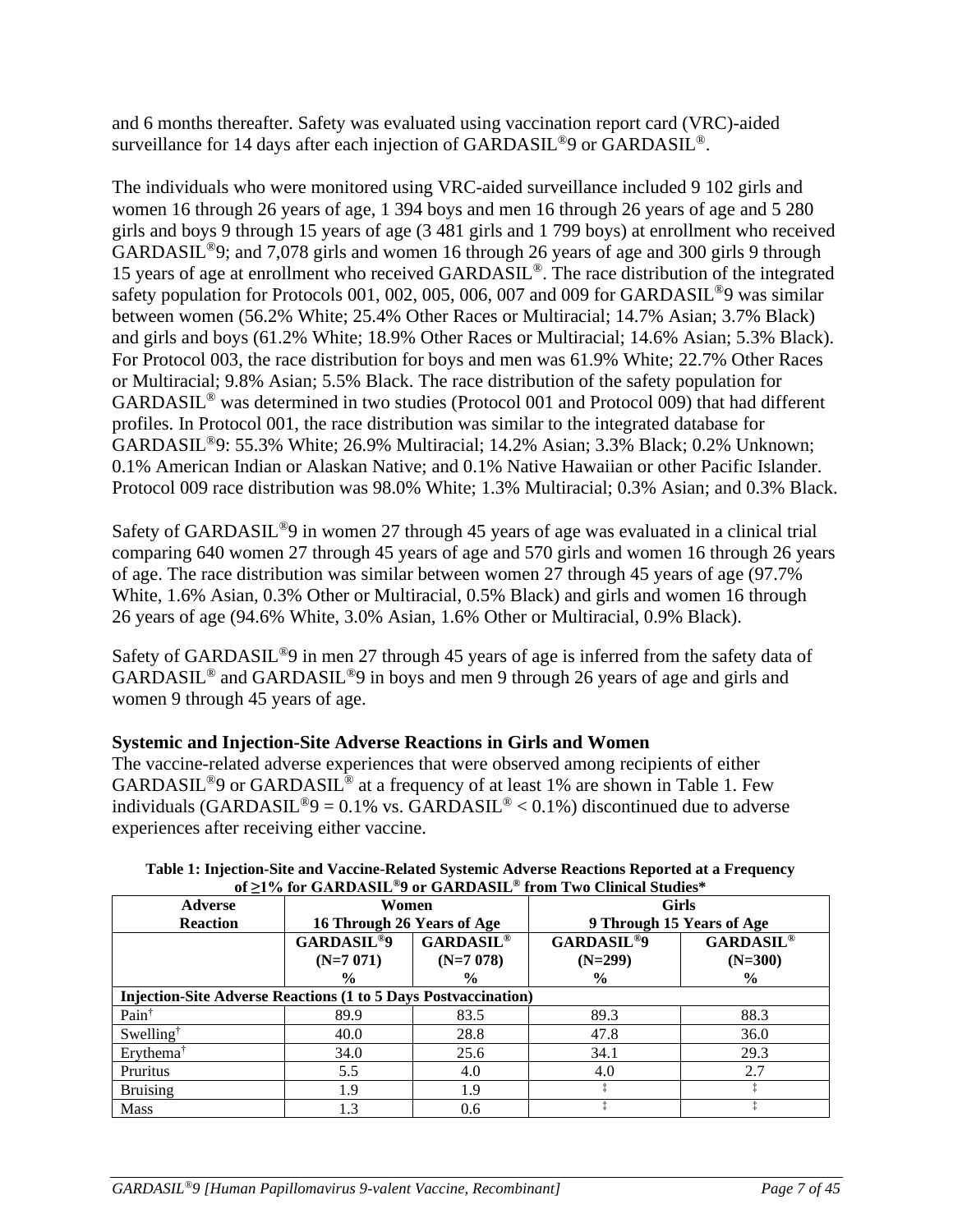and 6 months thereafter. Safety was evaluated using vaccination report card (VRC)-aided surveillance for 14 days after each injection of GARDASIL®9 or GARDASIL®.

The individuals who were monitored using VRC-aided surveillance included 9 102 girls and women 16 through 26 years of age, 1 394 boys and men 16 through 26 years of age and 5 280 girls and boys 9 through 15 years of age (3 481 girls and 1 799 boys) at enrollment who received GARDASIL®9; and 7,078 girls and women 16 through 26 years of age and 300 girls 9 through 15 years of age at enrollment who received GARDASIL®. The race distribution of the integrated safety population for Protocols 001, 002, 005, 006, 007 and 009 for GARDASIL®9 was similar between women (56.2% White; 25.4% Other Races or Multiracial; 14.7% Asian; 3.7% Black) and girls and boys (61.2% White; 18.9% Other Races or Multiracial; 14.6% Asian; 5.3% Black). For Protocol 003, the race distribution for boys and men was 61.9% White; 22.7% Other Races or Multiracial; 9.8% Asian; 5.5% Black. The race distribution of the safety population for GARDASIL® was determined in two studies (Protocol 001 and Protocol 009) that had different profiles. In Protocol 001, the race distribution was similar to the integrated database for GARDASIL®9: 55.3% White; 26.9% Multiracial; 14.2% Asian; 3.3% Black; 0.2% Unknown; 0.1% American Indian or Alaskan Native; and 0.1% Native Hawaiian or other Pacific Islander. Protocol 009 race distribution was 98.0% White; 1.3% Multiracial; 0.3% Asian; and 0.3% Black.

Safety of GARDASIL®9 in women 27 through 45 years of age was evaluated in a clinical trial comparing 640 women 27 through 45 years of age and 570 girls and women 16 through 26 years of age. The race distribution was similar between women 27 through 45 years of age (97.7% White, 1.6% Asian, 0.3% Other or Multiracial, 0.5% Black) and girls and women 16 through 26 years of age (94.6% White, 3.0% Asian, 1.6% Other or Multiracial, 0.9% Black).

Safety of GARDASIL®9 in men 27 through 45 years of age is inferred from the safety data of GARDASIL® and GARDASIL®9 in boys and men 9 through 26 years of age and girls and women 9 through 45 years of age.

**Systemic and Injection-Site Adverse Reactions in Girls and Women**

The vaccine-related adverse experiences that were observed among recipients of either GARDASIL®9 or GARDASIL® at a frequency of at least 1% are shown in Table 1. Few individuals (GARDASIL®9 = 0.1% vs. GARDASIL® < 0.1%) discontinued due to adverse experiences after receiving either vaccine.

**Table 1: Injection-Site and Vaccine-Related Systemic Adverse Reactions Reported at a Frequency of ≥1% for GARDASIL®9 or GARDASIL® from Two Clinical Studies***

| Adverse Reaction | Women 16 Through 26 Years of Age | | Girls 9 Through 15 Years of Age | |
|---|---|---|---|---|
| | GARDASIL®9 (N=7 071) % | GARDASIL® (N=7 078) % | GARDASIL®9 (N=299) % | GARDASIL® (N=300) % |
| **Injection-Site Adverse Reactions (1 to 5 Days Postvaccination)** | | | | |
| Pain† | 89.9 | 83.5 | 89.3 | 88.3 |
| Swelling† | 40.0 | 28.8 | 47.8 | 36.0 |
| Erythema† | 34.0 | 25.6 | 34.1 | 29.3 |
| Pruritus | 5.5 | 4.0 | 4.0 | 2.7 |
| Bruising | 1.9 | 1.9 | ‡ | ‡ |
| Mass | 1.3 | 0.6 | ‡ | ‡ |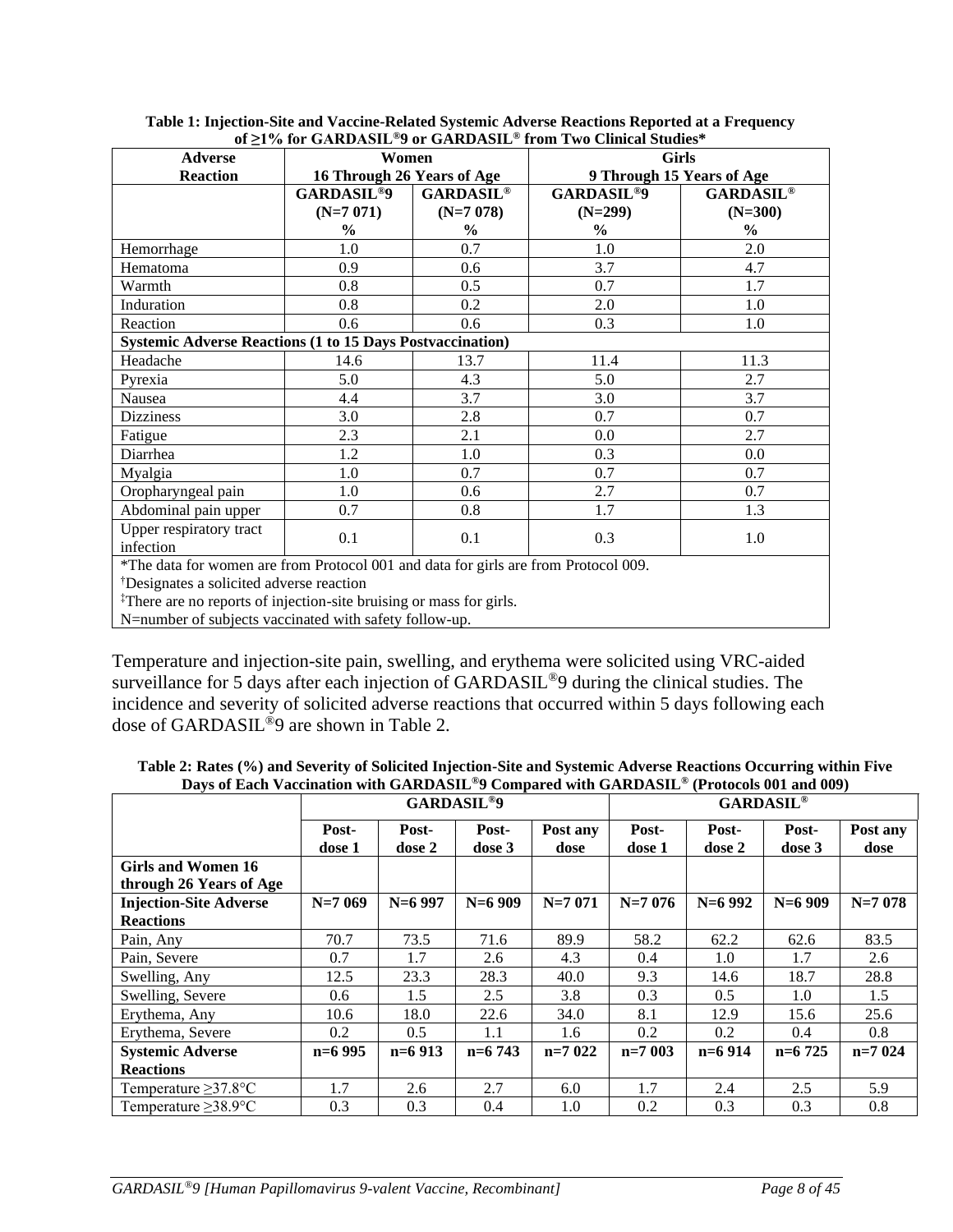**Table 1: Injection-Site and Vaccine-Related Systemic Adverse Reactions Reported at a Frequency of ≥1% for GARDASIL®9 or GARDASIL® from Two Clinical Studies***

| Adverse Reaction | Women 16 Through 26 Years of Age | | Girls 9 Through 15 Years of Age | |
|---|---|---|---|---|
| | GARDASIL®9 (N=7 071) % | GARDASIL® (N=7 078) % | GARDASIL®9 (N=299) % | GARDASIL® (N=300) % |
| Hemorrhage | 1.0 | 0.7 | 1.0 | 2.0 |
| Hematoma | 0.9 | 0.6 | 3.7 | 4.7 |
| Warmth | 0.8 | 0.5 | 0.7 | 1.7 |
| Induration | 0.8 | 0.2 | 2.0 | 1.0 |
| Reaction | 0.6 | 0.6 | 0.3 | 1.0 |
| **Systemic Adverse Reactions (1 to 15 Days Postvaccination)** | | | | |
| Headache | 14.6 | 13.7 | 11.4 | 11.3 |
| Pyrexia | 5.0 | 4.3 | 5.0 | 2.7 |
| Nausea | 4.4 | 3.7 | 3.0 | 3.7 |
| Dizziness | 3.0 | 2.8 | 0.7 | 0.7 |
| Fatigue | 2.3 | 2.1 | 0.0 | 2.7 |
| Diarrhea | 1.2 | 1.0 | 0.3 | 0.0 |
| Myalgia | 1.0 | 0.7 | 0.7 | 0.7 |
| Oropharyngeal pain | 1.0 | 0.6 | 2.7 | 0.7 |
| Abdominal pain upper | 0.7 | 0.8 | 1.7 | 1.3 |
| Upper respiratory tract infection | 0.1 | 0.1 | 0.3 | 1.0 |

*The data for women are from Protocol 001 and data for girls are from Protocol 009.
†Designates a solicited adverse reaction
‡There are no reports of injection-site bruising or mass for girls.
N=number of subjects vaccinated with safety follow-up.

Temperature and injection-site pain, swelling, and erythema were solicited using VRC-aided surveillance for 5 days after each injection of GARDASIL®9 during the clinical studies. The incidence and severity of solicited adverse reactions that occurred within 5 days following each dose of GARDASIL®9 are shown in Table 2.

**Table 2: Rates (%) and Severity of Solicited Injection-Site and Systemic Adverse Reactions Occurring within Five Days of Each Vaccination with GARDASIL®9 Compared with GARDASIL® (Protocols 001 and 009)**

| | GARDASIL®9 | | | | GARDASIL® | | | |
|---|---|---|---|---|---|---|---|---|
| | Post-dose 1 | Post-dose 2 | Post-dose 3 | Post any dose | Post-dose 1 | Post-dose 2 | Post-dose 3 | Post any dose |
| **Girls and Women 16 through 26 Years of Age** | | | | | | | | |
| **Injection-Site Adverse Reactions** | **N=7 069** | **N=6 997** | **N=6 909** | **N=7 071** | **N=7 076** | **N=6 992** | **N=6 909** | **N=7 078** |
| Pain, Any | 70.7 | 73.5 | 71.6 | 89.9 | 58.2 | 62.2 | 62.6 | 83.5 |
| Pain, Severe | 0.7 | 1.7 | 2.6 | 4.3 | 0.4 | 1.0 | 1.7 | 2.6 |
| Swelling, Any | 12.5 | 23.3 | 28.3 | 40.0 | 9.3 | 14.6 | 18.7 | 28.8 |
| Swelling, Severe | 0.6 | 1.5 | 2.5 | 3.8 | 0.3 | 0.5 | 1.0 | 1.5 |
| Erythema, Any | 10.6 | 18.0 | 22.6 | 34.0 | 8.1 | 12.9 | 15.6 | 25.6 |
| Erythema, Severe | 0.2 | 0.5 | 1.1 | 1.6 | 0.2 | 0.2 | 0.4 | 0.8 |
| **Systemic Adverse Reactions** | **n=6 995** | **n=6 913** | **n=6 743** | **n=7 022** | **n=7 003** | **n=6 914** | **n=6 725** | **n=7 024** |
| Temperature ≥37.8°C | 1.7 | 2.6 | 2.7 | 6.0 | 1.7 | 2.4 | 2.5 | 5.9 |
| Temperature ≥38.9°C | 0.3 | 0.3 | 0.4 | 1.0 | 0.2 | 0.3 | 0.3 | 0.8 |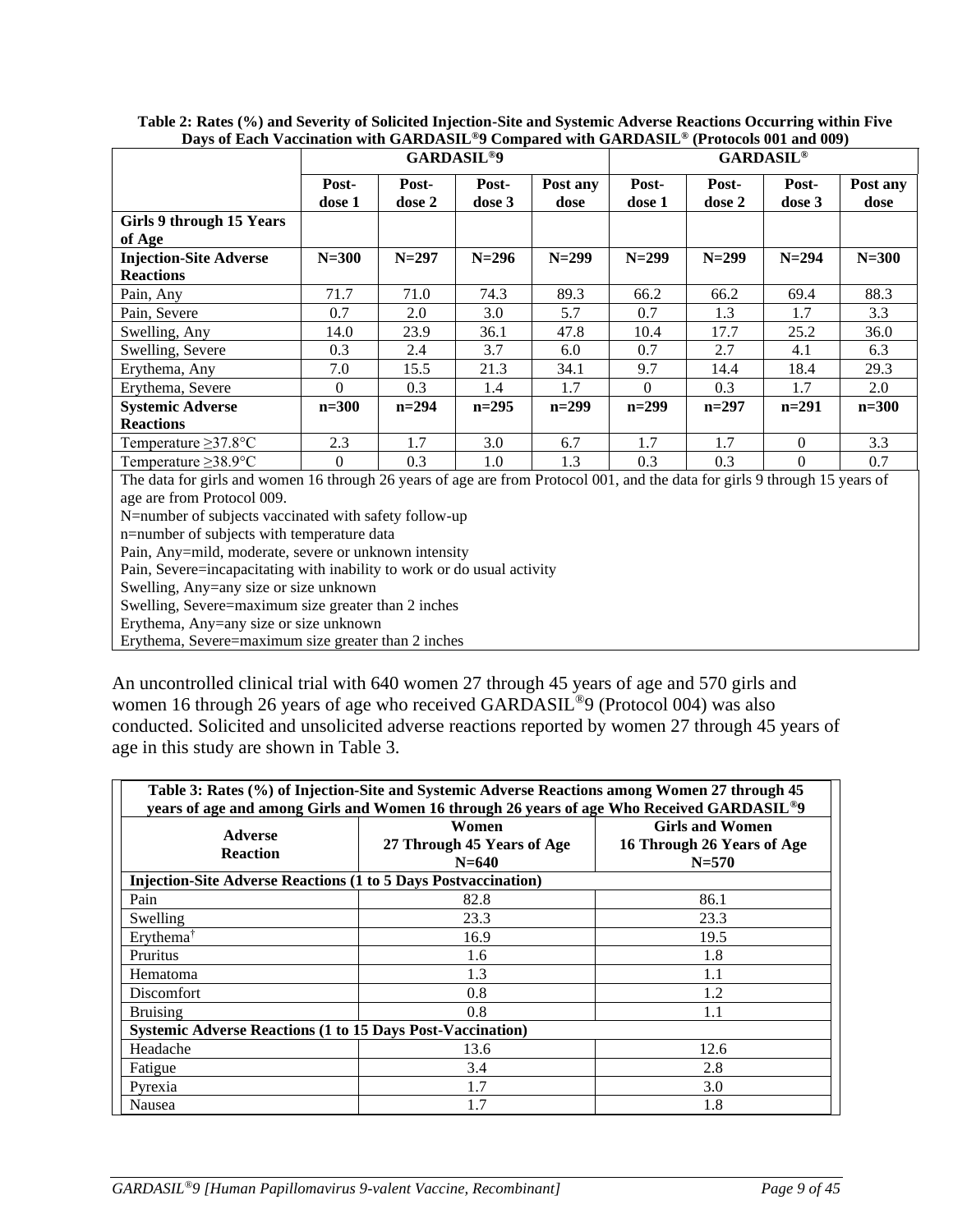**Table 2: Rates (%) and Severity of Solicited Injection-Site and Systemic Adverse Reactions Occurring within Five Days of Each Vaccination with GARDASIL®9 Compared with GARDASIL® (Protocols 001 and 009)**

| | GARDASIL®9 | | | | GARDASIL® | | | |
|---|---|---|---|---|---|---|---|---|
| | Post-dose 1 | Post-dose 2 | Post-dose 3 | Post any dose | Post-dose 1 | Post-dose 2 | Post-dose 3 | Post any dose |
| **Girls 9 through 15 Years of Age** | | | | | | | | |
| **Injection-Site Adverse Reactions** | **N=300** | **N=297** | **N=296** | **N=299** | **N=299** | **N=299** | **N=294** | **N=300** |
| Pain, Any | 71.7 | 71.0 | 74.3 | 89.3 | 66.2 | 66.2 | 69.4 | 88.3 |
| Pain, Severe | 0.7 | 2.0 | 3.0 | 5.7 | 0.7 | 1.3 | 1.7 | 3.3 |
| Swelling, Any | 14.0 | 23.9 | 36.1 | 47.8 | 10.4 | 17.7 | 25.2 | 36.0 |
| Swelling, Severe | 0.3 | 2.4 | 3.7 | 6.0 | 0.7 | 2.7 | 4.1 | 6.3 |
| Erythema, Any | 7.0 | 15.5 | 21.3 | 34.1 | 9.7 | 14.4 | 18.4 | 29.3 |
| Erythema, Severe | 0 | 0.3 | 1.4 | 1.7 | 0 | 0.3 | 1.7 | 2.0 |
| **Systemic Adverse Reactions** | **n=300** | **n=294** | **n=295** | **n=299** | **n=299** | **n=297** | **n=291** | **n=300** |
| Temperature ≥37.8°C | 2.3 | 1.7 | 3.0 | 6.7 | 1.7 | 1.7 | 0 | 3.3 |
| Temperature ≥38.9°C | 0 | 0.3 | 1.0 | 1.3 | 0.3 | 0.3 | 0 | 0.7 |

The data for girls and women 16 through 26 years of age are from Protocol 001, and the data for girls 9 through 15 years of age are from Protocol 009.
N=number of subjects vaccinated with safety follow-up
n=number of subjects with temperature data
Pain, Any=mild, moderate, severe or unknown intensity
Pain, Severe=incapacitating with inability to work or do usual activity
Swelling, Any=any size or size unknown
Swelling, Severe=maximum size greater than 2 inches
Erythema, Any=any size or size unknown
Erythema, Severe=maximum size greater than 2 inches

An uncontrolled clinical trial with 640 women 27 through 45 years of age and 570 girls and women 16 through 26 years of age who received GARDASIL®9 (Protocol 004) was also conducted. Solicited and unsolicited adverse reactions reported by women 27 through 45 years of age in this study are shown in Table 3.

**Table 3: Rates (%) of Injection-Site and Systemic Adverse Reactions among Women 27 through 45 years of age and among Girls and Women 16 through 26 years of age Who Received GARDASIL®9**

| Adverse Reaction | Women 27 Through 45 Years of Age N=640 | Girls and Women 16 Through 26 Years of Age N=570 |
|---|---|---|
| **Injection-Site Adverse Reactions (1 to 5 Days Postvaccination)** | | |
| Pain | 82.8 | 86.1 |
| Swelling | 23.3 | 23.3 |
| Erythema† | 16.9 | 19.5 |
| Pruritus | 1.6 | 1.8 |
| Hematoma | 1.3 | 1.1 |
| Discomfort | 0.8 | 1.2 |
| Bruising | 0.8 | 1.1 |
| **Systemic Adverse Reactions (1 to 15 Days Post-Vaccination)** | | |
| Headache | 13.6 | 12.6 |
| Fatigue | 3.4 | 2.8 |
| Pyrexia | 1.7 | 3.0 |
| Nausea | 1.7 | 1.8 |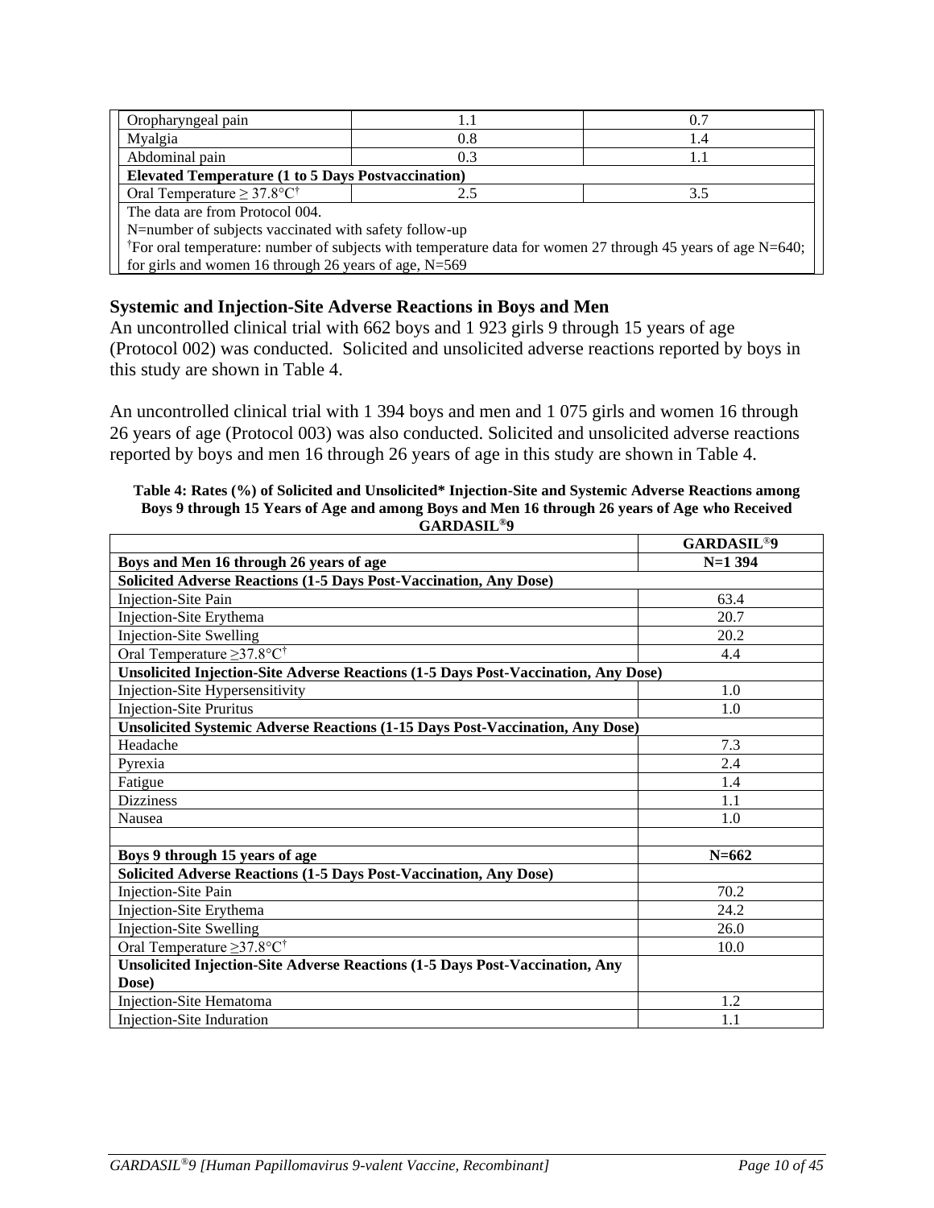| | | |
|---|---|---|
| Oropharyngeal pain | 1.1 | 0.7 |
| Myalgia | 0.8 | 1.4 |
| Abdominal pain | 0.3 | 1.1 |
| **Elevated Temperature (1 to 5 Days Postvaccination)** | | |
| Oral Temperature ≥ 37.8°C† | 2.5 | 3.5 |
| The data are from Protocol 004. N=number of subjects vaccinated with safety follow-up †For oral temperature: number of subjects with temperature data for women 27 through 45 years of age N=640; for girls and women 16 through 26 years of age, N=569 | | |

### Systemic and Injection-Site Adverse Reactions in Boys and Men

An uncontrolled clinical trial with 662 boys and 1 923 girls 9 through 15 years of age (Protocol 002) was conducted. Solicited and unsolicited adverse reactions reported by boys in this study are shown in Table 4.

An uncontrolled clinical trial with 1 394 boys and men and 1 075 girls and women 16 through 26 years of age (Protocol 003) was also conducted. Solicited and unsolicited adverse reactions reported by boys and men 16 through 26 years of age in this study are shown in Table 4.

**Table 4: Rates (%) of Solicited and Unsolicited* Injection-Site and Systemic Adverse Reactions among Boys 9 through 15 Years of Age and among Boys and Men 16 through 26 years of Age who Received GARDASIL®9**

| | **GARDASIL®9** |
|---|---|
| **Boys and Men 16 through 26 years of age** | **N=1 394** |
| **Solicited Adverse Reactions (1-5 Days Post-Vaccination, Any Dose)** | |
| Injection-Site Pain | 63.4 |
| Injection-Site Erythema | 20.7 |
| Injection-Site Swelling | 20.2 |
| Oral Temperature ≥37.8°C† | 4.4 |
| **Unsolicited Injection-Site Adverse Reactions (1-5 Days Post-Vaccination, Any Dose)** | |
| Injection-Site Hypersensitivity | 1.0 |
| Injection-Site Pruritus | 1.0 |
| **Unsolicited Systemic Adverse Reactions (1-15 Days Post-Vaccination, Any Dose)** | |
| Headache | 7.3 |
| Pyrexia | 2.4 |
| Fatigue | 1.4 |
| Dizziness | 1.1 |
| Nausea | 1.0 |
| | |
| **Boys 9 through 15 years of age** | **N=662** |
| **Solicited Adverse Reactions (1-5 Days Post-Vaccination, Any Dose)** | |
| Injection-Site Pain | 70.2 |
| Injection-Site Erythema | 24.2 |
| Injection-Site Swelling | 26.0 |
| Oral Temperature ≥37.8°C† | 10.0 |
| **Unsolicited Injection-Site Adverse Reactions (1-5 Days Post-Vaccination, Any Dose)** | |
| Injection-Site Hematoma | 1.2 |
| Injection-Site Induration | 1.1 |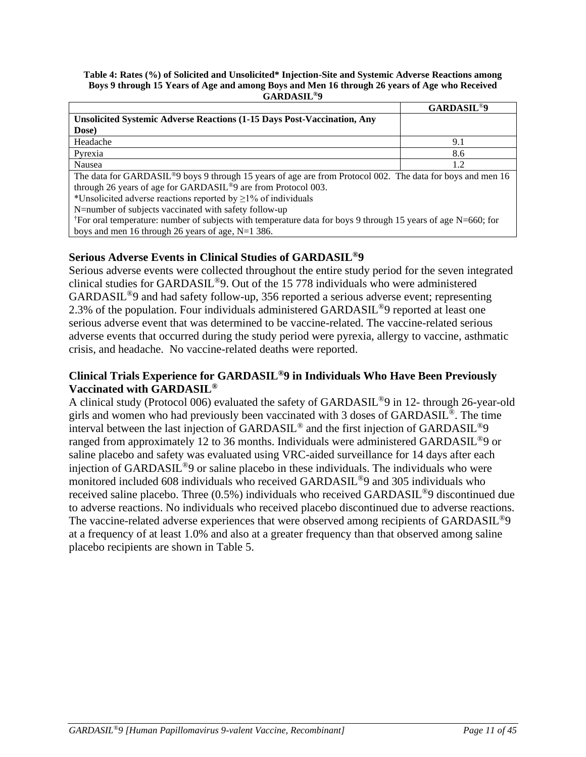**Table 4: Rates (%) of Solicited and Unsolicited* Injection-Site and Systemic Adverse Reactions among Boys 9 through 15 Years of Age and among Boys and Men 16 through 26 years of Age who Received GARDASIL®9**

| | GARDASIL®9 |
|---|---|
| **Unsolicited Systemic Adverse Reactions (1-15 Days Post-Vaccination, Any Dose)** | |
| Headache | 9.1 |
| Pyrexia | 8.6 |
| Nausea | 1.2 |
| The data for GARDASIL®9 boys 9 through 15 years of age are from Protocol 002. The data for boys and men 16 through 26 years of age for GARDASIL®9 are from Protocol 003. *Unsolicited adverse reactions reported by ≥1% of individuals N=number of subjects vaccinated with safety follow-up †For oral temperature: number of subjects with temperature data for boys 9 through 15 years of age N=660; for boys and men 16 through 26 years of age, N=1 386. | |

### Serious Adverse Events in Clinical Studies of GARDASIL®9

Serious adverse events were collected throughout the entire study period for the seven integrated clinical studies for GARDASIL®9. Out of the 15 778 individuals who were administered GARDASIL®9 and had safety follow-up, 356 reported a serious adverse event; representing 2.3% of the population. Four individuals administered GARDASIL®9 reported at least one serious adverse event that was determined to be vaccine-related. The vaccine-related serious adverse events that occurred during the study period were pyrexia, allergy to vaccine, asthmatic crisis, and headache. No vaccine-related deaths were reported.

### Clinical Trials Experience for GARDASIL®9 in Individuals Who Have Been Previously Vaccinated with GARDASIL®

A clinical study (Protocol 006) evaluated the safety of GARDASIL®9 in 12- through 26-year-old girls and women who had previously been vaccinated with 3 doses of GARDASIL®. The time interval between the last injection of GARDASIL® and the first injection of GARDASIL®9 ranged from approximately 12 to 36 months. Individuals were administered GARDASIL®9 or saline placebo and safety was evaluated using VRC-aided surveillance for 14 days after each injection of GARDASIL®9 or saline placebo in these individuals. The individuals who were monitored included 608 individuals who received GARDASIL®9 and 305 individuals who received saline placebo. Three (0.5%) individuals who received GARDASIL®9 discontinued due to adverse reactions. No individuals who received placebo discontinued due to adverse reactions. The vaccine-related adverse experiences that were observed among recipients of GARDASIL®9 at a frequency of at least 1.0% and also at a greater frequency than that observed among saline placebo recipients are shown in Table 5.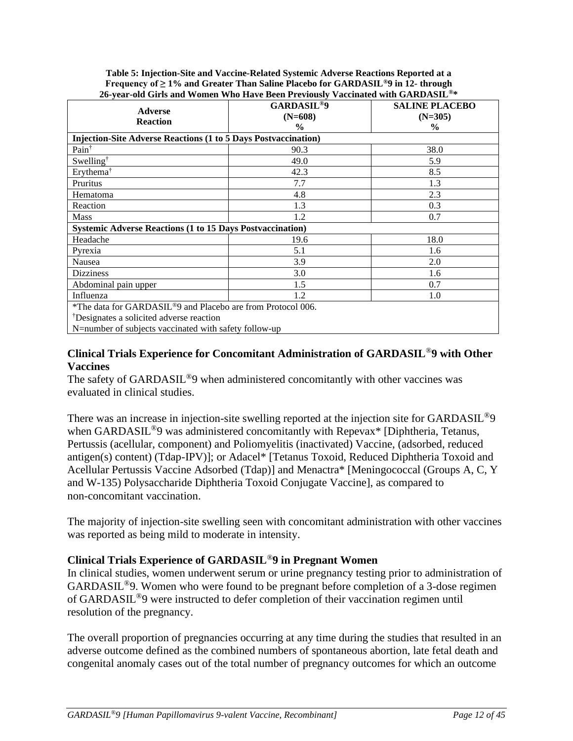**Table 5: Injection-Site and Vaccine-Related Systemic Adverse Reactions Reported at a Frequency of ≥ 1% and Greater Than Saline Placebo for GARDASIL®9 in 12- through 26-year-old Girls and Women Who Have Been Previously Vaccinated with GARDASIL®***

| Adverse Reaction | GARDASIL®9 (N=608) % | SALINE PLACEBO (N=305) % |
|---|---|---|
| **Injection-Site Adverse Reactions (1 to 5 Days Postvaccination)** | | |
| Pain† | 90.3 | 38.0 |
| Swelling† | 49.0 | 5.9 |
| Erythema† | 42.3 | 8.5 |
| Pruritus | 7.7 | 1.3 |
| Hematoma | 4.8 | 2.3 |
| Reaction | 1.3 | 0.3 |
| Mass | 1.2 | 0.7 |
| **Systemic Adverse Reactions (1 to 15 Days Postvaccination)** | | |
| Headache | 19.6 | 18.0 |
| Pyrexia | 5.1 | 1.6 |
| Nausea | 3.9 | 2.0 |
| Dizziness | 3.0 | 1.6 |
| Abdominal pain upper | 1.5 | 0.7 |
| Influenza | 1.2 | 1.0 |

*The data for GARDASIL®9 and Placebo are from Protocol 006.
†Designates a solicited adverse reaction
N=number of subjects vaccinated with safety follow-up

### Clinical Trials Experience for Concomitant Administration of GARDASIL®9 with Other Vaccines

The safety of GARDASIL®9 when administered concomitantly with other vaccines was evaluated in clinical studies.

There was an increase in injection-site swelling reported at the injection site for GARDASIL®9 when GARDASIL®9 was administered concomitantly with Repevax* [Diphtheria, Tetanus, Pertussis (acellular, component) and Poliomyelitis (inactivated) Vaccine, (adsorbed, reduced antigen(s) content) (Tdap-IPV)]; or Adacel* [Tetanus Toxoid, Reduced Diphtheria Toxoid and Acellular Pertussis Vaccine Adsorbed (Tdap)] and Menactra* [Meningococcal (Groups A, C, Y and W-135) Polysaccharide Diphtheria Toxoid Conjugate Vaccine], as compared to non-concomitant vaccination.

The majority of injection-site swelling seen with concomitant administration with other vaccines was reported as being mild to moderate in intensity.

### Clinical Trials Experience of GARDASIL®9 in Pregnant Women

In clinical studies, women underwent serum or urine pregnancy testing prior to administration of GARDASIL®9. Women who were found to be pregnant before completion of a 3-dose regimen of GARDASIL®9 were instructed to defer completion of their vaccination regimen until resolution of the pregnancy.

The overall proportion of pregnancies occurring at any time during the studies that resulted in an adverse outcome defined as the combined numbers of spontaneous abortion, late fetal death and congenital anomaly cases out of the total number of pregnancy outcomes for which an outcome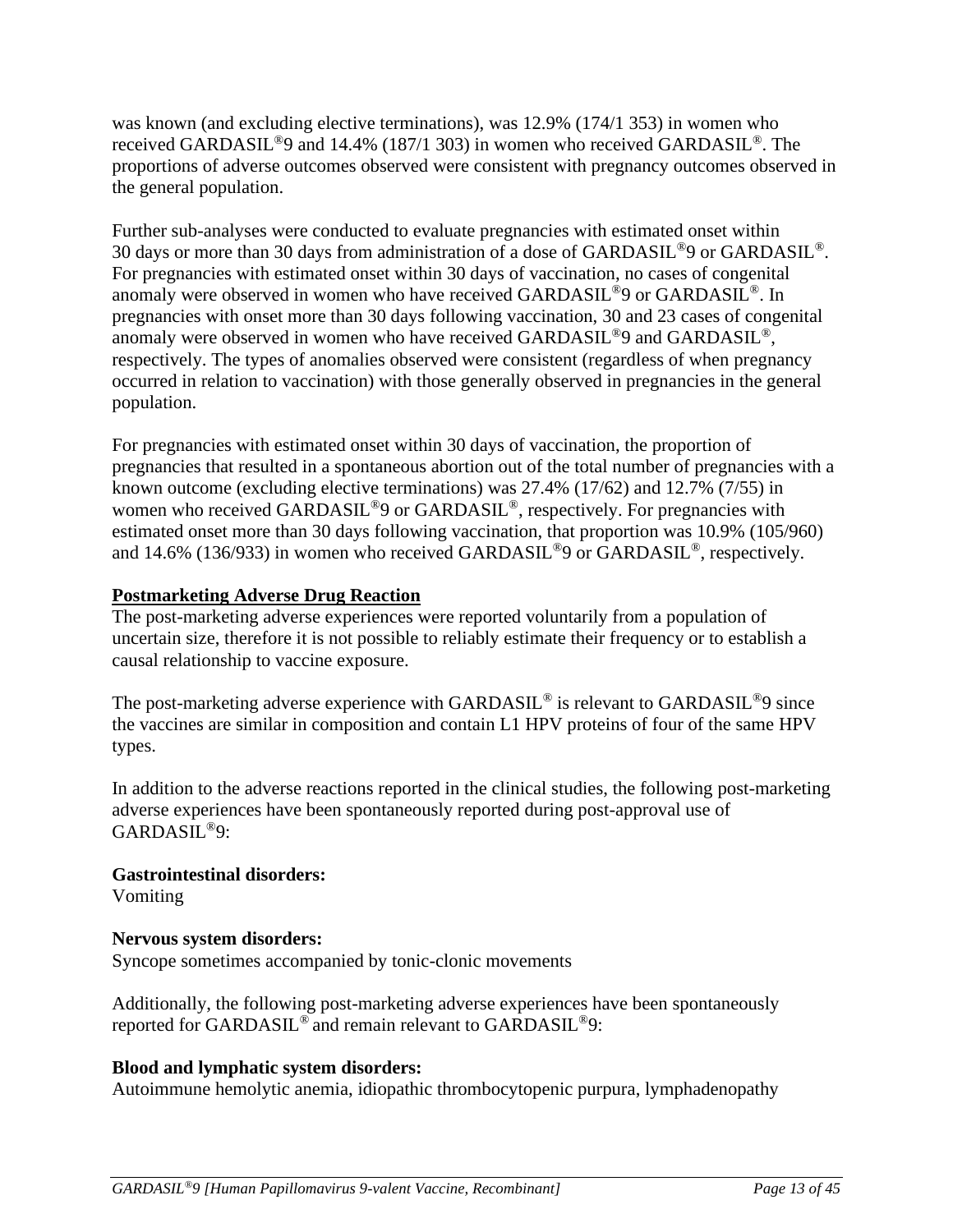was known (and excluding elective terminations), was 12.9% (174/1 353) in women who received GARDASIL®9 and 14.4% (187/1 303) in women who received GARDASIL®. The proportions of adverse outcomes observed were consistent with pregnancy outcomes observed in the general population.

Further sub-analyses were conducted to evaluate pregnancies with estimated onset within 30 days or more than 30 days from administration of a dose of GARDASIL®9 or GARDASIL®. For pregnancies with estimated onset within 30 days of vaccination, no cases of congenital anomaly were observed in women who have received GARDASIL®9 or GARDASIL®. In pregnancies with onset more than 30 days following vaccination, 30 and 23 cases of congenital anomaly were observed in women who have received GARDASIL®9 and GARDASIL®, respectively. The types of anomalies observed were consistent (regardless of when pregnancy occurred in relation to vaccination) with those generally observed in pregnancies in the general population.

For pregnancies with estimated onset within 30 days of vaccination, the proportion of pregnancies that resulted in a spontaneous abortion out of the total number of pregnancies with a known outcome (excluding elective terminations) was 27.4% (17/62) and 12.7% (7/55) in women who received GARDASIL®9 or GARDASIL®, respectively. For pregnancies with estimated onset more than 30 days following vaccination, that proportion was 10.9% (105/960) and 14.6% (136/933) in women who received GARDASIL®9 or GARDASIL®, respectively.

**Postmarketing Adverse Drug Reaction**

The post-marketing adverse experiences were reported voluntarily from a population of uncertain size, therefore it is not possible to reliably estimate their frequency or to establish a causal relationship to vaccine exposure.

The post-marketing adverse experience with GARDASIL® is relevant to GARDASIL®9 since the vaccines are similar in composition and contain L1 HPV proteins of four of the same HPV types.

In addition to the adverse reactions reported in the clinical studies, the following post-marketing adverse experiences have been spontaneously reported during post-approval use of GARDASIL®9:

**Gastrointestinal disorders:**
Vomiting

**Nervous system disorders:**
Syncope sometimes accompanied by tonic-clonic movements

Additionally, the following post-marketing adverse experiences have been spontaneously reported for GARDASIL® and remain relevant to GARDASIL®9:

**Blood and lymphatic system disorders:**
Autoimmune hemolytic anemia, idiopathic thrombocytopenic purpura, lymphadenopathy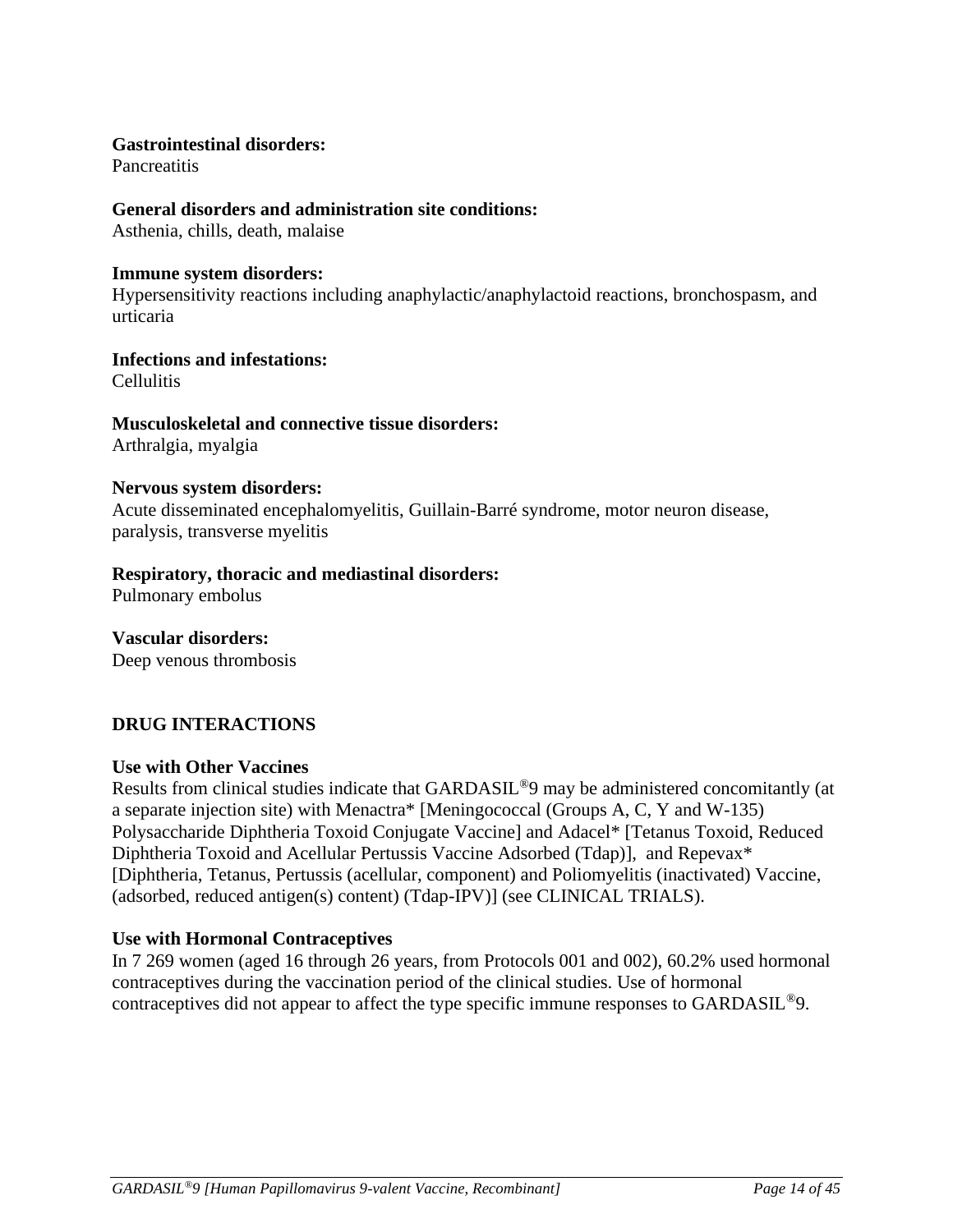**Gastrointestinal disorders:**
Pancreatitis

**General disorders and administration site conditions:**
Asthenia, chills, death, malaise

**Immune system disorders:**
Hypersensitivity reactions including anaphylactic/anaphylactoid reactions, bronchospasm, and urticaria

**Infections and infestations:**
Cellulitis

**Musculoskeletal and connective tissue disorders:**
Arthralgia, myalgia

**Nervous system disorders:**
Acute disseminated encephalomyelitis, Guillain-Barré syndrome, motor neuron disease, paralysis, transverse myelitis

**Respiratory, thoracic and mediastinal disorders:**
Pulmonary embolus

**Vascular disorders:**
Deep venous thrombosis

## DRUG INTERACTIONS

**Use with Other Vaccines**

Results from clinical studies indicate that GARDASIL®9 may be administered concomitantly (at a separate injection site) with Menactra* [Meningococcal (Groups A, C, Y and W-135) Polysaccharide Diphtheria Toxoid Conjugate Vaccine] and Adacel* [Tetanus Toxoid, Reduced Diphtheria Toxoid and Acellular Pertussis Vaccine Adsorbed (Tdap)], and Repevax* [Diphtheria, Tetanus, Pertussis (acellular, component) and Poliomyelitis (inactivated) Vaccine, (adsorbed, reduced antigen(s) content) (Tdap-IPV)] (see CLINICAL TRIALS).

**Use with Hormonal Contraceptives**

In 7 269 women (aged 16 through 26 years, from Protocols 001 and 002), 60.2% used hormonal contraceptives during the vaccination period of the clinical studies. Use of hormonal contraceptives did not appear to affect the type specific immune responses to GARDASIL®9.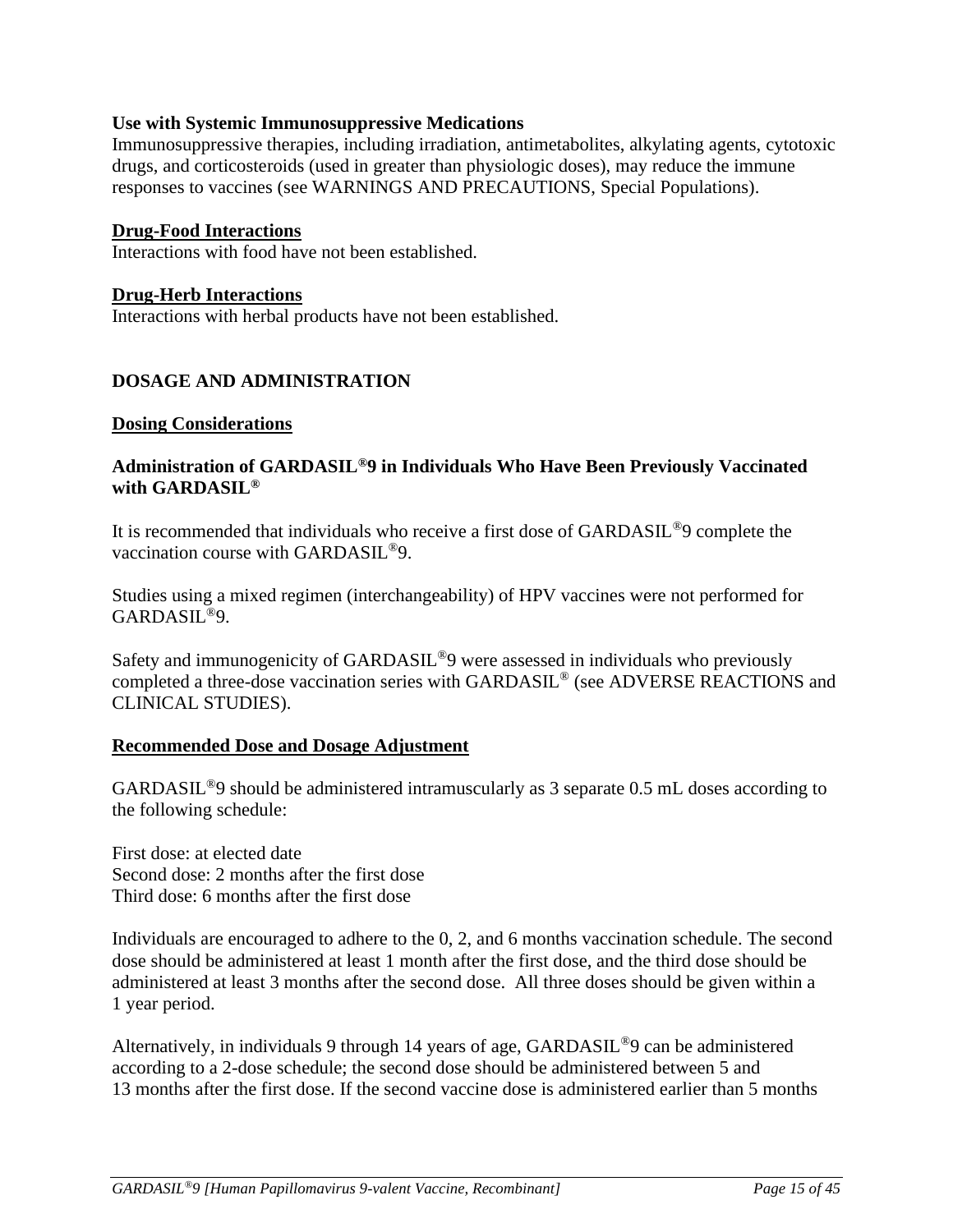**Use with Systemic Immunosuppressive Medications**

Immunosuppressive therapies, including irradiation, antimetabolites, alkylating agents, cytotoxic drugs, and corticosteroids (used in greater than physiologic doses), may reduce the immune responses to vaccines (see WARNINGS AND PRECAUTIONS, Special Populations).

**Drug-Food Interactions**

Interactions with food have not been established.

**Drug-Herb Interactions**

Interactions with herbal products have not been established.

## DOSAGE AND ADMINISTRATION

### Dosing Considerations

**Administration of GARDASIL®9 in Individuals Who Have Been Previously Vaccinated with GARDASIL®**

It is recommended that individuals who receive a first dose of GARDASIL®9 complete the vaccination course with GARDASIL®9.

Studies using a mixed regimen (interchangeability) of HPV vaccines were not performed for GARDASIL®9.

Safety and immunogenicity of GARDASIL®9 were assessed in individuals who previously completed a three-dose vaccination series with GARDASIL® (see ADVERSE REACTIONS and CLINICAL STUDIES).

### Recommended Dose and Dosage Adjustment

GARDASIL®9 should be administered intramuscularly as 3 separate 0.5 mL doses according to the following schedule:

First dose: at elected date
Second dose: 2 months after the first dose
Third dose: 6 months after the first dose

Individuals are encouraged to adhere to the 0, 2, and 6 months vaccination schedule. The second dose should be administered at least 1 month after the first dose, and the third dose should be administered at least 3 months after the second dose. All three doses should be given within a 1 year period.

Alternatively, in individuals 9 through 14 years of age, GARDASIL®9 can be administered according to a 2-dose schedule; the second dose should be administered between 5 and 13 months after the first dose. If the second vaccine dose is administered earlier than 5 months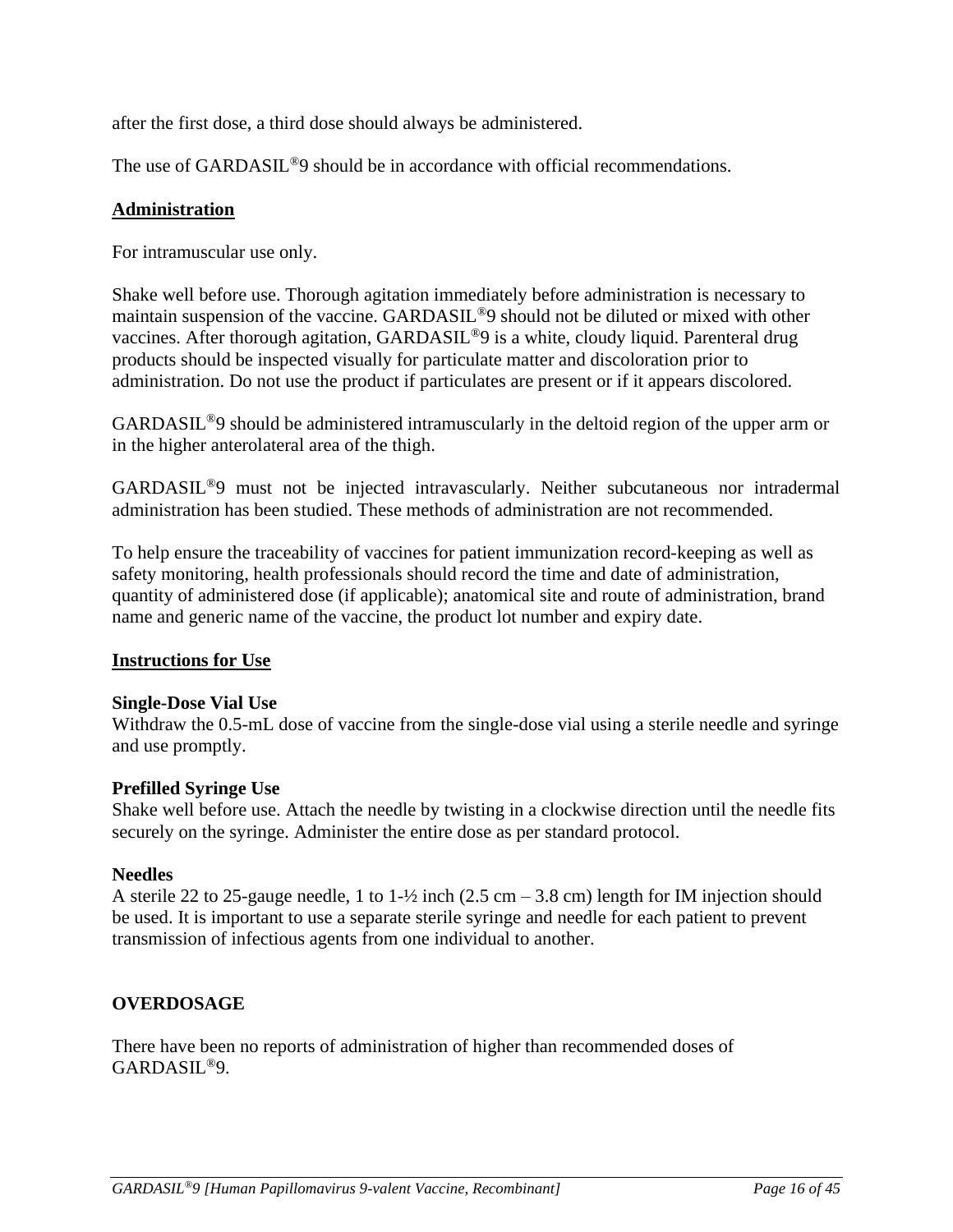after the first dose, a third dose should always be administered.

The use of GARDASIL®9 should be in accordance with official recommendations.

**Administration**

For intramuscular use only.

Shake well before use. Thorough agitation immediately before administration is necessary to maintain suspension of the vaccine. GARDASIL®9 should not be diluted or mixed with other vaccines. After thorough agitation, GARDASIL®9 is a white, cloudy liquid. Parenteral drug products should be inspected visually for particulate matter and discoloration prior to administration. Do not use the product if particulates are present or if it appears discolored.

GARDASIL®9 should be administered intramuscularly in the deltoid region of the upper arm or in the higher anterolateral area of the thigh.

GARDASIL®9 must not be injected intravascularly. Neither subcutaneous nor intradermal administration has been studied. These methods of administration are not recommended.

To help ensure the traceability of vaccines for patient immunization record-keeping as well as safety monitoring, health professionals should record the time and date of administration, quantity of administered dose (if applicable); anatomical site and route of administration, brand name and generic name of the vaccine, the product lot number and expiry date.

**Instructions for Use**

**Single-Dose Vial Use**
Withdraw the 0.5-mL dose of vaccine from the single-dose vial using a sterile needle and syringe and use promptly.

**Prefilled Syringe Use**
Shake well before use. Attach the needle by twisting in a clockwise direction until the needle fits securely on the syringe. Administer the entire dose as per standard protocol.

**Needles**
A sterile 22 to 25-gauge needle, 1 to 1-½ inch (2.5 cm – 3.8 cm) length for IM injection should be used. It is important to use a separate sterile syringe and needle for each patient to prevent transmission of infectious agents from one individual to another.

## OVERDOSAGE

There have been no reports of administration of higher than recommended doses of GARDASIL®9.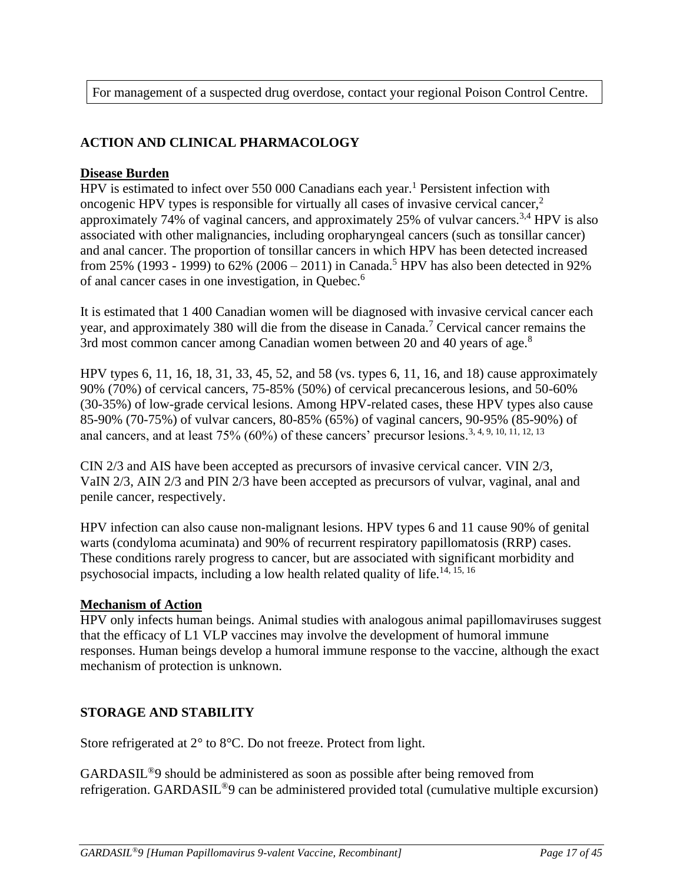For management of a suspected drug overdose, contact your regional Poison Control Centre.

## ACTION AND CLINICAL PHARMACOLOGY

### Disease Burden

HPV is estimated to infect over 550 000 Canadians each year.[1] Persistent infection with oncogenic HPV types is responsible for virtually all cases of invasive cervical cancer,[2] approximately 74% of vaginal cancers, and approximately 25% of vulvar cancers.[3,4] HPV is also associated with other malignancies, including oropharyngeal cancers (such as tonsillar cancer) and anal cancer. The proportion of tonsillar cancers in which HPV has been detected increased from 25% (1993 - 1999) to 62% (2006 – 2011) in Canada.[5] HPV has also been detected in 92% of anal cancer cases in one investigation, in Quebec.[6]

It is estimated that 1 400 Canadian women will be diagnosed with invasive cervical cancer each year, and approximately 380 will die from the disease in Canada.[7] Cervical cancer remains the 3rd most common cancer among Canadian women between 20 and 40 years of age.[8]

HPV types 6, 11, 16, 18, 31, 33, 45, 52, and 58 (vs. types 6, 11, 16, and 18) cause approximately 90% (70%) of cervical cancers, 75-85% (50%) of cervical precancerous lesions, and 50-60% (30-35%) of low-grade cervical lesions. Among HPV-related cases, these HPV types also cause 85-90% (70-75%) of vulvar cancers, 80-85% (65%) of vaginal cancers, 90-95% (85-90%) of anal cancers, and at least 75% (60%) of these cancers' precursor lesions.[3, 4, 9, 10, 11, 12, 13]

CIN 2/3 and AIS have been accepted as precursors of invasive cervical cancer. VIN 2/3, VaIN 2/3, AIN 2/3 and PIN 2/3 have been accepted as precursors of vulvar, vaginal, anal and penile cancer, respectively.

HPV infection can also cause non-malignant lesions. HPV types 6 and 11 cause 90% of genital warts (condyloma acuminata) and 90% of recurrent respiratory papillomatosis (RRP) cases. These conditions rarely progress to cancer, but are associated with significant morbidity and psychosocial impacts, including a low health related quality of life.[14, 15, 16]

### Mechanism of Action

HPV only infects human beings. Animal studies with analogous animal papillomaviruses suggest that the efficacy of L1 VLP vaccines may involve the development of humoral immune responses. Human beings develop a humoral immune response to the vaccine, although the exact mechanism of protection is unknown.

## STORAGE AND STABILITY

Store refrigerated at 2° to 8°C. Do not freeze. Protect from light.

GARDASIL®9 should be administered as soon as possible after being removed from refrigeration. GARDASIL®9 can be administered provided total (cumulative multiple excursion)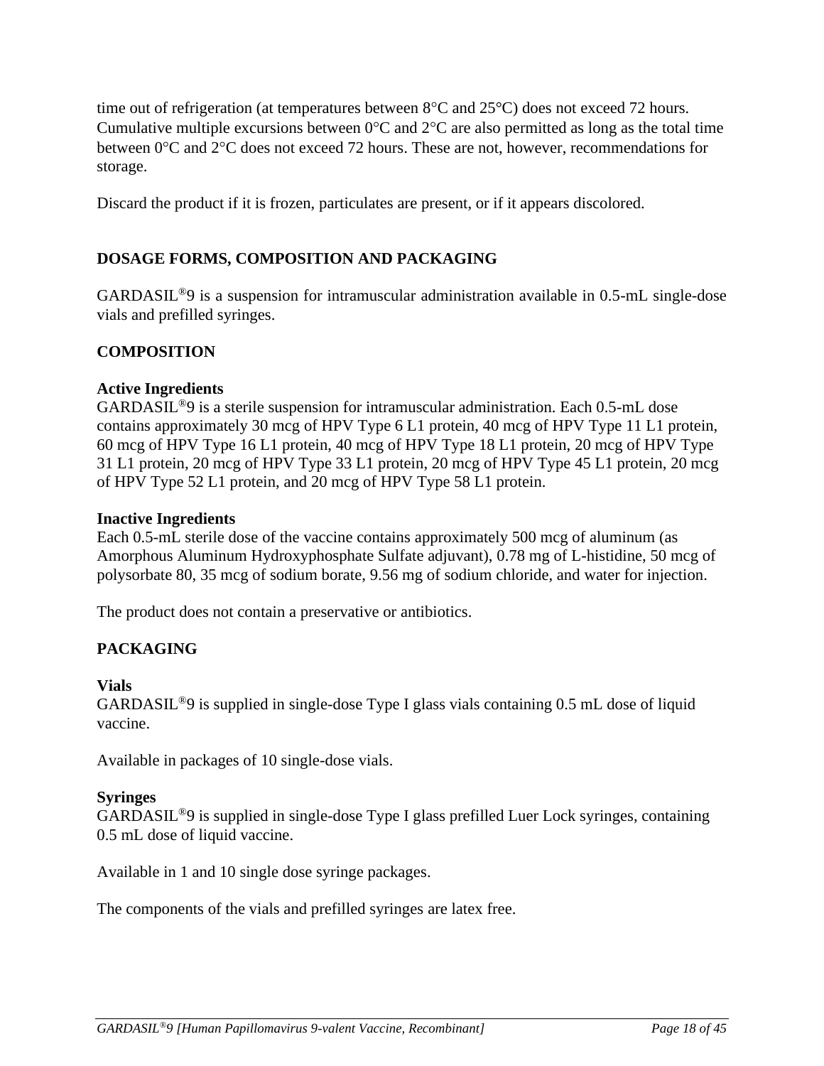time out of refrigeration (at temperatures between 8°C and 25°C) does not exceed 72 hours. Cumulative multiple excursions between 0°C and 2°C are also permitted as long as the total time between 0°C and 2°C does not exceed 72 hours. These are not, however, recommendations for storage.

Discard the product if it is frozen, particulates are present, or if it appears discolored.

## DOSAGE FORMS, COMPOSITION AND PACKAGING

GARDASIL®9 is a suspension for intramuscular administration available in 0.5-mL single-dose vials and prefilled syringes.

### COMPOSITION

**Active Ingredients**

GARDASIL®9 is a sterile suspension for intramuscular administration. Each 0.5-mL dose contains approximately 30 mcg of HPV Type 6 L1 protein, 40 mcg of HPV Type 11 L1 protein, 60 mcg of HPV Type 16 L1 protein, 40 mcg of HPV Type 18 L1 protein, 20 mcg of HPV Type 31 L1 protein, 20 mcg of HPV Type 33 L1 protein, 20 mcg of HPV Type 45 L1 protein, 20 mcg of HPV Type 52 L1 protein, and 20 mcg of HPV Type 58 L1 protein.

**Inactive Ingredients**

Each 0.5-mL sterile dose of the vaccine contains approximately 500 mcg of aluminum (as Amorphous Aluminum Hydroxyphosphate Sulfate adjuvant), 0.78 mg of L-histidine, 50 mcg of polysorbate 80, 35 mcg of sodium borate, 9.56 mg of sodium chloride, and water for injection.

The product does not contain a preservative or antibiotics.

### PACKAGING

**Vials**

GARDASIL®9 is supplied in single-dose Type I glass vials containing 0.5 mL dose of liquid vaccine.

Available in packages of 10 single-dose vials.

**Syringes**

GARDASIL®9 is supplied in single-dose Type I glass prefilled Luer Lock syringes, containing 0.5 mL dose of liquid vaccine.

Available in 1 and 10 single dose syringe packages.

The components of the vials and prefilled syringes are latex free.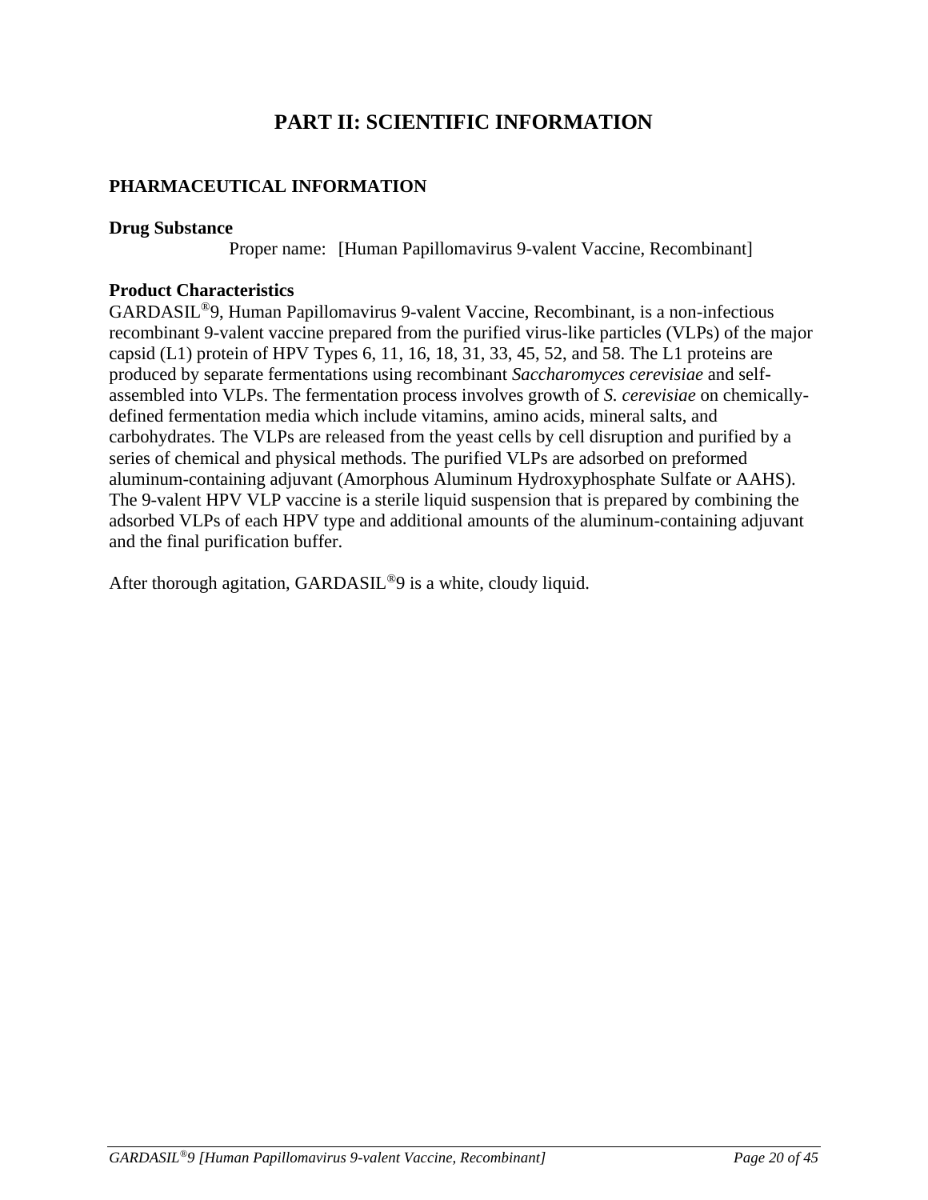# PART II: SCIENTIFIC INFORMATION

## PHARMACEUTICAL INFORMATION

### Drug Substance

Proper name: [Human Papillomavirus 9-valent Vaccine, Recombinant]

### Product Characteristics

GARDASIL®9, Human Papillomavirus 9-valent Vaccine, Recombinant, is a non-infectious recombinant 9-valent vaccine prepared from the purified virus-like particles (VLPs) of the major capsid (L1) protein of HPV Types 6, 11, 16, 18, 31, 33, 45, 52, and 58. The L1 proteins are produced by separate fermentations using recombinant *Saccharomyces cerevisiae* and self-assembled into VLPs. The fermentation process involves growth of *S. cerevisiae* on chemically-defined fermentation media which include vitamins, amino acids, mineral salts, and carbohydrates. The VLPs are released from the yeast cells by cell disruption and purified by a series of chemical and physical methods. The purified VLPs are adsorbed on preformed aluminum-containing adjuvant (Amorphous Aluminum Hydroxyphosphate Sulfate or AAHS). The 9-valent HPV VLP vaccine is a sterile liquid suspension that is prepared by combining the adsorbed VLPs of each HPV type and additional amounts of the aluminum-containing adjuvant and the final purification buffer.

After thorough agitation, GARDASIL®9 is a white, cloudy liquid.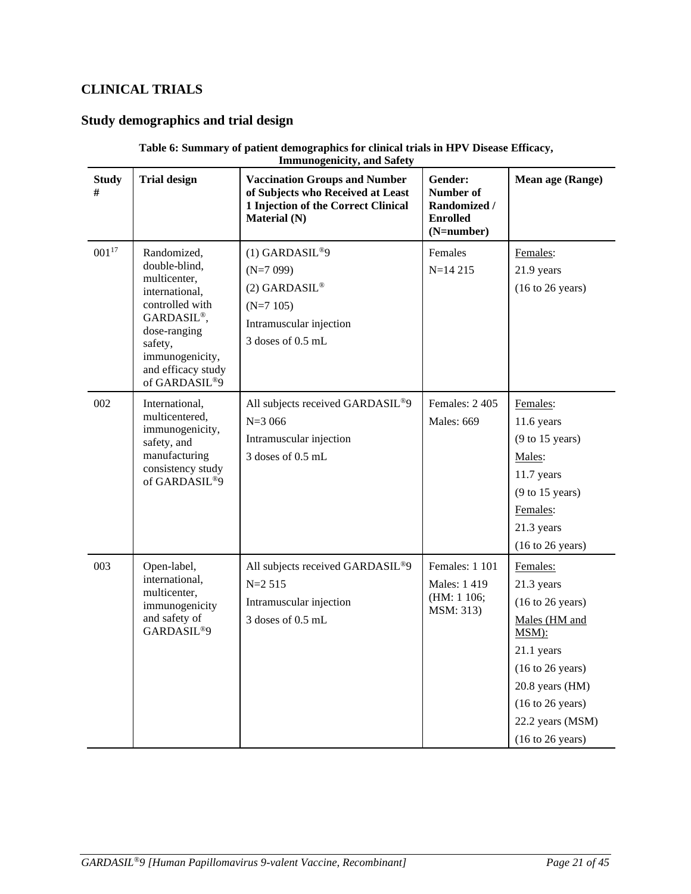# CLINICAL TRIALS

## Study demographics and trial design

**Table 6: Summary of patient demographics for clinical trials in HPV Disease Efficacy, Immunogenicity, and Safety**

| Study # | Trial design | Vaccination Groups and Number of Subjects who Received at Least 1 Injection of the Correct Clinical Material (N) | Gender: Number of Randomized / Enrolled (N=number) | Mean age (Range) |
|---|---|---|---|---|
| 001[17] | Randomized, double-blind, multicenter, international, controlled with GARDASIL®, dose-ranging safety, immunogenicity, and efficacy study of GARDASIL®9 | (1) GARDASIL®9<br>(N=7 099)<br>(2) GARDASIL®<br>(N=7 105)<br>Intramuscular injection<br>3 doses of 0.5 mL | Females<br>N=14 215 | Females:<br>21.9 years<br>(16 to 26 years) |
| 002 | International, multicentered, immunogenicity, safety, and manufacturing consistency study of GARDASIL®9 | All subjects received GARDASIL®9<br>N=3 066<br>Intramuscular injection<br>3 doses of 0.5 mL | Females: 2 405<br>Males: 669 | Females:<br>11.6 years<br>(9 to 15 years)<br>Males:<br>11.7 years<br>(9 to 15 years)<br>Females:<br>21.3 years<br>(16 to 26 years) |
| 003 | Open-label, international, multicenter, immunogenicity and safety of GARDASIL®9 | All subjects received GARDASIL®9<br>N=2 515<br>Intramuscular injection<br>3 doses of 0.5 mL | Females: 1 101<br>Males: 1 419<br>(HM: 1 106; MSM: 313) | Females:<br>21.3 years<br>(16 to 26 years)<br>Males (HM and MSM):<br>21.1 years<br>(16 to 26 years)<br>20.8 years (HM)<br>(16 to 26 years)<br>22.2 years (MSM)<br>(16 to 26 years) |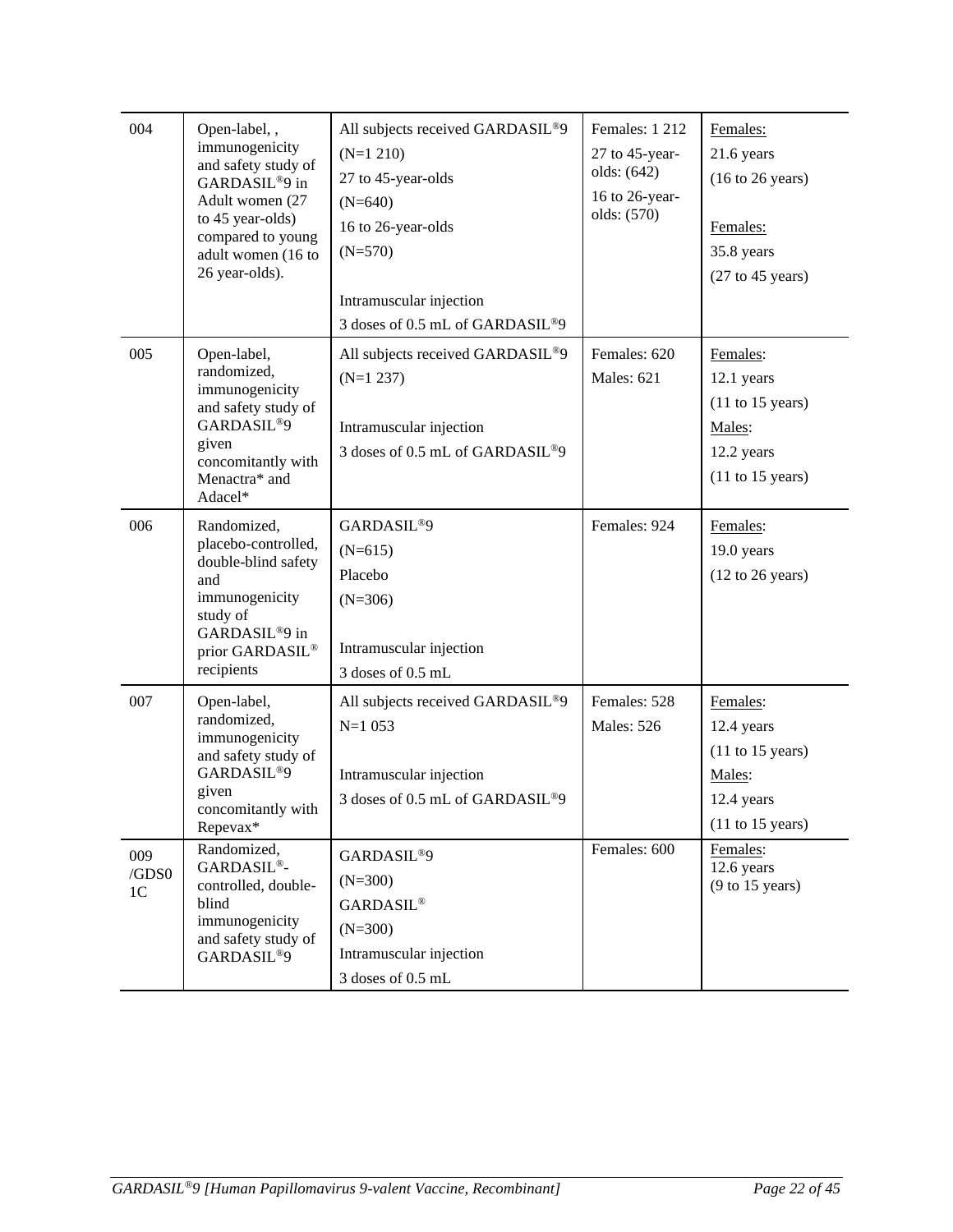| | | | | |
|---|---|---|---|---|
| 004 | Open-label, , immunogenicity and safety study of GARDASIL®9 in Adult women (27 to 45 year-olds) compared to young adult women (16 to 26 year-olds). | All subjects received GARDASIL®9<br>(N=1 210)<br>27 to 45-year-olds<br>(N=640)<br>16 to 26-year-olds<br>(N=570)<br><br>Intramuscular injection<br>3 doses of 0.5 mL of GARDASIL®9 | Females: 1 212<br>27 to 45-year-olds: (642)<br>16 to 26-year-olds: (570) | Females:<br>21.6 years<br>(16 to 26 years)<br><br>Females:<br>35.8 years<br>(27 to 45 years) |
| 005 | Open-label, randomized, immunogenicity and safety study of GARDASIL®9 given concomitantly with Menactra* and Adacel* | All subjects received GARDASIL®9<br>(N=1 237)<br><br>Intramuscular injection<br>3 doses of 0.5 mL of GARDASIL®9 | Females: 620<br>Males: 621 | Females:<br>12.1 years<br>(11 to 15 years)<br>Males:<br>12.2 years<br>(11 to 15 years) |
| 006 | Randomized, placebo-controlled, double-blind safety and immunogenicity study of GARDASIL®9 in prior GARDASIL® recipients | GARDASIL®9<br>(N=615)<br>Placebo<br>(N=306)<br><br>Intramuscular injection<br>3 doses of 0.5 mL | Females: 924 | Females:<br>19.0 years<br>(12 to 26 years) |
| 007 | Open-label, randomized, immunogenicity and safety study of GARDASIL®9 given concomitantly with Repevax* | All subjects received GARDASIL®9<br>N=1 053<br><br>Intramuscular injection<br>3 doses of 0.5 mL of GARDASIL®9 | Females: 528<br>Males: 526 | Females:<br>12.4 years<br>(11 to 15 years)<br>Males:<br>12.4 years<br>(11 to 15 years) |
| 009 /GDS01C | Randomized, GARDASIL®-controlled, double-blind immunogenicity and safety study of GARDASIL®9 | GARDASIL®9<br>(N=300)<br>GARDASIL®<br>(N=300)<br>Intramuscular injection<br>3 doses of 0.5 mL | Females: 600 | Females:<br>12.6 years<br>(9 to 15 years) |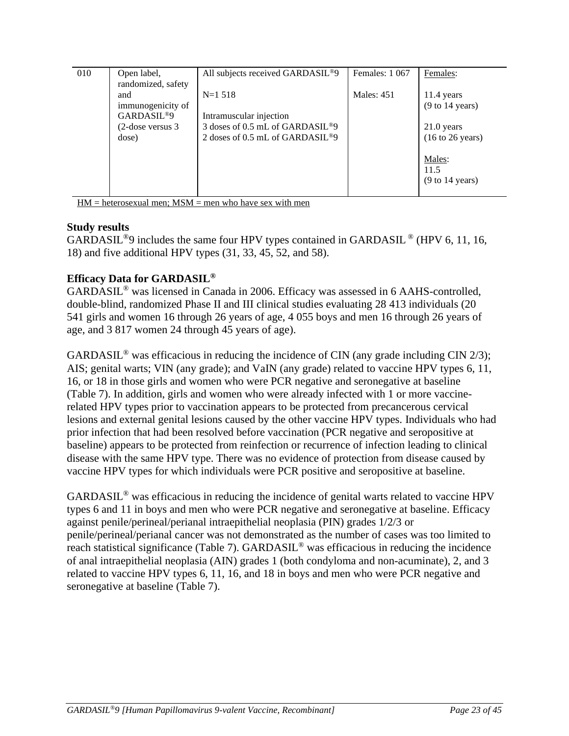| | | | | |
|---|---|---|---|---|
| 010 | Open label, randomized, safety and immunogenicity of GARDASIL®9 (2-dose versus 3 dose) | All subjects received GARDASIL®9<br><br>N=1 518<br><br>Intramuscular injection<br>3 doses of 0.5 mL of GARDASIL®9<br>2 doses of 0.5 mL of GARDASIL®9 | Females: 1 067<br><br>Males: 451 | Females:<br><br>11.4 years<br>(9 to 14 years)<br><br>21.0 years<br>(16 to 26 years)<br><br>Males:<br>11.5<br>(9 to 14 years) |

HM = heterosexual men; MSM = men who have sex with men

**Study results**

GARDASIL®9 includes the same four HPV types contained in GARDASIL® (HPV 6, 11, 16, 18) and five additional HPV types (31, 33, 45, 52, and 58).

**Efficacy Data for GARDASIL®**

GARDASIL® was licensed in Canada in 2006. Efficacy was assessed in 6 AAHS-controlled, double-blind, randomized Phase II and III clinical studies evaluating 28 413 individuals (20 541 girls and women 16 through 26 years of age, 4 055 boys and men 16 through 26 years of age, and 3 817 women 24 through 45 years of age).

GARDASIL® was efficacious in reducing the incidence of CIN (any grade including CIN 2/3); AIS; genital warts; VIN (any grade); and VaIN (any grade) related to vaccine HPV types 6, 11, 16, or 18 in those girls and women who were PCR negative and seronegative at baseline (Table 7). In addition, girls and women who were already infected with 1 or more vaccine-related HPV types prior to vaccination appears to be protected from precancerous cervical lesions and external genital lesions caused by the other vaccine HPV types. Individuals who had prior infection that had been resolved before vaccination (PCR negative and seropositive at baseline) appears to be protected from reinfection or recurrence of infection leading to clinical disease with the same HPV type. There was no evidence of protection from disease caused by vaccine HPV types for which individuals were PCR positive and seropositive at baseline.

GARDASIL® was efficacious in reducing the incidence of genital warts related to vaccine HPV types 6 and 11 in boys and men who were PCR negative and seronegative at baseline. Efficacy against penile/perineal/perianal intraepithelial neoplasia (PIN) grades 1/2/3 or penile/perineal/perianal cancer was not demonstrated as the number of cases was too limited to reach statistical significance (Table 7). GARDASIL® was efficacious in reducing the incidence of anal intraepithelial neoplasia (AIN) grades 1 (both condyloma and non-acuminate), 2, and 3 related to vaccine HPV types 6, 11, 16, and 18 in boys and men who were PCR negative and seronegative at baseline (Table 7).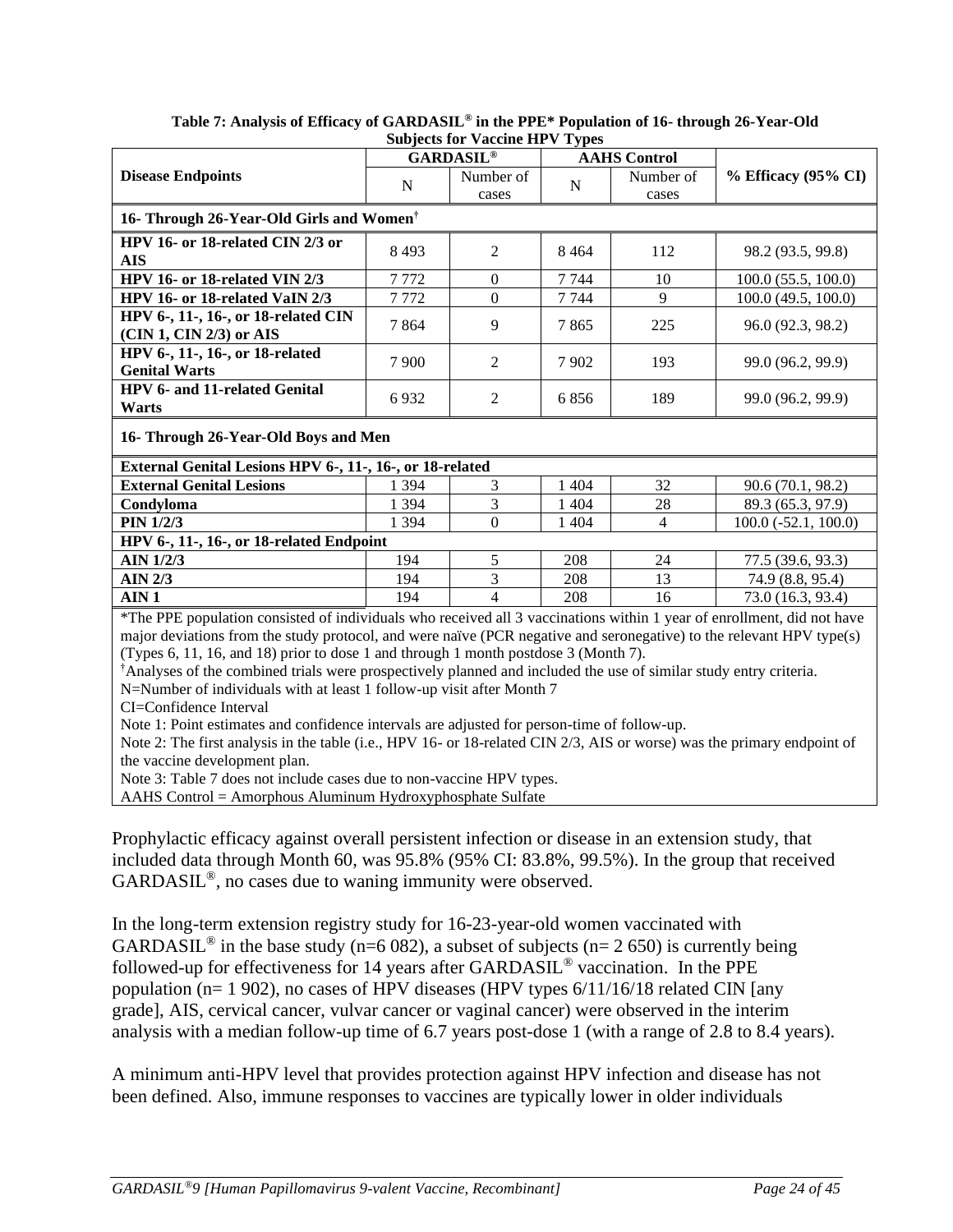**Table 7: Analysis of Efficacy of GARDASIL® in the PPE* Population of 16- through 26-Year-Old Subjects for Vaccine HPV Types**

| Disease Endpoints | GARDASIL® | | AAHS Control | | % Efficacy (95% CI) |
|---|---|---|---|---|---|
| | N | Number of cases | N | Number of cases | |
| **16- Through 26-Year-Old Girls and Women†** | | | | | |
| **HPV 16- or 18-related CIN 2/3 or AIS** | 8 493 | 2 | 8 464 | 112 | 98.2 (93.5, 99.8) |
| **HPV 16- or 18-related VIN 2/3** | 7 772 | 0 | 7 744 | 10 | 100.0 (55.5, 100.0) |
| **HPV 16- or 18-related VaIN 2/3** | 7 772 | 0 | 7 744 | 9 | 100.0 (49.5, 100.0) |
| **HPV 6-, 11-, 16-, or 18-related CIN (CIN 1, CIN 2/3) or AIS** | 7 864 | 9 | 7 865 | 225 | 96.0 (92.3, 98.2) |
| **HPV 6-, 11-, 16-, or 18-related Genital Warts** | 7 900 | 2 | 7 902 | 193 | 99.0 (96.2, 99.9) |
| **HPV 6- and 11-related Genital Warts** | 6 932 | 2 | 6 856 | 189 | 99.0 (96.2, 99.9) |
| **16- Through 26-Year-Old Boys and Men** | | | | | |
| **External Genital Lesions HPV 6-, 11-, 16-, or 18-related** | | | | | |
| **External Genital Lesions** | 1 394 | 3 | 1 404 | 32 | 90.6 (70.1, 98.2) |
| **Condyloma** | 1 394 | 3 | 1 404 | 28 | 89.3 (65.3, 97.9) |
| **PIN 1/2/3** | 1 394 | 0 | 1 404 | 4 | 100.0 (-52.1, 100.0) |
| **HPV 6-, 11-, 16-, or 18-related Endpoint** | | | | | |
| **AIN 1/2/3** | 194 | 5 | 208 | 24 | 77.5 (39.6, 93.3) |
| **AIN 2/3** | 194 | 3 | 208 | 13 | 74.9 (8.8, 95.4) |
| **AIN 1** | 194 | 4 | 208 | 16 | 73.0 (16.3, 93.4) |

*The PPE population consisted of individuals who received all 3 vaccinations within 1 year of enrollment, did not have major deviations from the study protocol, and were naïve (PCR negative and seronegative) to the relevant HPV type(s) (Types 6, 11, 16, and 18) prior to dose 1 and through 1 month postdose 3 (Month 7).
†Analyses of the combined trials were prospectively planned and included the use of similar study entry criteria.
N=Number of individuals with at least 1 follow-up visit after Month 7
CI=Confidence Interval
Note 1: Point estimates and confidence intervals are adjusted for person-time of follow-up.
Note 2: The first analysis in the table (i.e., HPV 16- or 18-related CIN 2/3, AIS or worse) was the primary endpoint of the vaccine development plan.
Note 3: Table 7 does not include cases due to non-vaccine HPV types.
AAHS Control = Amorphous Aluminum Hydroxyphosphate Sulfate

Prophylactic efficacy against overall persistent infection or disease in an extension study, that included data through Month 60, was 95.8% (95% CI: 83.8%, 99.5%). In the group that received GARDASIL®, no cases due to waning immunity were observed.

In the long-term extension registry study for 16-23-year-old women vaccinated with GARDASIL® in the base study (n=6 082), a subset of subjects (n= 2 650) is currently being followed-up for effectiveness for 14 years after GARDASIL® vaccination. In the PPE population (n= 1 902), no cases of HPV diseases (HPV types 6/11/16/18 related CIN [any grade], AIS, cervical cancer, vulvar cancer or vaginal cancer) were observed in the interim analysis with a median follow-up time of 6.7 years post-dose 1 (with a range of 2.8 to 8.4 years).

A minimum anti-HPV level that provides protection against HPV infection and disease has not been defined. Also, immune responses to vaccines are typically lower in older individuals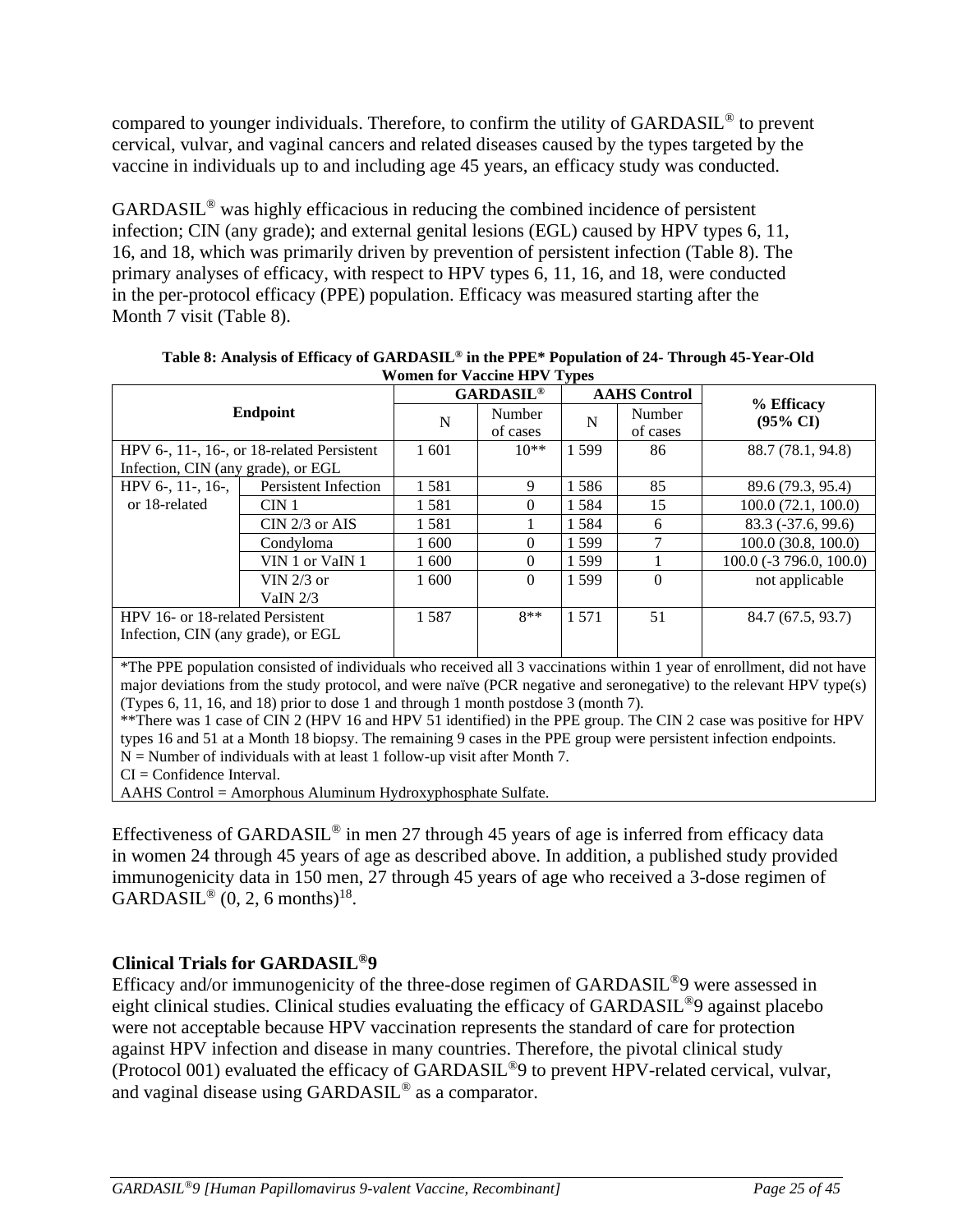compared to younger individuals. Therefore, to confirm the utility of GARDASIL® to prevent cervical, vulvar, and vaginal cancers and related diseases caused by the types targeted by the vaccine in individuals up to and including age 45 years, an efficacy study was conducted.

GARDASIL® was highly efficacious in reducing the combined incidence of persistent infection; CIN (any grade); and external genital lesions (EGL) caused by HPV types 6, 11, 16, and 18, which was primarily driven by prevention of persistent infection (Table 8). The primary analyses of efficacy, with respect to HPV types 6, 11, 16, and 18, were conducted in the per-protocol efficacy (PPE) population. Efficacy was measured starting after the Month 7 visit (Table 8).

**Table 8: Analysis of Efficacy of GARDASIL® in the PPE* Population of 24- Through 45-Year-Old Women for Vaccine HPV Types**

| Endpoint | | GARDASIL® | | AAHS Control | | % Efficacy (95% CI) |
|---|---|---|---|---|---|---|
| | | N | Number of cases | N | Number of cases | |
| HPV 6-, 11-, 16-, or 18-related Persistent Infection, CIN (any grade), or EGL | | 1 601 | 10** | 1 599 | 86 | 88.7 (78.1, 94.8) |
| HPV 6-, 11-, 16-, or 18-related | Persistent Infection | 1 581 | 9 | 1 586 | 85 | 89.6 (79.3, 95.4) |
| | CIN 1 | 1 581 | 0 | 1 584 | 15 | 100.0 (72.1, 100.0) |
| | CIN 2/3 or AIS | 1 581 | 1 | 1 584 | 6 | 83.3 (-37.6, 99.6) |
| | Condyloma | 1 600 | 0 | 1 599 | 7 | 100.0 (30.8, 100.0) |
| | VIN 1 or VaIN 1 | 1 600 | 0 | 1 599 | 1 | 100.0 (-3 796.0, 100.0) |
| | VIN 2/3 or VaIN 2/3 | 1 600 | 0 | 1 599 | 0 | not applicable |
| HPV 16- or 18-related Persistent Infection, CIN (any grade), or EGL | | 1 587 | 8** | 1 571 | 51 | 84.7 (67.5, 93.7) |

*The PPE population consisted of individuals who received all 3 vaccinations within 1 year of enrollment, did not have major deviations from the study protocol, and were naïve (PCR negative and seronegative) to the relevant HPV type(s) (Types 6, 11, 16, and 18) prior to dose 1 and through 1 month postdose 3 (month 7).
**There was 1 case of CIN 2 (HPV 16 and HPV 51 identified) in the PPE group. The CIN 2 case was positive for HPV types 16 and 51 at a Month 18 biopsy. The remaining 9 cases in the PPE group were persistent infection endpoints.
N = Number of individuals with at least 1 follow-up visit after Month 7.
CI = Confidence Interval.
AAHS Control = Amorphous Aluminum Hydroxyphosphate Sulfate.

Effectiveness of GARDASIL® in men 27 through 45 years of age is inferred from efficacy data in women 24 through 45 years of age as described above. In addition, a published study provided immunogenicity data in 150 men, 27 through 45 years of age who received a 3-dose regimen of GARDASIL® (0, 2, 6 months)[18].

### Clinical Trials for GARDASIL®9

Efficacy and/or immunogenicity of the three-dose regimen of GARDASIL®9 were assessed in eight clinical studies. Clinical studies evaluating the efficacy of GARDASIL®9 against placebo were not acceptable because HPV vaccination represents the standard of care for protection against HPV infection and disease in many countries. Therefore, the pivotal clinical study (Protocol 001) evaluated the efficacy of GARDASIL®9 to prevent HPV-related cervical, vulvar, and vaginal disease using GARDASIL® as a comparator.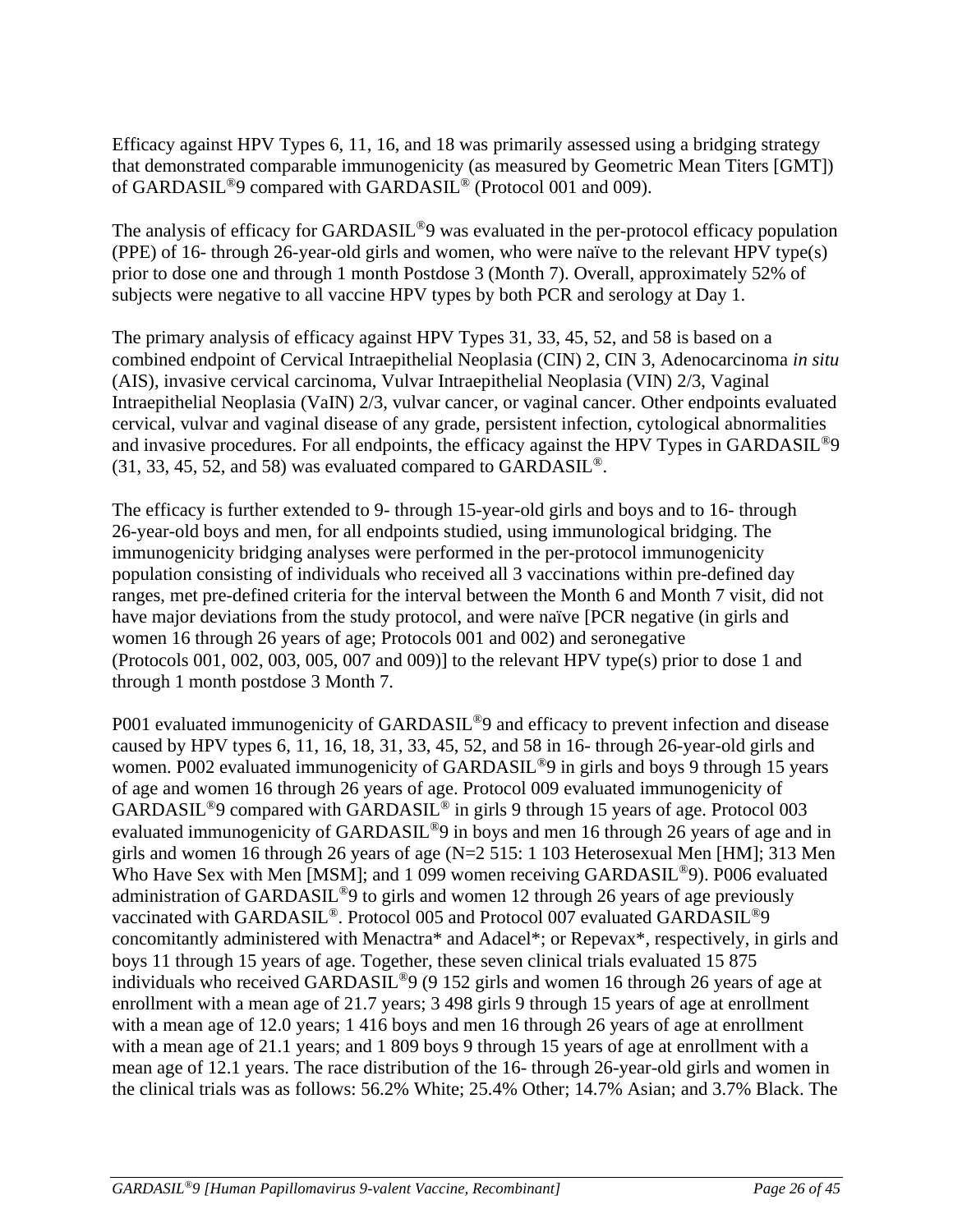Efficacy against HPV Types 6, 11, 16, and 18 was primarily assessed using a bridging strategy that demonstrated comparable immunogenicity (as measured by Geometric Mean Titers [GMT]) of GARDASIL®9 compared with GARDASIL® (Protocol 001 and 009).

The analysis of efficacy for GARDASIL®9 was evaluated in the per-protocol efficacy population (PPE) of 16- through 26-year-old girls and women, who were naïve to the relevant HPV type(s) prior to dose one and through 1 month Postdose 3 (Month 7). Overall, approximately 52% of subjects were negative to all vaccine HPV types by both PCR and serology at Day 1.

The primary analysis of efficacy against HPV Types 31, 33, 45, 52, and 58 is based on a combined endpoint of Cervical Intraepithelial Neoplasia (CIN) 2, CIN 3, Adenocarcinoma *in situ* (AIS), invasive cervical carcinoma, Vulvar Intraepithelial Neoplasia (VIN) 2/3, Vaginal Intraepithelial Neoplasia (VaIN) 2/3, vulvar cancer, or vaginal cancer. Other endpoints evaluated cervical, vulvar and vaginal disease of any grade, persistent infection, cytological abnormalities and invasive procedures. For all endpoints, the efficacy against the HPV Types in GARDASIL®9 (31, 33, 45, 52, and 58) was evaluated compared to GARDASIL®.

The efficacy is further extended to 9- through 15-year-old girls and boys and to 16- through 26-year-old boys and men, for all endpoints studied, using immunological bridging. The immunogenicity bridging analyses were performed in the per-protocol immunogenicity population consisting of individuals who received all 3 vaccinations within pre-defined day ranges, met pre-defined criteria for the interval between the Month 6 and Month 7 visit, did not have major deviations from the study protocol, and were naïve [PCR negative (in girls and women 16 through 26 years of age; Protocols 001 and 002) and seronegative (Protocols 001, 002, 003, 005, 007 and 009)] to the relevant HPV type(s) prior to dose 1 and through 1 month postdose 3 Month 7.

P001 evaluated immunogenicity of GARDASIL®9 and efficacy to prevent infection and disease caused by HPV types 6, 11, 16, 18, 31, 33, 45, 52, and 58 in 16- through 26-year-old girls and women. P002 evaluated immunogenicity of GARDASIL®9 in girls and boys 9 through 15 years of age and women 16 through 26 years of age. Protocol 009 evaluated immunogenicity of GARDASIL®9 compared with GARDASIL® in girls 9 through 15 years of age. Protocol 003 evaluated immunogenicity of GARDASIL®9 in boys and men 16 through 26 years of age and in girls and women 16 through 26 years of age (N=2 515: 1 103 Heterosexual Men [HM]; 313 Men Who Have Sex with Men [MSM]; and 1 099 women receiving GARDASIL®9). P006 evaluated administration of GARDASIL®9 to girls and women 12 through 26 years of age previously vaccinated with GARDASIL®. Protocol 005 and Protocol 007 evaluated GARDASIL®9 concomitantly administered with Menactra* and Adacel*; or Repevax*, respectively, in girls and boys 11 through 15 years of age. Together, these seven clinical trials evaluated 15 875 individuals who received GARDASIL®9 (9 152 girls and women 16 through 26 years of age at enrollment with a mean age of 21.7 years; 3 498 girls 9 through 15 years of age at enrollment with a mean age of 12.0 years; 1 416 boys and men 16 through 26 years of age at enrollment with a mean age of 21.1 years; and 1 809 boys 9 through 15 years of age at enrollment with a mean age of 12.1 years. The race distribution of the 16- through 26-year-old girls and women in the clinical trials was as follows: 56.2% White; 25.4% Other; 14.7% Asian; and 3.7% Black. The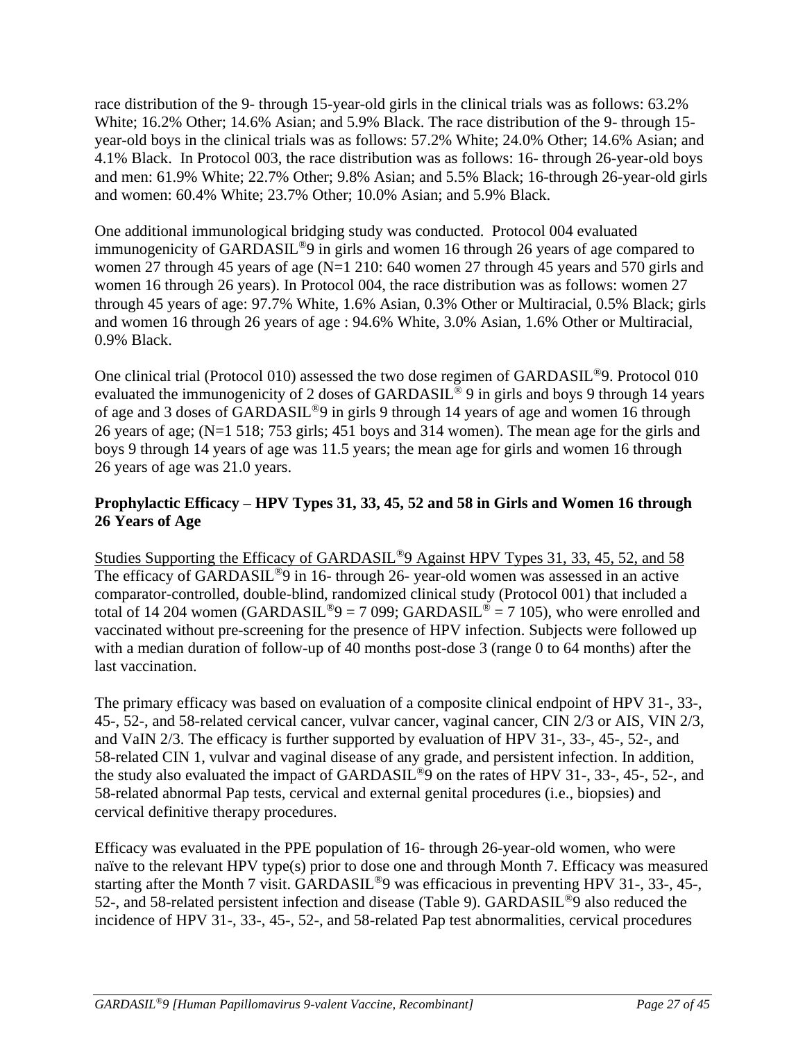race distribution of the 9- through 15-year-old girls in the clinical trials was as follows: 63.2% White; 16.2% Other; 14.6% Asian; and 5.9% Black. The race distribution of the 9- through 15-year-old boys in the clinical trials was as follows: 57.2% White; 24.0% Other; 14.6% Asian; and 4.1% Black. In Protocol 003, the race distribution was as follows: 16- through 26-year-old boys and men: 61.9% White; 22.7% Other; 9.8% Asian; and 5.5% Black; 16-through 26-year-old girls and women: 60.4% White; 23.7% Other; 10.0% Asian; and 5.9% Black.

One additional immunological bridging study was conducted. Protocol 004 evaluated immunogenicity of GARDASIL®9 in girls and women 16 through 26 years of age compared to women 27 through 45 years of age (N=1 210: 640 women 27 through 45 years and 570 girls and women 16 through 26 years). In Protocol 004, the race distribution was as follows: women 27 through 45 years of age: 97.7% White, 1.6% Asian, 0.3% Other or Multiracial, 0.5% Black; girls and women 16 through 26 years of age : 94.6% White, 3.0% Asian, 1.6% Other or Multiracial, 0.9% Black.

One clinical trial (Protocol 010) assessed the two dose regimen of GARDASIL®9. Protocol 010 evaluated the immunogenicity of 2 doses of GARDASIL® 9 in girls and boys 9 through 14 years of age and 3 doses of GARDASIL®9 in girls 9 through 14 years of age and women 16 through 26 years of age; (N=1 518; 753 girls; 451 boys and 314 women). The mean age for the girls and boys 9 through 14 years of age was 11.5 years; the mean age for girls and women 16 through 26 years of age was 21.0 years.

**Prophylactic Efficacy – HPV Types 31, 33, 45, 52 and 58 in Girls and Women 16 through 26 Years of Age**

Studies Supporting the Efficacy of GARDASIL®9 Against HPV Types 31, 33, 45, 52, and 58

The efficacy of GARDASIL®9 in 16- through 26- year-old women was assessed in an active comparator-controlled, double-blind, randomized clinical study (Protocol 001) that included a total of 14 204 women (GARDASIL®9 = 7 099; GARDASIL® = 7 105), who were enrolled and vaccinated without pre-screening for the presence of HPV infection. Subjects were followed up with a median duration of follow-up of 40 months post-dose 3 (range 0 to 64 months) after the last vaccination.

The primary efficacy was based on evaluation of a composite clinical endpoint of HPV 31-, 33-, 45-, 52-, and 58-related cervical cancer, vulvar cancer, vaginal cancer, CIN 2/3 or AIS, VIN 2/3, and VaIN 2/3. The efficacy is further supported by evaluation of HPV 31-, 33-, 45-, 52-, and 58-related CIN 1, vulvar and vaginal disease of any grade, and persistent infection. In addition, the study also evaluated the impact of GARDASIL®9 on the rates of HPV 31-, 33-, 45-, 52-, and 58-related abnormal Pap tests, cervical and external genital procedures (i.e., biopsies) and cervical definitive therapy procedures.

Efficacy was evaluated in the PPE population of 16- through 26-year-old women, who were naïve to the relevant HPV type(s) prior to dose one and through Month 7. Efficacy was measured starting after the Month 7 visit. GARDASIL®9 was efficacious in preventing HPV 31-, 33-, 45-, 52-, and 58-related persistent infection and disease (Table 9). GARDASIL®9 also reduced the incidence of HPV 31-, 33-, 45-, 52-, and 58-related Pap test abnormalities, cervical procedures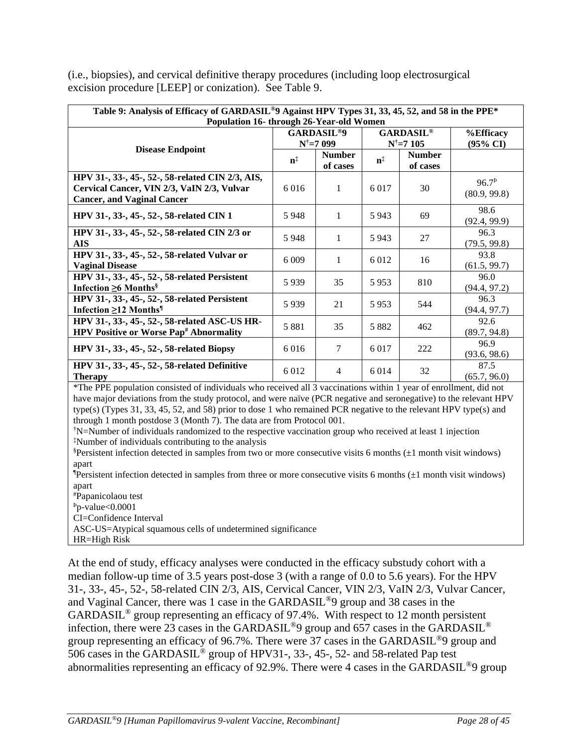(i.e., biopsies), and cervical definitive therapy procedures (including loop electrosurgical excision procedure [LEEP] or conization). See Table 9.

| Table 9: Analysis of Efficacy of GARDASIL®9 Against HPV Types 31, 33, 45, 52, and 58 in the PPE* Population 16- through 26-Year-old Women | | | | | |
|---|---|---|---|---|---|
| **Disease Endpoint** | **GARDASIL®9 N†=7 099** | | **GARDASIL® N†=7 105** | | **%Efficacy (95% CI)** |
| | **n‡** | **Number of cases** | **n‡** | **Number of cases** | |
| **HPV 31-, 33-, 45-, 52-, 58-related CIN 2/3, AIS, Cervical Cancer, VIN 2/3, VaIN 2/3, Vulvar Cancer, and Vaginal Cancer** | 6 016 | 1 | 6 017 | 30 | 96.7♭ (80.9, 99.8) |
| **HPV 31-, 33-, 45-, 52-, 58-related CIN 1** | 5 948 | 1 | 5 943 | 69 | 98.6 (92.4, 99.9) |
| **HPV 31-, 33-, 45-, 52-, 58-related CIN 2/3 or AIS** | 5 948 | 1 | 5 943 | 27 | 96.3 (79.5, 99.8) |
| **HPV 31-, 33-, 45-, 52-, 58-related Vulvar or Vaginal Disease** | 6 009 | 1 | 6 012 | 16 | 93.8 (61.5, 99.7) |
| **HPV 31-, 33-, 45-, 52-, 58-related Persistent Infection ≥6 Months§** | 5 939 | 35 | 5 953 | 810 | 96.0 (94.4, 97.2) |
| **HPV 31-, 33-, 45-, 52-, 58-related Persistent Infection ≥12 Months¶** | 5 939 | 21 | 5 953 | 544 | 96.3 (94.4, 97.7) |
| **HPV 31-, 33-, 45-, 52-, 58-related ASC-US HR-HPV Positive or Worse Pap# Abnormality** | 5 881 | 35 | 5 882 | 462 | 92.6 (89.7, 94.8) |
| **HPV 31-, 33-, 45-, 52-, 58-related Biopsy** | 6 016 | 7 | 6 017 | 222 | 96.9 (93.6, 98.6) |
| **HPV 31-, 33-, 45-, 52-, 58-related Definitive Therapy** | 6 012 | 4 | 6 014 | 32 | 87.5 (65.7, 96.0) |

*The PPE population consisted of individuals who received all 3 vaccinations within 1 year of enrollment, did not have major deviations from the study protocol, and were naïve (PCR negative and seronegative) to the relevant HPV type(s) (Types 31, 33, 45, 52, and 58) prior to dose 1 who remained PCR negative to the relevant HPV type(s) and through 1 month postdose 3 (Month 7). The data are from Protocol 001.
†N=Number of individuals randomized to the respective vaccination group who received at least 1 injection
‡Number of individuals contributing to the analysis
§Persistent infection detected in samples from two or more consecutive visits 6 months (±1 month visit windows) apart
¶Persistent infection detected in samples from three or more consecutive visits 6 months (±1 month visit windows) apart
#Papanicolaou test
♭p-value<0.0001
CI=Confidence Interval
ASC-US=Atypical squamous cells of undetermined significance
HR=High Risk

At the end of study, efficacy analyses were conducted in the efficacy substudy cohort with a median follow-up time of 3.5 years post-dose 3 (with a range of 0.0 to 5.6 years). For the HPV 31-, 33-, 45-, 52-, 58-related CIN 2/3, AIS, Cervical Cancer, VIN 2/3, VaIN 2/3, Vulvar Cancer, and Vaginal Cancer, there was 1 case in the GARDASIL®9 group and 38 cases in the GARDASIL® group representing an efficacy of 97.4%. With respect to 12 month persistent infection, there were 23 cases in the GARDASIL®9 group and 657 cases in the GARDASIL® group representing an efficacy of 96.7%. There were 37 cases in the GARDASIL®9 group and 506 cases in the GARDASIL® group of HPV31-, 33-, 45-, 52- and 58-related Pap test abnormalities representing an efficacy of 92.9%. There were 4 cases in the GARDASIL®9 group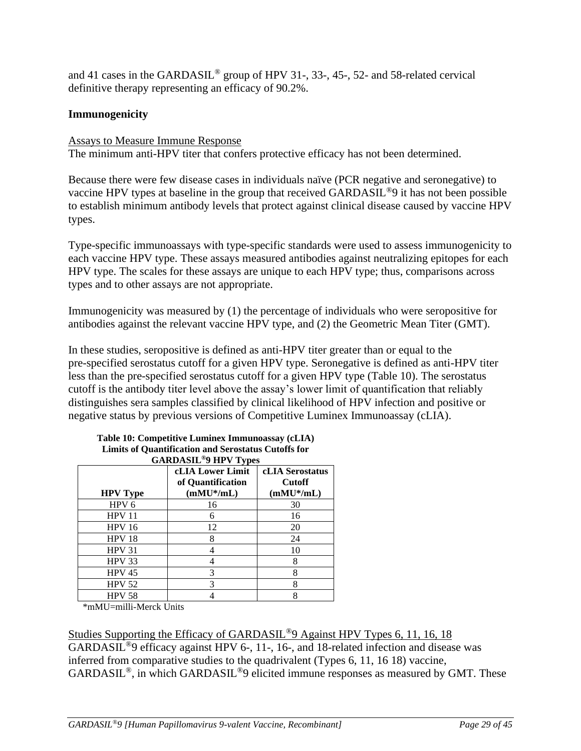and 41 cases in the GARDASIL® group of HPV 31-, 33-, 45-, 52- and 58-related cervical definitive therapy representing an efficacy of 90.2%.

**Immunogenicity**

Assays to Measure Immune Response

The minimum anti-HPV titer that confers protective efficacy has not been determined.

Because there were few disease cases in individuals naïve (PCR negative and seronegative) to vaccine HPV types at baseline in the group that received GARDASIL®9 it has not been possible to establish minimum antibody levels that protect against clinical disease caused by vaccine HPV types.

Type-specific immunoassays with type-specific standards were used to assess immunogenicity to each vaccine HPV type. These assays measured antibodies against neutralizing epitopes for each HPV type. The scales for these assays are unique to each HPV type; thus, comparisons across types and to other assays are not appropriate.

Immunogenicity was measured by (1) the percentage of individuals who were seropositive for antibodies against the relevant vaccine HPV type, and (2) the Geometric Mean Titer (GMT).

In these studies, seropositive is defined as anti-HPV titer greater than or equal to the pre-specified serostatus cutoff for a given HPV type. Seronegative is defined as anti-HPV titer less than the pre-specified serostatus cutoff for a given HPV type (Table 10). The serostatus cutoff is the antibody titer level above the assay's lower limit of quantification that reliably distinguishes sera samples classified by clinical likelihood of HPV infection and positive or negative status by previous versions of Competitive Luminex Immunoassay (cLIA).

**Table 10: Competitive Luminex Immunoassay (cLIA) Limits of Quantification and Serostatus Cutoffs for GARDASIL®9 HPV Types**

| HPV Type | cLIA Lower Limit of Quantification (mMU*/mL) | cLIA Serostatus Cutoff (mMU*/mL) |
|---|---|---|
| HPV 6 | 16 | 30 |
| HPV 11 | 6 | 16 |
| HPV 16 | 12 | 20 |
| HPV 18 | 8 | 24 |
| HPV 31 | 4 | 10 |
| HPV 33 | 4 | 8 |
| HPV 45 | 3 | 8 |
| HPV 52 | 3 | 8 |
| HPV 58 | 4 | 8 |

*mMU=milli-Merck Units

Studies Supporting the Efficacy of GARDASIL®9 Against HPV Types 6, 11, 16, 18

GARDASIL®9 efficacy against HPV 6-, 11-, 16-, and 18-related infection and disease was inferred from comparative studies to the quadrivalent (Types 6, 11, 16 18) vaccine, GARDASIL®, in which GARDASIL®9 elicited immune responses as measured by GMT. These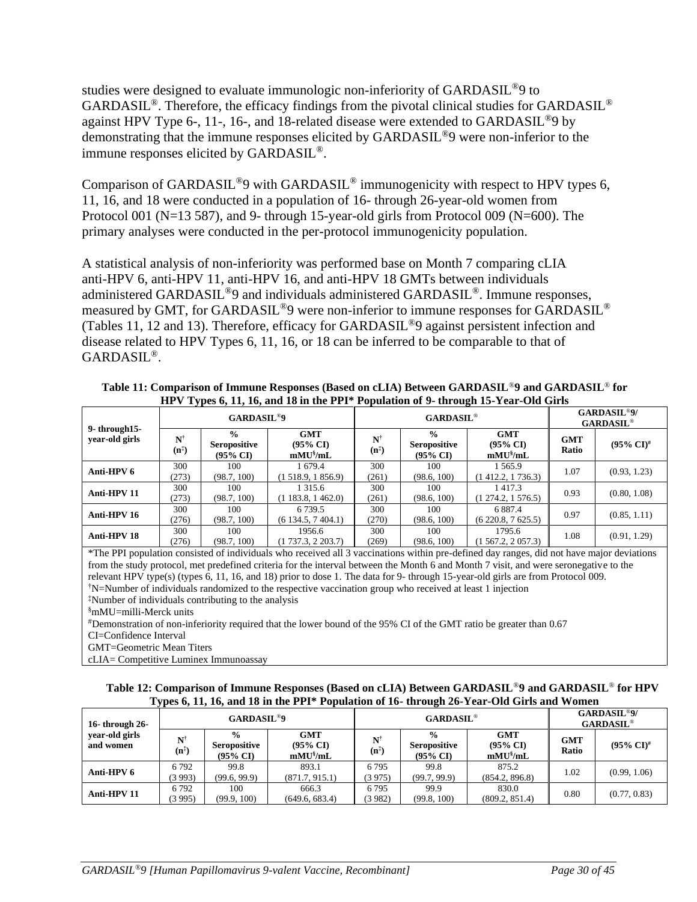studies were designed to evaluate immunologic non-inferiority of GARDASIL®9 to GARDASIL®. Therefore, the efficacy findings from the pivotal clinical studies for GARDASIL® against HPV Type 6-, 11-, 16-, and 18-related disease were extended to GARDASIL®9 by demonstrating that the immune responses elicited by GARDASIL®9 were non-inferior to the immune responses elicited by GARDASIL®.

Comparison of GARDASIL®9 with GARDASIL® immunogenicity with respect to HPV types 6, 11, 16, and 18 were conducted in a population of 16- through 26-year-old women from Protocol 001 (N=13 587), and 9- through 15-year-old girls from Protocol 009 (N=600). The primary analyses were conducted in the per-protocol immunogenicity population.

A statistical analysis of non-inferiority was performed base on Month 7 comparing cLIA anti-HPV 6, anti-HPV 11, anti-HPV 16, and anti-HPV 18 GMTs between individuals administered GARDASIL®9 and individuals administered GARDASIL®. Immune responses, measured by GMT, for GARDASIL®9 were non-inferior to immune responses for GARDASIL® (Tables 11, 12 and 13). Therefore, efficacy for GARDASIL®9 against persistent infection and disease related to HPV Types 6, 11, 16, or 18 can be inferred to be comparable to that of GARDASIL®.

**Table 11: Comparison of Immune Responses (Based on cLIA) Between GARDASIL®9 and GARDASIL® for HPV Types 6, 11, 16, and 18 in the PPI* Population of 9- through 15-Year-Old Girls**

| 9- through15-year-old girls | GARDASIL®9 | | | GARDASIL® | | | GARDASIL®9/ GARDASIL® | |
|---|---|---|---|---|---|---|---|---|
| | N† (n‡) | % Seropositive (95% CI) | GMT (95% CI) mMU§/mL | N† (n‡) | % Seropositive (95% CI) | GMT (95% CI) mMU§/mL | GMT Ratio | (95% CI)# |
| **Anti-HPV 6** | 300 (273) | 100 (98.7, 100) | 1 679.4 (1 518.9, 1 856.9) | 300 (261) | 100 (98.6, 100) | 1 565.9 (1 412.2, 1 736.3) | 1.07 | (0.93, 1.23) |
| **Anti-HPV 11** | 300 (273) | 100 (98.7, 100) | 1 315.6 (1 183.8, 1 462.0) | 300 (261) | 100 (98.6, 100) | 1 417.3 (1 274.2, 1 576.5) | 0.93 | (0.80, 1.08) |
| **Anti-HPV 16** | 300 (276) | 100 (98.7, 100) | 6 739.5 (6 134.5, 7 404.1) | 300 (270) | 100 (98.6, 100) | 6 887.4 (6 220.8, 7 625.5) | 0.97 | (0.85, 1.11) |
| **Anti-HPV 18** | 300 (276) | 100 (98.7, 100) | 1956.6 (1 737.3, 2 203.7) | 300 (269) | 100 (98.6, 100) | 1795.6 (1 567.2, 2 057.3) | 1.08 | (0.91, 1.29) |

*The PPI population consisted of individuals who received all 3 vaccinations within pre-defined day ranges, did not have major deviations from the study protocol, met predefined criteria for the interval between the Month 6 and Month 7 visit, and were seronegative to the relevant HPV type(s) (types 6, 11, 16, and 18) prior to dose 1. The data for 9- through 15-year-old girls are from Protocol 009.
†N=Number of individuals randomized to the respective vaccination group who received at least 1 injection
‡Number of individuals contributing to the analysis
§mMU=milli-Merck units
#Demonstration of non-inferiority required that the lower bound of the 95% CI of the GMT ratio be greater than 0.67
CI=Confidence Interval
GMT=Geometric Mean Titers
cLIA= Competitive Luminex Immunoassay

**Table 12: Comparison of Immune Responses (Based on cLIA) Between GARDASIL®9 and GARDASIL® for HPV Types 6, 11, 16, and 18 in the PPI* Population of 16- through 26-Year-Old Girls and Women**

| 16- through 26-year-old girls and women | GARDASIL®9 | | | GARDASIL® | | | GARDASIL®9/ GARDASIL® | |
|---|---|---|---|---|---|---|---|---|
| | N† (n‡) | % Seropositive (95% CI) | GMT (95% CI) mMU§/mL | N† (n‡) | % Seropositive (95% CI) | GMT (95% CI) mMU§/mL | GMT Ratio | (95% CI)# |
| **Anti-HPV 6** | 6 792 (3 993) | 99.8 (99.6, 99.9) | 893.1 (871.7, 915.1) | 6 795 (3 975) | 99.8 (99.7, 99.9) | 875.2 (854.2, 896.8) | 1.02 | (0.99, 1.06) |
| **Anti-HPV 11** | 6 792 (3 995) | 100 (99.9, 100) | 666.3 (649.6, 683.4) | 6 795 (3 982) | 99.9 (99.8, 100) | 830.0 (809.2, 851.4) | 0.80 | (0.77, 0.83) |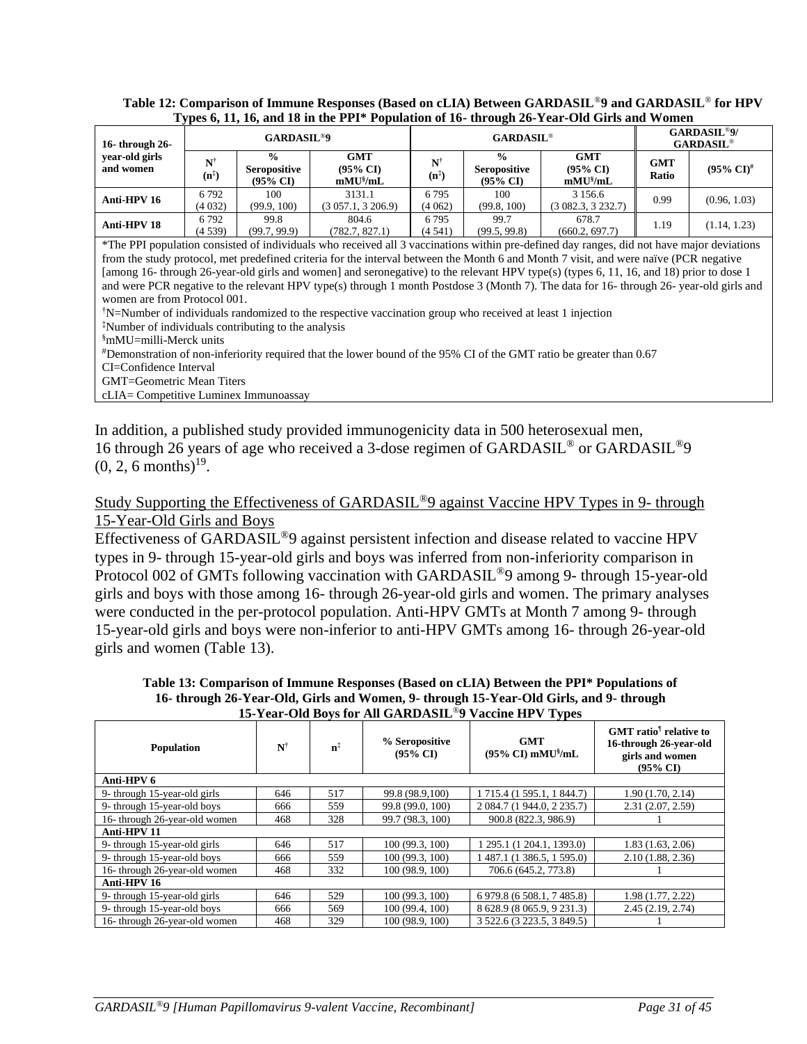**Table 12: Comparison of Immune Responses (Based on cLIA) Between GARDASIL®9 and GARDASIL® for HPV Types 6, 11, 16, and 18 in the PPI* Population of 16- through 26-Year-Old Girls and Women**

| 16- through 26-year-old girls and women | GARDASIL®9 | | | GARDASIL® | | | GARDASIL®9/ GARDASIL® | |
|---|---|---|---|---|---|---|---|---|
| | N† (n‡) | % Seropositive (95% CI) | GMT (95% CI) mMU§/mL | N† (n‡) | % Seropositive (95% CI) | GMT (95% CI) mMU§/mL | GMT Ratio | (95% CI)# |
| **Anti-HPV 16** | 6 792 (4 032) | 100 (99.9, 100) | 3131.1 (3 057.1, 3 206.9) | 6 795 (4 062) | 100 (99.8, 100) | 3 156.6 (3 082.3, 3 232.7) | 0.99 | (0.96, 1.03) |
| **Anti-HPV 18** | 6 792 (4 539) | 99.8 (99.7, 99.9) | 804.6 (782.7, 827.1) | 6 795 (4 541) | 99.7 (99.5, 99.8) | 678.7 (660.2, 697.7) | 1.19 | (1.14, 1.23) |

*The PPI population consisted of individuals who received all 3 vaccinations within pre-defined day ranges, did not have major deviations from the study protocol, met predefined criteria for the interval between the Month 6 and Month 7 visit, and were naïve (PCR negative [among 16- through 26-year-old girls and women] and seronegative) to the relevant HPV type(s) (types 6, 11, 16, and 18) prior to dose 1 and were PCR negative to the relevant HPV type(s) through 1 month Postdose 3 (Month 7). The data for 16- through 26- year-old girls and women are from Protocol 001.
†N=Number of individuals randomized to the respective vaccination group who received at least 1 injection
‡Number of individuals contributing to the analysis
§mMU=milli-Merck units
#Demonstration of non-inferiority required that the lower bound of the 95% CI of the GMT ratio be greater than 0.67
CI=Confidence Interval
GMT=Geometric Mean Titers
cLIA= Competitive Luminex Immunoassay

In addition, a published study provided immunogenicity data in 500 heterosexual men, 16 through 26 years of age who received a 3-dose regimen of GARDASIL® or GARDASIL®9 (0, 2, 6 months)[19].

<u>Study Supporting the Effectiveness of GARDASIL®9 against Vaccine HPV Types in 9- through 15-Year-Old Girls and Boys</u>

Effectiveness of GARDASIL®9 against persistent infection and disease related to vaccine HPV types in 9- through 15-year-old girls and boys was inferred from non-inferiority comparison in Protocol 002 of GMTs following vaccination with GARDASIL®9 among 9- through 15-year-old girls and boys with those among 16- through 26-year-old girls and women. The primary analyses were conducted in the per-protocol population. Anti-HPV GMTs at Month 7 among 9- through 15-year-old girls and boys were non-inferior to anti-HPV GMTs among 16- through 26-year-old girls and women (Table 13).

**Table 13: Comparison of Immune Responses (Based on cLIA) Between the PPI* Populations of 16- through 26-Year-Old, Girls and Women, 9- through 15-Year-Old Girls, and 9- through 15-Year-Old Boys for All GARDASIL®9 Vaccine HPV Types**

| Population | N† | n‡ | % Seropositive (95% CI) | GMT (95% CI) mMU§/mL | GMT ratio¶ relative to 16-through 26-year-old girls and women (95% CI) |
|---|---|---|---|---|---|
| **Anti-HPV 6** | | | | | |
| 9- through 15-year-old girls | 646 | 517 | 99.8 (98.9,100) | 1 715.4 (1 595.1, 1 844.7) | 1.90 (1.70, 2.14) |
| 9- through 15-year-old boys | 666 | 559 | 99.8 (99.0, 100) | 2 084.7 (1 944.0, 2 235.7) | 2.31 (2.07, 2.59) |
| 16- through 26-year-old women | 468 | 328 | 99.7 (98.3, 100) | 900.8 (822.3, 986.9) | 1 |
| **Anti-HPV 11** | | | | | |
| 9- through 15-year-old girls | 646 | 517 | 100 (99.3, 100) | 1 295.1 (1 204.1, 1393.0) | 1.83 (1.63, 2.06) |
| 9- through 15-year-old boys | 666 | 559 | 100 (99.3, 100) | 1 487.1 (1 386.5, 1 595.0) | 2.10 (1.88, 2.36) |
| 16- through 26-year-old women | 468 | 332 | 100 (98.9, 100) | 706.6 (645.2, 773.8) | 1 |
| **Anti-HPV 16** | | | | | |
| 9- through 15-year-old girls | 646 | 529 | 100 (99.3, 100) | 6 979.8 (6 508.1, 7 485.8) | 1.98 (1.77, 2.22) |
| 9- through 15-year-old boys | 666 | 569 | 100 (99.4, 100) | 8 628.9 (8 065.9, 9 231.3) | 2.45 (2.19, 2.74) |
| 16- through 26-year-old women | 468 | 329 | 100 (98.9, 100) | 3 522.6 (3 223.5, 3 849.5) | 1 |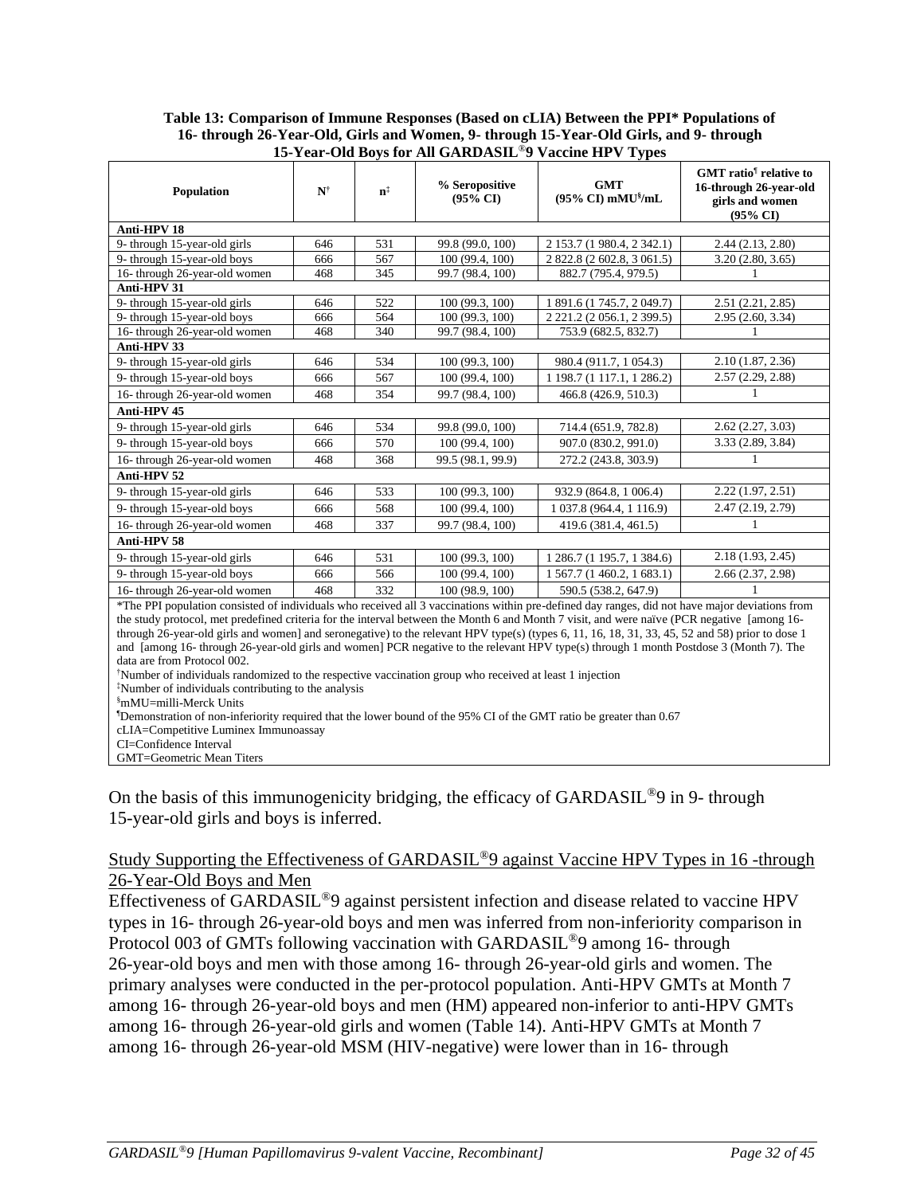**Table 13: Comparison of Immune Responses (Based on cLIA) Between the PPI* Populations of 16- through 26-Year-Old, Girls and Women, 9- through 15-Year-Old Girls, and 9- through 15-Year-Old Boys for All GARDASIL®9 Vaccine HPV Types**

| Population | N† | n‡ | % Seropositive (95% CI) | GMT (95% CI) mMU§/mL | GMT ratio¶ relative to 16-through 26-year-old girls and women (95% CI) |
|---|---|---|---|---|---|
| **Anti-HPV 18** | | | | | |
| 9- through 15-year-old girls | 646 | 531 | 99.8 (99.0, 100) | 2 153.7 (1 980.4, 2 342.1) | 2.44 (2.13, 2.80) |
| 9- through 15-year-old boys | 666 | 567 | 100 (99.4, 100) | 2 822.8 (2 602.8, 3 061.5) | 3.20 (2.80, 3.65) |
| 16- through 26-year-old women | 468 | 345 | 99.7 (98.4, 100) | 882.7 (795.4, 979.5) | 1 |
| **Anti-HPV 31** | | | | | |
| 9- through 15-year-old girls | 646 | 522 | 100 (99.3, 100) | 1 891.6 (1 745.7, 2 049.7) | 2.51 (2.21, 2.85) |
| 9- through 15-year-old boys | 666 | 564 | 100 (99.3, 100) | 2 221.2 (2 056.1, 2 399.5) | 2.95 (2.60, 3.34) |
| 16- through 26-year-old women | 468 | 340 | 99.7 (98.4, 100) | 753.9 (682.5, 832.7) | 1 |
| **Anti-HPV 33** | | | | | |
| 9- through 15-year-old girls | 646 | 534 | 100 (99.3, 100) | 980.4 (911.7, 1 054.3) | 2.10 (1.87, 2.36) |
| 9- through 15-year-old boys | 666 | 567 | 100 (99.4, 100) | 1 198.7 (1 117.1, 1 286.2) | 2.57 (2.29, 2.88) |
| 16- through 26-year-old women | 468 | 354 | 99.7 (98.4, 100) | 466.8 (426.9, 510.3) | 1 |
| **Anti-HPV 45** | | | | | |
| 9- through 15-year-old girls | 646 | 534 | 99.8 (99.0, 100) | 714.4 (651.9, 782.8) | 2.62 (2.27, 3.03) |
| 9- through 15-year-old boys | 666 | 570 | 100 (99.4, 100) | 907.0 (830.2, 991.0) | 3.33 (2.89, 3.84) |
| 16- through 26-year-old women | 468 | 368 | 99.5 (98.1, 99.9) | 272.2 (243.8, 303.9) | 1 |
| **Anti-HPV 52** | | | | | |
| 9- through 15-year-old girls | 646 | 533 | 100 (99.3, 100) | 932.9 (864.8, 1 006.4) | 2.22 (1.97, 2.51) |
| 9- through 15-year-old boys | 666 | 568 | 100 (99.4, 100) | 1 037.8 (964.4, 1 116.9) | 2.47 (2.19, 2.79) |
| 16- through 26-year-old women | 468 | 337 | 99.7 (98.4, 100) | 419.6 (381.4, 461.5) | 1 |
| **Anti-HPV 58** | | | | | |
| 9- through 15-year-old girls | 646 | 531 | 100 (99.3, 100) | 1 286.7 (1 195.7, 1 384.6) | 2.18 (1.93, 2.45) |
| 9- through 15-year-old boys | 666 | 566 | 100 (99.4, 100) | 1 567.7 (1 460.2, 1 683.1) | 2.66 (2.37, 2.98) |
| 16- through 26-year-old women | 468 | 332 | 100 (98.9, 100) | 590.5 (538.2, 647.9) | 1 |

*The PPI population consisted of individuals who received all 3 vaccinations within pre-defined day ranges, did not have major deviations from the study protocol, met predefined criteria for the interval between the Month 6 and Month 7 visit, and were naïve (PCR negative [among 16- through 26-year-old girls and women] and seronegative) to the relevant HPV type(s) (types 6, 11, 16, 18, 31, 33, 45, 52 and 58) prior to dose 1 and [among 16- through 26-year-old girls and women] PCR negative to the relevant HPV type(s) through 1 month Postdose 3 (Month 7). The data are from Protocol 002.

†Number of individuals randomized to the respective vaccination group who received at least 1 injection

‡Number of individuals contributing to the analysis

§mMU=milli-Merck Units

¶Demonstration of non-inferiority required that the lower bound of the 95% CI of the GMT ratio be greater than 0.67

cLIA=Competitive Luminex Immunoassay

CI=Confidence Interval

GMT=Geometric Mean Titers

On the basis of this immunogenicity bridging, the efficacy of GARDASIL®9 in 9- through 15-year-old girls and boys is inferred.

Study Supporting the Effectiveness of GARDASIL®9 against Vaccine HPV Types in 16 -through 26-Year-Old Boys and Men

Effectiveness of GARDASIL®9 against persistent infection and disease related to vaccine HPV types in 16- through 26-year-old boys and men was inferred from non-inferiority comparison in Protocol 003 of GMTs following vaccination with GARDASIL®9 among 16- through 26-year-old boys and men with those among 16- through 26-year-old girls and women. The primary analyses were conducted in the per-protocol population. Anti-HPV GMTs at Month 7 among 16- through 26-year-old boys and men (HM) appeared non-inferior to anti-HPV GMTs among 16- through 26-year-old girls and women (Table 14). Anti-HPV GMTs at Month 7 among 16- through 26-year-old MSM (HIV-negative) were lower than in 16- through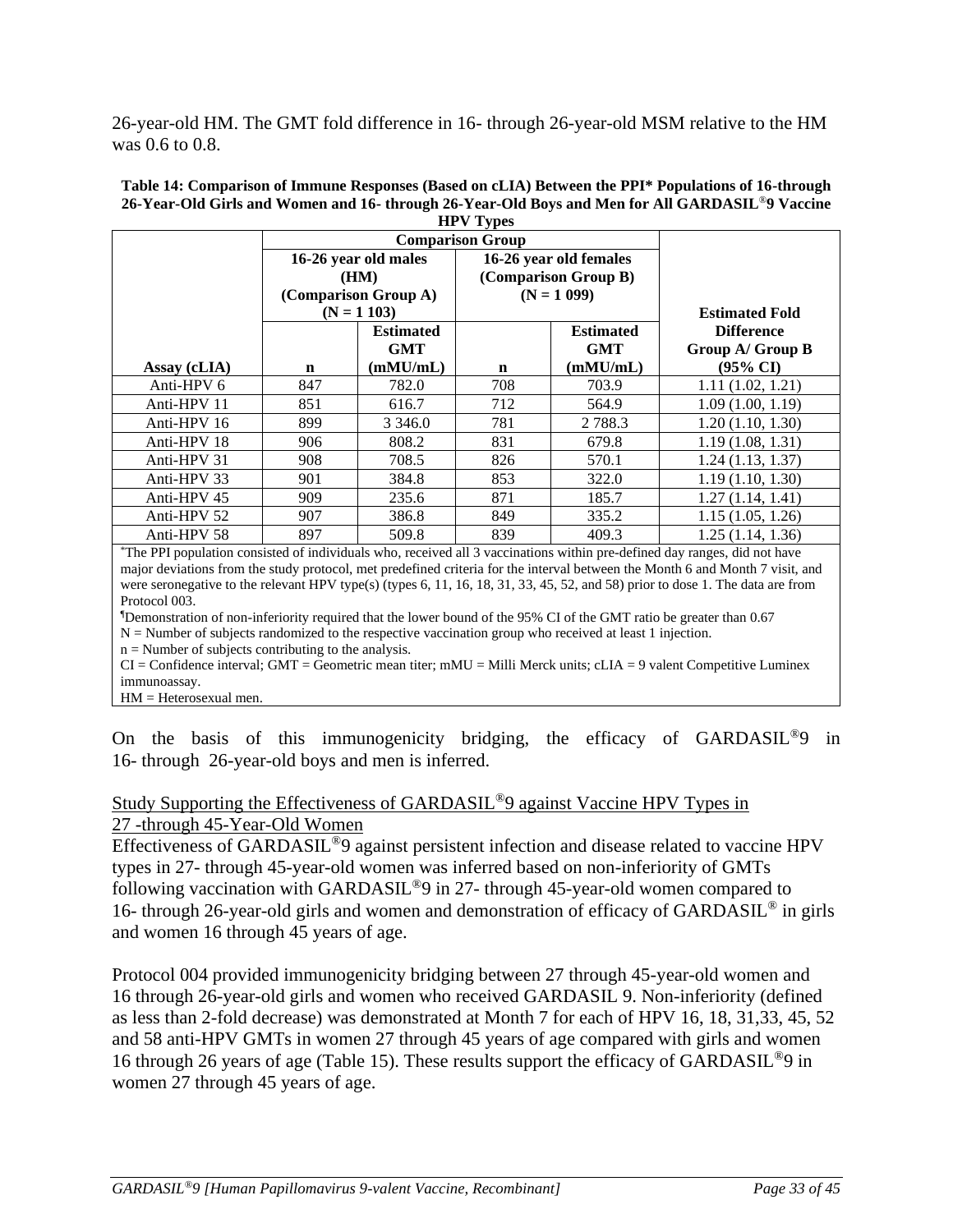26-year-old HM. The GMT fold difference in 16- through 26-year-old MSM relative to the HM was 0.6 to 0.8.

**Table 14: Comparison of Immune Responses (Based on cLIA) Between the PPI* Populations of 16-through 26-Year-Old Girls and Women and 16- through 26-Year-Old Boys and Men for All GARDASIL®9 Vaccine HPV Types**

| | Comparison Group | | | | |
|---|---|---|---|---|---|
| | 16-26 year old males (HM) (Comparison Group A) (N = 1 103) | | 16-26 year old females (Comparison Group B) (N = 1 099) | | Estimated Fold Difference Group A/ Group B (95% CI) |
| Assay (cLIA) | n | Estimated GMT (mMU/mL) | n | Estimated GMT (mMU/mL) | |
| Anti-HPV 6 | 847 | 782.0 | 708 | 703.9 | 1.11 (1.02, 1.21) |
| Anti-HPV 11 | 851 | 616.7 | 712 | 564.9 | 1.09 (1.00, 1.19) |
| Anti-HPV 16 | 899 | 3 346.0 | 781 | 2 788.3 | 1.20 (1.10, 1.30) |
| Anti-HPV 18 | 906 | 808.2 | 831 | 679.8 | 1.19 (1.08, 1.31) |
| Anti-HPV 31 | 908 | 708.5 | 826 | 570.1 | 1.24 (1.13, 1.37) |
| Anti-HPV 33 | 901 | 384.8 | 853 | 322.0 | 1.19 (1.10, 1.30) |
| Anti-HPV 45 | 909 | 235.6 | 871 | 185.7 | 1.27 (1.14, 1.41) |
| Anti-HPV 52 | 907 | 386.8 | 849 | 335.2 | 1.15 (1.05, 1.26) |
| Anti-HPV 58 | 897 | 509.8 | 839 | 409.3 | 1.25 (1.14, 1.36) |

*The PPI population consisted of individuals who, received all 3 vaccinations within pre-defined day ranges, did not have major deviations from the study protocol, met predefined criteria for the interval between the Month 6 and Month 7 visit, and were seronegative to the relevant HPV type(s) (types 6, 11, 16, 18, 31, 33, 45, 52, and 58) prior to dose 1. The data are from Protocol 003.

¶Demonstration of non-inferiority required that the lower bound of the 95% CI of the GMT ratio be greater than 0.67

N = Number of subjects randomized to the respective vaccination group who received at least 1 injection.

n = Number of subjects contributing to the analysis.

CI = Confidence interval; GMT = Geometric mean titer; mMU = Milli Merck units; cLIA = 9 valent Competitive Luminex immunoassay.

HM = Heterosexual men.

On the basis of this immunogenicity bridging, the efficacy of GARDASIL®9 in 16- through 26-year-old boys and men is inferred.

Study Supporting the Effectiveness of GARDASIL®9 against Vaccine HPV Types in 27 -through 45-Year-Old Women

Effectiveness of GARDASIL®9 against persistent infection and disease related to vaccine HPV types in 27- through 45-year-old women was inferred based on non-inferiority of GMTs following vaccination with GARDASIL®9 in 27- through 45-year-old women compared to 16- through 26-year-old girls and women and demonstration of efficacy of GARDASIL® in girls and women 16 through 45 years of age.

Protocol 004 provided immunogenicity bridging between 27 through 45-year-old women and 16 through 26-year-old girls and women who received GARDASIL 9. Non-inferiority (defined as less than 2-fold decrease) was demonstrated at Month 7 for each of HPV 16, 18, 31,33, 45, 52 and 58 anti-HPV GMTs in women 27 through 45 years of age compared with girls and women 16 through 26 years of age (Table 15). These results support the efficacy of GARDASIL®9 in women 27 through 45 years of age.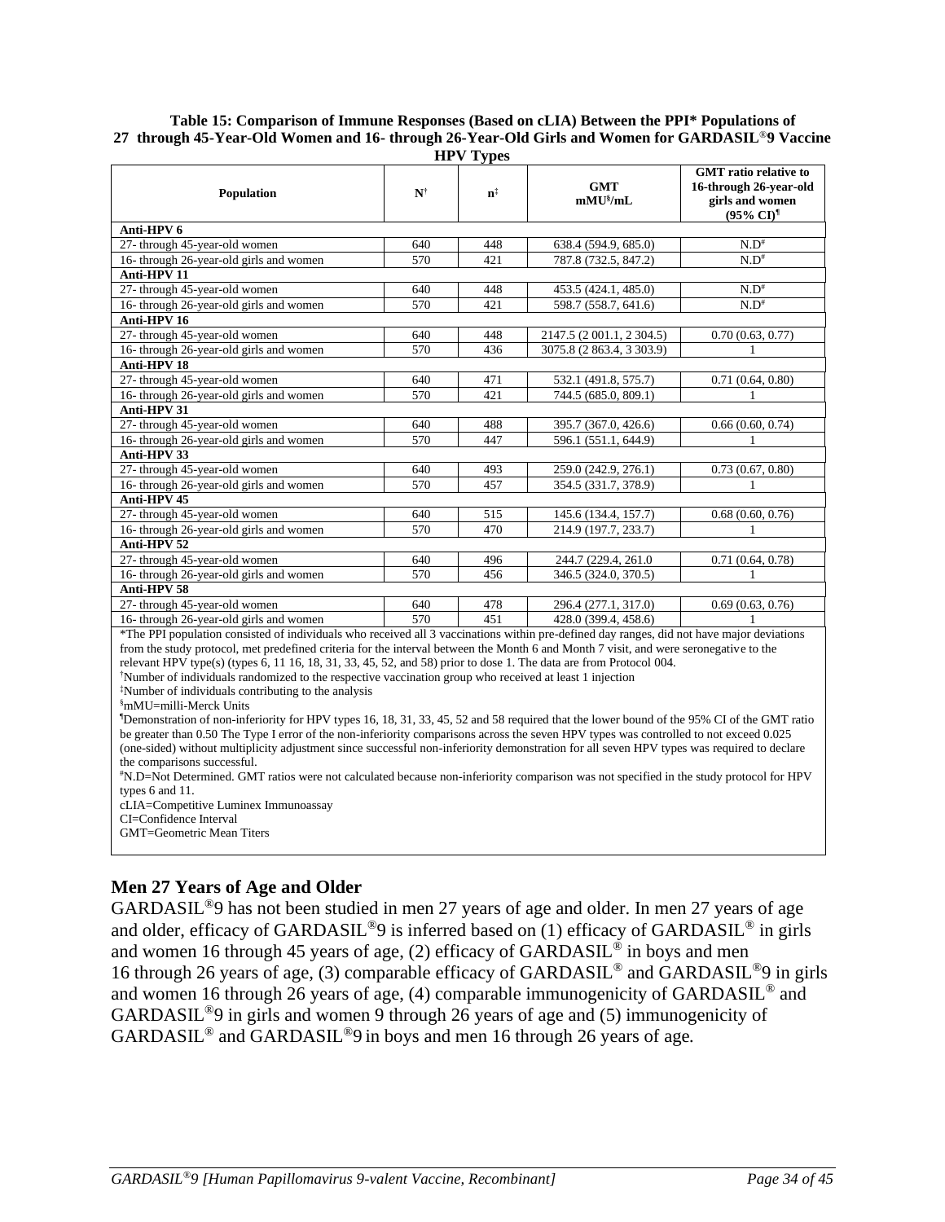**Table 15: Comparison of Immune Responses (Based on cLIA) Between the PPI* Populations of 27 through 45-Year-Old Women and 16- through 26-Year-Old Girls and Women for GARDASIL®9 Vaccine HPV Types**

| Population | N[†] | n[‡] | GMT mMU[§]/mL | GMT ratio relative to 16-through 26-year-old girls and women (95% CI)[¶] |
|---|---|---|---|---|
| **Anti-HPV 6** | | | | |
| 27- through 45-year-old women | 640 | 448 | 638.4 (594.9, 685.0) | N.D[#] |
| 16- through 26-year-old girls and women | 570 | 421 | 787.8 (732.5, 847.2) | N.D[#] |
| **Anti-HPV 11** | | | | |
| 27- through 45-year-old women | 640 | 448 | 453.5 (424.1, 485.0) | N.D[#] |
| 16- through 26-year-old girls and women | 570 | 421 | 598.7 (558.7, 641.6) | N.D[#] |
| **Anti-HPV 16** | | | | |
| 27- through 45-year-old women | 640 | 448 | 2147.5 (2 001.1, 2 304.5) | 0.70 (0.63, 0.77) |
| 16- through 26-year-old girls and women | 570 | 436 | 3075.8 (2 863.4, 3 303.9) | 1 |
| **Anti-HPV 18** | | | | |
| 27- through 45-year-old women | 640 | 471 | 532.1 (491.8, 575.7) | 0.71 (0.64, 0.80) |
| 16- through 26-year-old girls and women | 570 | 421 | 744.5 (685.0, 809.1) | 1 |
| **Anti-HPV 31** | | | | |
| 27- through 45-year-old women | 640 | 488 | 395.7 (367.0, 426.6) | 0.66 (0.60, 0.74) |
| 16- through 26-year-old girls and women | 570 | 447 | 596.1 (551.1, 644.9) | 1 |
| **Anti-HPV 33** | | | | |
| 27- through 45-year-old women | 640 | 493 | 259.0 (242.9, 276.1) | 0.73 (0.67, 0.80) |
| 16- through 26-year-old girls and women | 570 | 457 | 354.5 (331.7, 378.9) | 1 |
| **Anti-HPV 45** | | | | |
| 27- through 45-year-old women | 640 | 515 | 145.6 (134.4, 157.7) | 0.68 (0.60, 0.76) |
| 16- through 26-year-old girls and women | 570 | 470 | 214.9 (197.7, 233.7) | 1 |
| **Anti-HPV 52** | | | | |
| 27- through 45-year-old women | 640 | 496 | 244.7 (229.4, 261.0 | 0.71 (0.64, 0.78) |
| 16- through 26-year-old girls and women | 570 | 456 | 346.5 (324.0, 370.5) | 1 |
| **Anti-HPV 58** | | | | |
| 27- through 45-year-old women | 640 | 478 | 296.4 (277.1, 317.0) | 0.69 (0.63, 0.76) |
| 16- through 26-year-old girls and women | 570 | 451 | 428.0 (399.4, 458.6) | 1 |

*The PPI population consisted of individuals who received all 3 vaccinations within pre-defined day ranges, did not have major deviations from the study protocol, met predefined criteria for the interval between the Month 6 and Month 7 visit, and were seronegative to the relevant HPV type(s) (types 6, 11 16, 18, 31, 33, 45, 52, and 58) prior to dose 1. The data are from Protocol 004.

[†]Number of individuals randomized to the respective vaccination group who received at least 1 injection

[‡]Number of individuals contributing to the analysis

[§]mMU=milli-Merck Units

[¶]Demonstration of non-inferiority for HPV types 16, 18, 31, 33, 45, 52 and 58 required that the lower bound of the 95% CI of the GMT ratio be greater than 0.50 The Type I error of the non-inferiority comparisons across the seven HPV types was controlled to not exceed 0.025 (one-sided) without multiplicity adjustment since successful non-inferiority demonstration for all seven HPV types was required to declare the comparisons successful.

[#]N.D=Not Determined. GMT ratios were not calculated because non-inferiority comparison was not specified in the study protocol for HPV types 6 and 11.

cLIA=Competitive Luminex Immunoassay

CI=Confidence Interval

GMT=Geometric Mean Titers

## Men 27 Years of Age and Older

GARDASIL®9 has not been studied in men 27 years of age and older. In men 27 years of age and older, efficacy of GARDASIL®9 is inferred based on (1) efficacy of GARDASIL® in girls and women 16 through 45 years of age, (2) efficacy of GARDASIL® in boys and men 16 through 26 years of age, (3) comparable efficacy of GARDASIL® and GARDASIL®9 in girls and women 16 through 26 years of age, (4) comparable immunogenicity of GARDASIL® and GARDASIL®9 in girls and women 9 through 26 years of age and (5) immunogenicity of GARDASIL® and GARDASIL®9 in boys and men 16 through 26 years of age.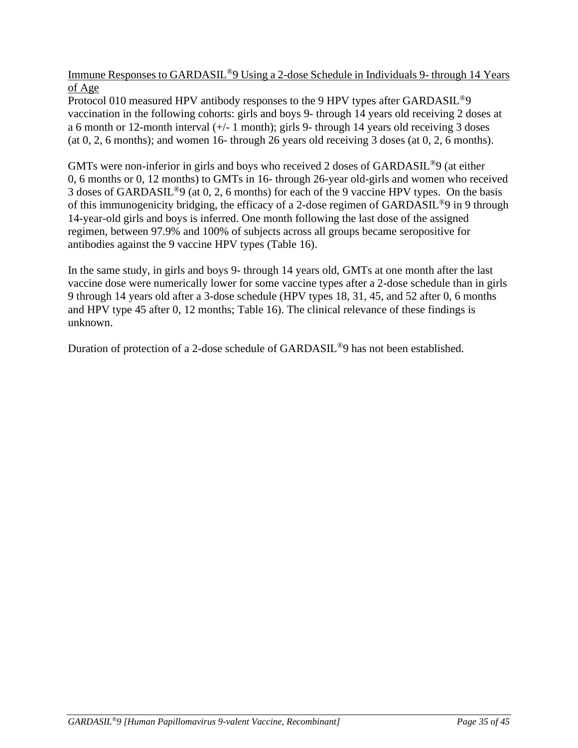Immune Responses to GARDASIL®9 Using a 2-dose Schedule in Individuals 9- through 14 Years of Age

Protocol 010 measured HPV antibody responses to the 9 HPV types after GARDASIL®9 vaccination in the following cohorts: girls and boys 9- through 14 years old receiving 2 doses at a 6 month or 12-month interval (+/- 1 month); girls 9- through 14 years old receiving 3 doses (at 0, 2, 6 months); and women 16- through 26 years old receiving 3 doses (at 0, 2, 6 months).

GMTs were non-inferior in girls and boys who received 2 doses of GARDASIL®9 (at either 0, 6 months or 0, 12 months) to GMTs in 16- through 26-year old-girls and women who received 3 doses of GARDASIL®9 (at 0, 2, 6 months) for each of the 9 vaccine HPV types. On the basis of this immunogenicity bridging, the efficacy of a 2-dose regimen of GARDASIL®9 in 9 through 14-year-old girls and boys is inferred. One month following the last dose of the assigned regimen, between 97.9% and 100% of subjects across all groups became seropositive for antibodies against the 9 vaccine HPV types (Table 16).

In the same study, in girls and boys 9- through 14 years old, GMTs at one month after the last vaccine dose were numerically lower for some vaccine types after a 2-dose schedule than in girls 9 through 14 years old after a 3-dose schedule (HPV types 18, 31, 45, and 52 after 0, 6 months and HPV type 45 after 0, 12 months; Table 16). The clinical relevance of these findings is unknown.

Duration of protection of a 2-dose schedule of GARDASIL®9 has not been established.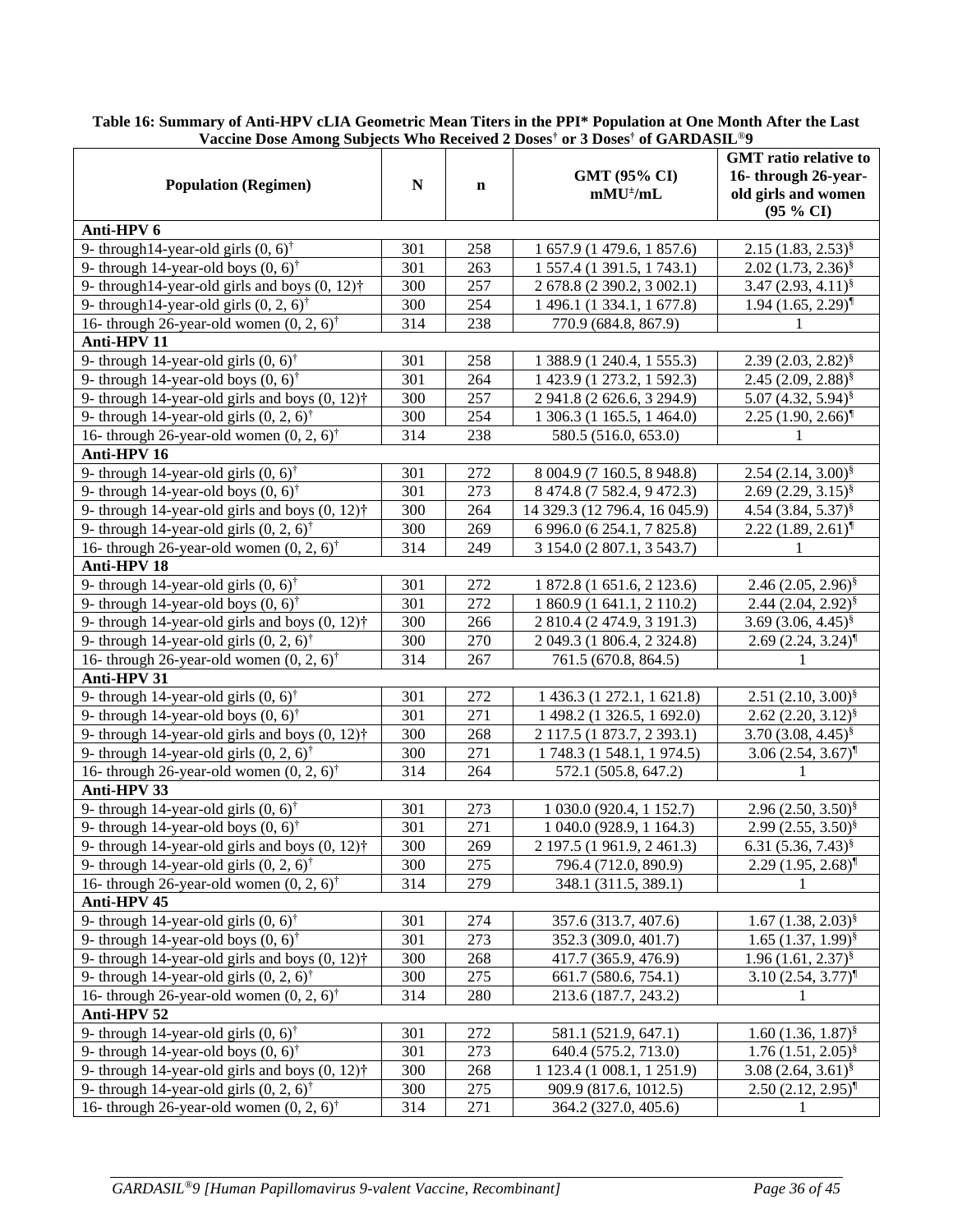**Table 16: Summary of Anti-HPV cLIA Geometric Mean Titers in the PPI* Population at One Month After the Last Vaccine Dose Among Subjects Who Received 2 Doses† or 3 Doses† of GARDASIL®9**

| Population (Regimen) | N | n | GMT (95% CI) mMU±/mL | GMT ratio relative to 16- through 26-year-old girls and women (95 % CI) |
|---|---|---|---|---|
| **Anti-HPV 6** | | | | |
| 9- through14-year-old girls (0, 6)† | 301 | 258 | 1 657.9 (1 479.6, 1 857.6) | 2.15 (1.83, 2.53)§ |
| 9- through 14-year-old boys (0, 6)† | 301 | 263 | 1 557.4 (1 391.5, 1 743.1) | 2.02 (1.73, 2.36)§ |
| 9- through14-year-old girls and boys (0, 12)† | 300 | 257 | 2 678.8 (2 390.2, 3 002.1) | 3.47 (2.93, 4.11)§ |
| 9- through14-year-old girls (0, 2, 6)† | 300 | 254 | 1 496.1 (1 334.1, 1 677.8) | 1.94 (1.65, 2.29)¶ |
| 16- through 26-year-old women (0, 2, 6)† | 314 | 238 | 770.9 (684.8, 867.9) | 1 |
| **Anti-HPV 11** | | | | |
| 9- through 14-year-old girls (0, 6)† | 301 | 258 | 1 388.9 (1 240.4, 1 555.3) | 2.39 (2.03, 2.82)§ |
| 9- through 14-year-old boys (0, 6)† | 301 | 264 | 1 423.9 (1 273.2, 1 592.3) | 2.45 (2.09, 2.88)§ |
| 9- through 14-year-old girls and boys (0, 12)† | 300 | 257 | 2 941.8 (2 626.6, 3 294.9) | 5.07 (4.32, 5.94)§ |
| 9- through 14-year-old girls (0, 2, 6)† | 300 | 254 | 1 306.3 (1 165.5, 1 464.0) | 2.25 (1.90, 2.66)¶ |
| 16- through 26-year-old women (0, 2, 6)† | 314 | 238 | 580.5 (516.0, 653.0) | 1 |
| **Anti-HPV 16** | | | | |
| 9- through 14-year-old girls (0, 6)† | 301 | 272 | 8 004.9 (7 160.5, 8 948.8) | 2.54 (2.14, 3.00)§ |
| 9- through 14-year-old boys (0, 6)† | 301 | 273 | 8 474.8 (7 582.4, 9 472.3) | 2.69 (2.29, 3.15)§ |
| 9- through 14-year-old girls and boys (0, 12)† | 300 | 264 | 14 329.3 (12 796.4, 16 045.9) | 4.54 (3.84, 5.37)§ |
| 9- through 14-year-old girls (0, 2, 6)† | 300 | 269 | 6 996.0 (6 254.1, 7 825.8) | 2.22 (1.89, 2.61)¶ |
| 16- through 26-year-old women (0, 2, 6)† | 314 | 249 | 3 154.0 (2 807.1, 3 543.7) | 1 |
| **Anti-HPV 18** | | | | |
| 9- through 14-year-old girls (0, 6)† | 301 | 272 | 1 872.8 (1 651.6, 2 123.6) | 2.46 (2.05, 2.96)§ |
| 9- through 14-year-old boys (0, 6)† | 301 | 272 | 1 860.9 (1 641.1, 2 110.2) | 2.44 (2.04, 2.92)§ |
| 9- through 14-year-old girls and boys (0, 12)† | 300 | 266 | 2 810.4 (2 474.9, 3 191.3) | 3.69 (3.06, 4.45)§ |
| 9- through 14-year-old girls (0, 2, 6)† | 300 | 270 | 2 049.3 (1 806.4, 2 324.8) | 2.69 (2.24, 3.24)¶ |
| 16- through 26-year-old women (0, 2, 6)† | 314 | 267 | 761.5 (670.8, 864.5) | 1 |
| **Anti-HPV 31** | | | | |
| 9- through 14-year-old girls (0, 6)† | 301 | 272 | 1 436.3 (1 272.1, 1 621.8) | 2.51 (2.10, 3.00)§ |
| 9- through 14-year-old boys (0, 6)† | 301 | 271 | 1 498.2 (1 326.5, 1 692.0) | 2.62 (2.20, 3.12)§ |
| 9- through 14-year-old girls and boys (0, 12)† | 300 | 268 | 2 117.5 (1 873.7, 2 393.1) | 3.70 (3.08, 4.45)§ |
| 9- through 14-year-old girls (0, 2, 6)† | 300 | 271 | 1 748.3 (1 548.1, 1 974.5) | 3.06 (2.54, 3.67)¶ |
| 16- through 26-year-old women (0, 2, 6)† | 314 | 264 | 572.1 (505.8, 647.2) | 1 |
| **Anti-HPV 33** | | | | |
| 9- through 14-year-old girls (0, 6)† | 301 | 273 | 1 030.0 (920.4, 1 152.7) | 2.96 (2.50, 3.50)§ |
| 9- through 14-year-old boys (0, 6)† | 301 | 271 | 1 040.0 (928.9, 1 164.3) | 2.99 (2.55, 3.50)§ |
| 9- through 14-year-old girls and boys (0, 12)† | 300 | 269 | 2 197.5 (1 961.9, 2 461.3) | 6.31 (5.36, 7.43)§ |
| 9- through 14-year-old girls (0, 2, 6)† | 300 | 275 | 796.4 (712.0, 890.9) | 2.29 (1.95, 2.68)¶ |
| 16- through 26-year-old women (0, 2, 6)† | 314 | 279 | 348.1 (311.5, 389.1) | 1 |
| **Anti-HPV 45** | | | | |
| 9- through 14-year-old girls (0, 6)† | 301 | 274 | 357.6 (313.7, 407.6) | 1.67 (1.38, 2.03)§ |
| 9- through 14-year-old boys (0, 6)† | 301 | 273 | 352.3 (309.0, 401.7) | 1.65 (1.37, 1.99)§ |
| 9- through 14-year-old girls and boys (0, 12)† | 300 | 268 | 417.7 (365.9, 476.9) | 1.96 (1.61, 2.37)§ |
| 9- through 14-year-old girls (0, 2, 6)† | 300 | 275 | 661.7 (580.6, 754.1) | 3.10 (2.54, 3.77)¶ |
| 16- through 26-year-old women (0, 2, 6)† | 314 | 280 | 213.6 (187.7, 243.2) | 1 |
| **Anti-HPV 52** | | | | |
| 9- through 14-year-old girls (0, 6)† | 301 | 272 | 581.1 (521.9, 647.1) | 1.60 (1.36, 1.87)§ |
| 9- through 14-year-old boys (0, 6)† | 301 | 273 | 640.4 (575.2, 713.0) | 1.76 (1.51, 2.05)§ |
| 9- through 14-year-old girls and boys (0, 12)† | 300 | 268 | 1 123.4 (1 008.1, 1 251.9) | 3.08 (2.64, 3.61)§ |
| 9- through 14-year-old girls (0, 2, 6)† | 300 | 275 | 909.9 (817.6, 1012.5) | 2.50 (2.12, 2.95)¶ |
| 16- through 26-year-old women (0, 2, 6)† | 314 | 271 | 364.2 (327.0, 405.6) | 1 |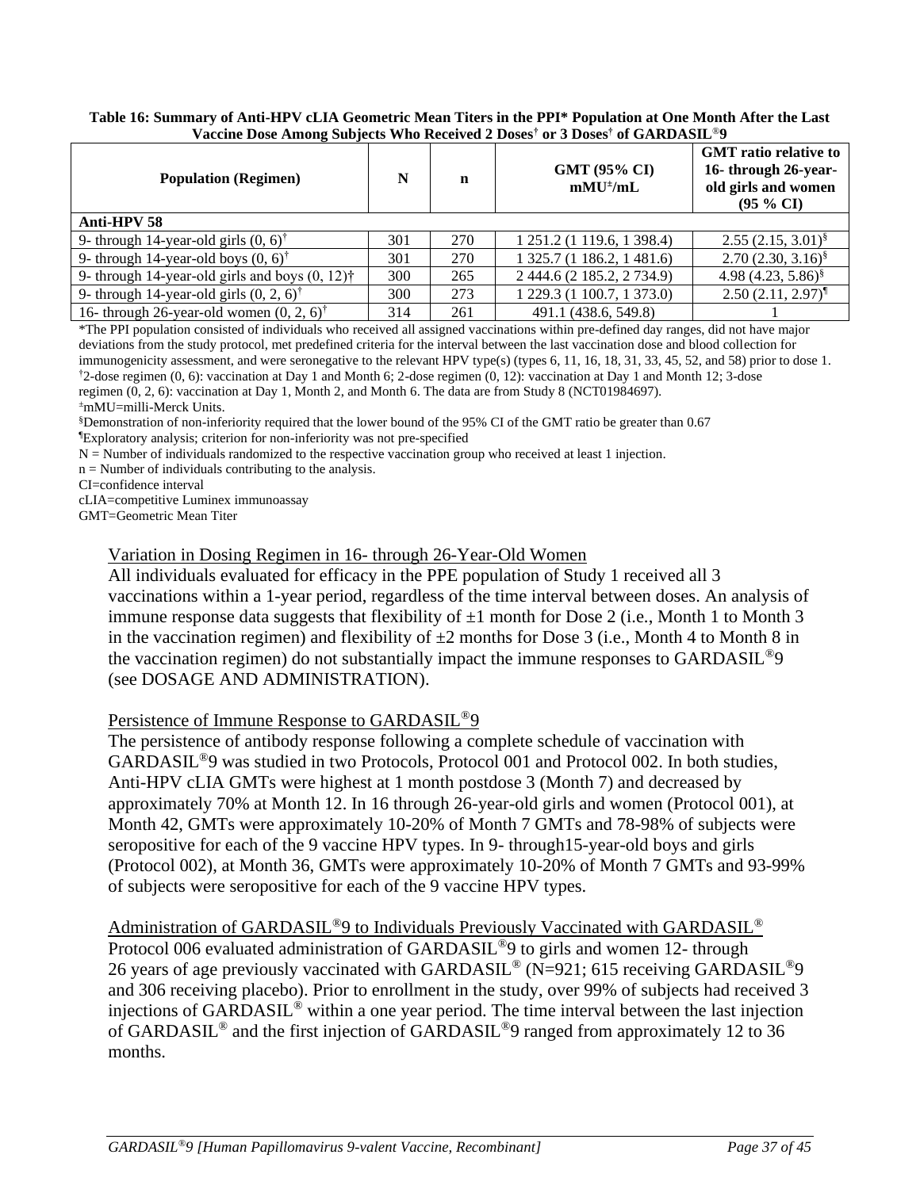**Table 16: Summary of Anti-HPV cLIA Geometric Mean Titers in the PPI* Population at One Month After the Last Vaccine Dose Among Subjects Who Received 2 Doses† or 3 Doses† of GARDASIL®9**

| Population (Regimen) | N | n | GMT (95% CI) mMU±/mL | GMT ratio relative to 16- through 26-year-old girls and women (95 % CI) |
|---|---|---|---|---|
| **Anti-HPV 58** | | | | |
| 9- through 14-year-old girls (0, 6)† | 301 | 270 | 1 251.2 (1 119.6, 1 398.4) | 2.55 (2.15, 3.01)§ |
| 9- through 14-year-old boys (0, 6)† | 301 | 270 | 1 325.7 (1 186.2, 1 481.6) | 2.70 (2.30, 3.16)§ |
| 9- through 14-year-old girls and boys (0, 12)† | 300 | 265 | 2 444.6 (2 185.2, 2 734.9) | 4.98 (4.23, 5.86)§ |
| 9- through 14-year-old girls (0, 2, 6)† | 300 | 273 | 1 229.3 (1 100.7, 1 373.0) | 2.50 (2.11, 2.97)¶ |
| 16- through 26-year-old women (0, 2, 6)† | 314 | 261 | 491.1 (438.6, 549.8) | 1 |

*The PPI population consisted of individuals who received all assigned vaccinations within pre-defined day ranges, did not have major deviations from the study protocol, met predefined criteria for the interval between the last vaccination dose and blood collection for immunogenicity assessment, and were seronegative to the relevant HPV type(s) (types 6, 11, 16, 18, 31, 33, 45, 52, and 58) prior to dose 1.
†2-dose regimen (0, 6): vaccination at Day 1 and Month 6; 2-dose regimen (0, 12): vaccination at Day 1 and Month 12; 3-dose regimen (0, 2, 6): vaccination at Day 1, Month 2, and Month 6. The data are from Study 8 (NCT01984697).
±mMU=milli-Merck Units.
§Demonstration of non-inferiority required that the lower bound of the 95% CI of the GMT ratio be greater than 0.67
¶Exploratory analysis; criterion for non-inferiority was not pre-specified
N = Number of individuals randomized to the respective vaccination group who received at least 1 injection.
n = Number of individuals contributing to the analysis.
CI=confidence interval
cLIA=competitive Luminex immunoassay
GMT=Geometric Mean Titer

Variation in Dosing Regimen in 16- through 26-Year-Old Women

All individuals evaluated for efficacy in the PPE population of Study 1 received all 3 vaccinations within a 1-year period, regardless of the time interval between doses. An analysis of immune response data suggests that flexibility of ±1 month for Dose 2 (i.e., Month 1 to Month 3 in the vaccination regimen) and flexibility of ±2 months for Dose 3 (i.e., Month 4 to Month 8 in the vaccination regimen) do not substantially impact the immune responses to GARDASIL®9 (see DOSAGE AND ADMINISTRATION).

Persistence of Immune Response to GARDASIL®9

The persistence of antibody response following a complete schedule of vaccination with GARDASIL®9 was studied in two Protocols, Protocol 001 and Protocol 002. In both studies, Anti-HPV cLIA GMTs were highest at 1 month postdose 3 (Month 7) and decreased by approximately 70% at Month 12. In 16 through 26-year-old girls and women (Protocol 001), at Month 42, GMTs were approximately 10-20% of Month 7 GMTs and 78-98% of subjects were seropositive for each of the 9 vaccine HPV types. In 9- through15-year-old boys and girls (Protocol 002), at Month 36, GMTs were approximately 10-20% of Month 7 GMTs and 93-99% of subjects were seropositive for each of the 9 vaccine HPV types.

Administration of GARDASIL®9 to Individuals Previously Vaccinated with GARDASIL®

Protocol 006 evaluated administration of GARDASIL®9 to girls and women 12- through 26 years of age previously vaccinated with GARDASIL® (N=921; 615 receiving GARDASIL®9 and 306 receiving placebo). Prior to enrollment in the study, over 99% of subjects had received 3 injections of GARDASIL® within a one year period. The time interval between the last injection of GARDASIL® and the first injection of GARDASIL®9 ranged from approximately 12 to 36 months.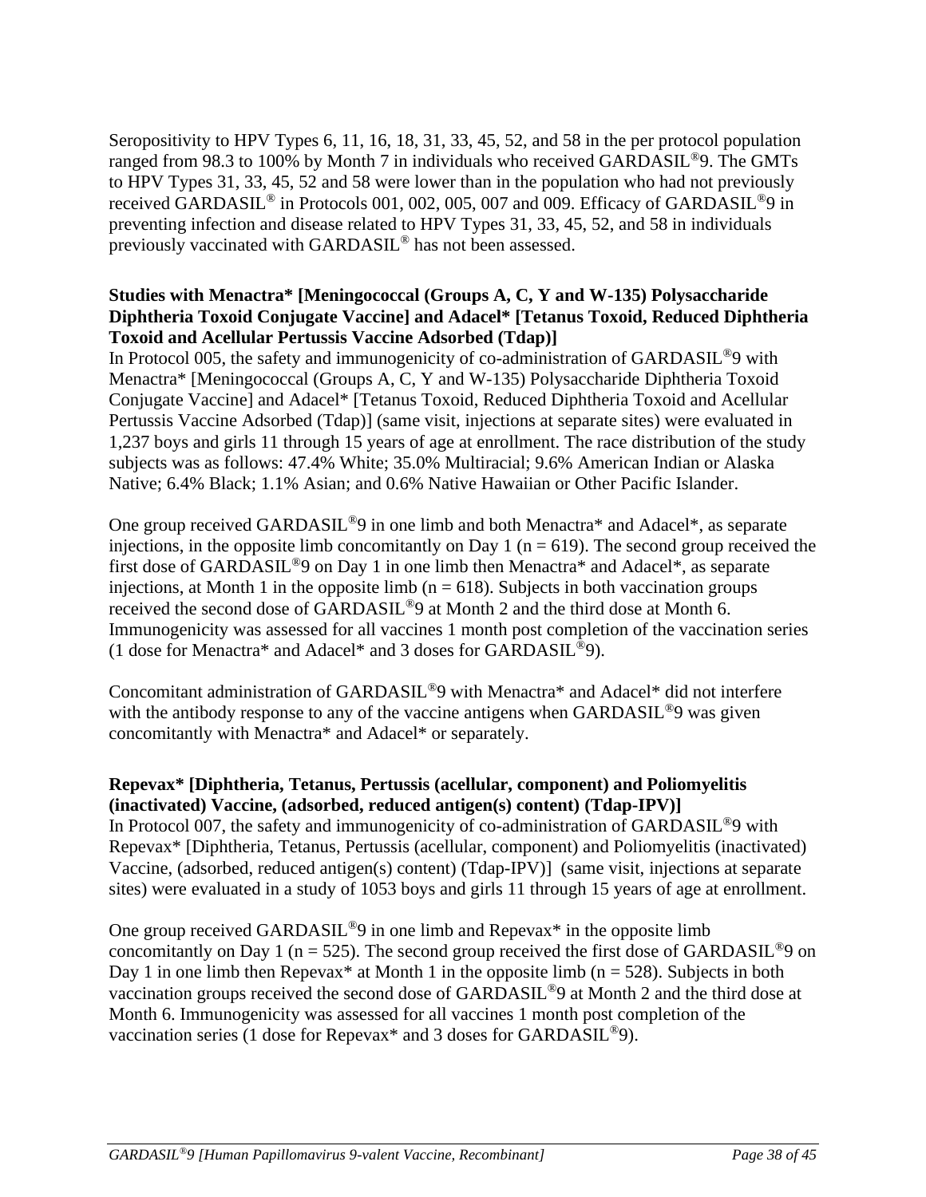Seropositivity to HPV Types 6, 11, 16, 18, 31, 33, 45, 52, and 58 in the per protocol population ranged from 98.3 to 100% by Month 7 in individuals who received GARDASIL®9. The GMTs to HPV Types 31, 33, 45, 52 and 58 were lower than in the population who had not previously received GARDASIL® in Protocols 001, 002, 005, 007 and 009. Efficacy of GARDASIL®9 in preventing infection and disease related to HPV Types 31, 33, 45, 52, and 58 in individuals previously vaccinated with GARDASIL® has not been assessed.

**Studies with Menactra* [Meningococcal (Groups A, C, Y and W-135) Polysaccharide Diphtheria Toxoid Conjugate Vaccine] and Adacel* [Tetanus Toxoid, Reduced Diphtheria Toxoid and Acellular Pertussis Vaccine Adsorbed (Tdap)]**

In Protocol 005, the safety and immunogenicity of co-administration of GARDASIL®9 with Menactra* [Meningococcal (Groups A, C, Y and W-135) Polysaccharide Diphtheria Toxoid Conjugate Vaccine] and Adacel* [Tetanus Toxoid, Reduced Diphtheria Toxoid and Acellular Pertussis Vaccine Adsorbed (Tdap)] (same visit, injections at separate sites) were evaluated in 1,237 boys and girls 11 through 15 years of age at enrollment. The race distribution of the study subjects was as follows: 47.4% White; 35.0% Multiracial; 9.6% American Indian or Alaska Native; 6.4% Black; 1.1% Asian; and 0.6% Native Hawaiian or Other Pacific Islander.

One group received GARDASIL®9 in one limb and both Menactra* and Adacel*, as separate injections, in the opposite limb concomitantly on Day 1 (n = 619). The second group received the first dose of GARDASIL®9 on Day 1 in one limb then Menactra* and Adacel*, as separate injections, at Month 1 in the opposite limb (n = 618). Subjects in both vaccination groups received the second dose of GARDASIL®9 at Month 2 and the third dose at Month 6. Immunogenicity was assessed for all vaccines 1 month post completion of the vaccination series (1 dose for Menactra* and Adacel* and 3 doses for GARDASIL®9).

Concomitant administration of GARDASIL®9 with Menactra* and Adacel* did not interfere with the antibody response to any of the vaccine antigens when GARDASIL®9 was given concomitantly with Menactra* and Adacel* or separately.

**Repevax* [Diphtheria, Tetanus, Pertussis (acellular, component) and Poliomyelitis (inactivated) Vaccine, (adsorbed, reduced antigen(s) content) (Tdap-IPV)]**

In Protocol 007, the safety and immunogenicity of co-administration of GARDASIL®9 with Repevax* [Diphtheria, Tetanus, Pertussis (acellular, component) and Poliomyelitis (inactivated) Vaccine, (adsorbed, reduced antigen(s) content) (Tdap-IPV)] (same visit, injections at separate sites) were evaluated in a study of 1053 boys and girls 11 through 15 years of age at enrollment.

One group received GARDASIL®9 in one limb and Repevax* in the opposite limb concomitantly on Day 1 (n = 525). The second group received the first dose of GARDASIL®9 on Day 1 in one limb then Repevax* at Month 1 in the opposite limb (n = 528). Subjects in both vaccination groups received the second dose of GARDASIL®9 at Month 2 and the third dose at Month 6. Immunogenicity was assessed for all vaccines 1 month post completion of the vaccination series (1 dose for Repevax* and 3 doses for GARDASIL®9).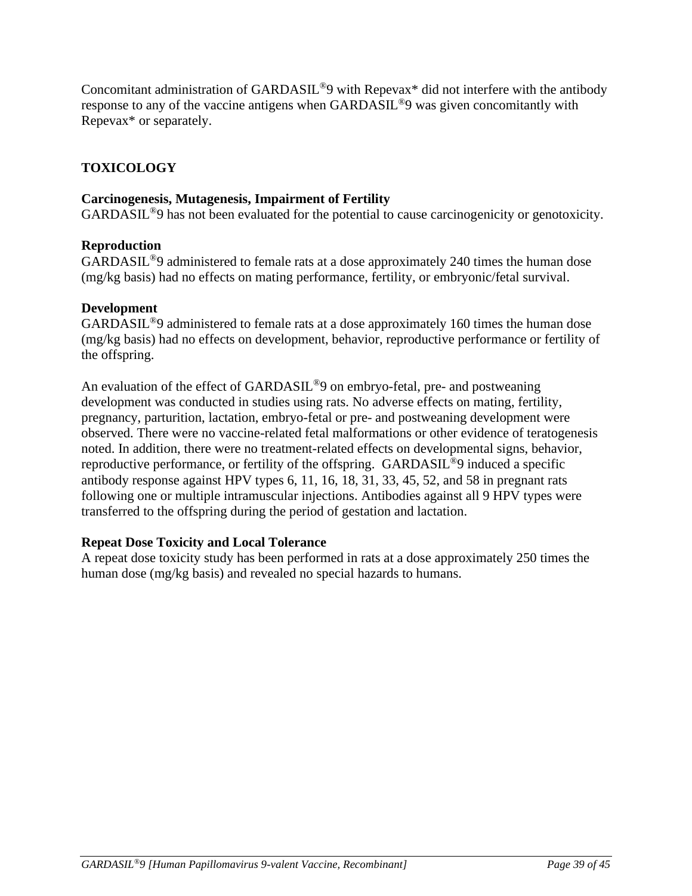Concomitant administration of GARDASIL®9 with Repevax* did not interfere with the antibody response to any of the vaccine antigens when GARDASIL®9 was given concomitantly with Repevax* or separately.

## TOXICOLOGY

**Carcinogenesis, Mutagenesis, Impairment of Fertility**
GARDASIL®9 has not been evaluated for the potential to cause carcinogenicity or genotoxicity.

**Reproduction**
GARDASIL®9 administered to female rats at a dose approximately 240 times the human dose (mg/kg basis) had no effects on mating performance, fertility, or embryonic/fetal survival.

**Development**
GARDASIL®9 administered to female rats at a dose approximately 160 times the human dose (mg/kg basis) had no effects on development, behavior, reproductive performance or fertility of the offspring.

An evaluation of the effect of GARDASIL®9 on embryo-fetal, pre- and postweaning development was conducted in studies using rats. No adverse effects on mating, fertility, pregnancy, parturition, lactation, embryo-fetal or pre- and postweaning development were observed. There were no vaccine-related fetal malformations or other evidence of teratogenesis noted. In addition, there were no treatment-related effects on developmental signs, behavior, reproductive performance, or fertility of the offspring. GARDASIL®9 induced a specific antibody response against HPV types 6, 11, 16, 18, 31, 33, 45, 52, and 58 in pregnant rats following one or multiple intramuscular injections. Antibodies against all 9 HPV types were transferred to the offspring during the period of gestation and lactation.

**Repeat Dose Toxicity and Local Tolerance**
A repeat dose toxicity study has been performed in rats at a dose approximately 250 times the human dose (mg/kg basis) and revealed no special hazards to humans.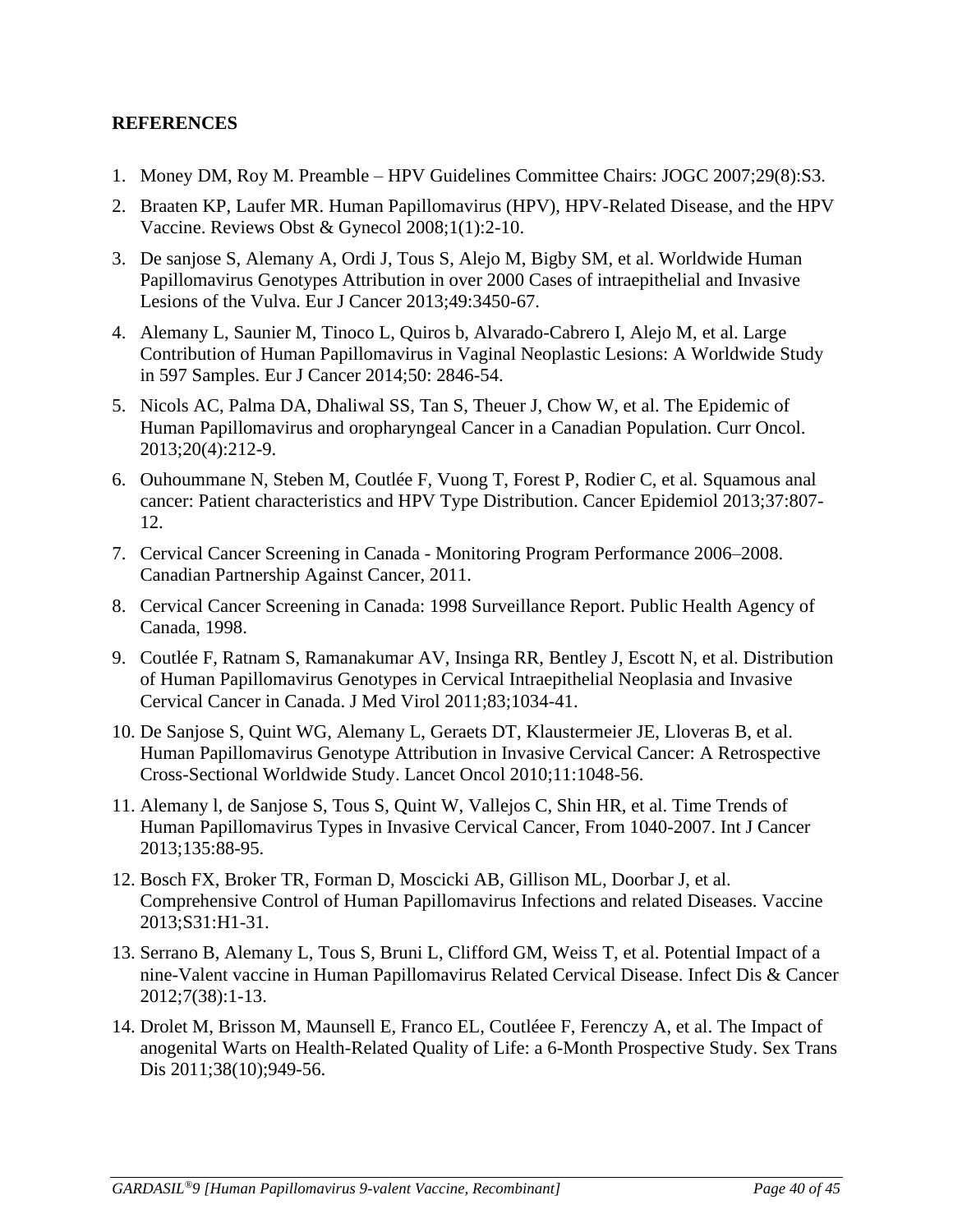## REFERENCES

1. Money DM, Roy M. Preamble – HPV Guidelines Committee Chairs: JOGC 2007;29(8):S3.
2. Braaten KP, Laufer MR. Human Papillomavirus (HPV), HPV-Related Disease, and the HPV Vaccine. Reviews Obst & Gynecol 2008;1(1):2-10.
3. De sanjose S, Alemany A, Ordi J, Tous S, Alejo M, Bigby SM, et al. Worldwide Human Papillomavirus Genotypes Attribution in over 2000 Cases of intraepithelial and Invasive Lesions of the Vulva. Eur J Cancer 2013;49:3450-67.
4. Alemany L, Saunier M, Tinoco L, Quiros b, Alvarado-Cabrero I, Alejo M, et al. Large Contribution of Human Papillomavirus in Vaginal Neoplastic Lesions: A Worldwide Study in 597 Samples. Eur J Cancer 2014;50: 2846-54.
5. Nicols AC, Palma DA, Dhaliwal SS, Tan S, Theuer J, Chow W, et al. The Epidemic of Human Papillomavirus and oropharyngeal Cancer in a Canadian Population. Curr Oncol. 2013;20(4):212-9.
6. Ouhoummane N, Steben M, Coutlée F, Vuong T, Forest P, Rodier C, et al. Squamous anal cancer: Patient characteristics and HPV Type Distribution. Cancer Epidemiol 2013;37:807-12.
7. Cervical Cancer Screening in Canada - Monitoring Program Performance 2006–2008. Canadian Partnership Against Cancer, 2011.
8. Cervical Cancer Screening in Canada: 1998 Surveillance Report. Public Health Agency of Canada, 1998.
9. Coutlée F, Ratnam S, Ramanakumar AV, Insinga RR, Bentley J, Escott N, et al. Distribution of Human Papillomavirus Genotypes in Cervical Intraepithelial Neoplasia and Invasive Cervical Cancer in Canada. J Med Virol 2011;83;1034-41.
10. De Sanjose S, Quint WG, Alemany L, Geraets DT, Klaustermeier JE, Lloveras B, et al. Human Papillomavirus Genotype Attribution in Invasive Cervical Cancer: A Retrospective Cross-Sectional Worldwide Study. Lancet Oncol 2010;11:1048-56.
11. Alemany l, de Sanjose S, Tous S, Quint W, Vallejos C, Shin HR, et al. Time Trends of Human Papillomavirus Types in Invasive Cervical Cancer, From 1040-2007. Int J Cancer 2013;135:88-95.
12. Bosch FX, Broker TR, Forman D, Moscicki AB, Gillison ML, Doorbar J, et al. Comprehensive Control of Human Papillomavirus Infections and related Diseases. Vaccine 2013;S31:H1-31.
13. Serrano B, Alemany L, Tous S, Bruni L, Clifford GM, Weiss T, et al. Potential Impact of a nine-Valent vaccine in Human Papillomavirus Related Cervical Disease. Infect Dis & Cancer 2012;7(38):1-13.
14. Drolet M, Brisson M, Maunsell E, Franco EL, Coutléee F, Ferenczy A, et al. The Impact of anogenital Warts on Health-Related Quality of Life: a 6-Month Prospective Study. Sex Trans Dis 2011;38(10);949-56.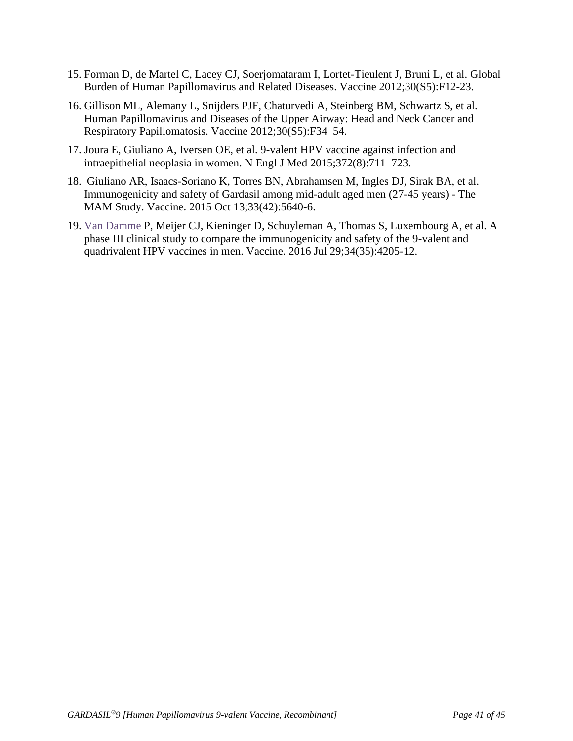15. Forman D, de Martel C, Lacey CJ, Soerjomataram I, Lortet-Tieulent J, Bruni L, et al. Global Burden of Human Papillomavirus and Related Diseases. Vaccine 2012;30(S5):F12-23.
16. Gillison ML, Alemany L, Snijders PJF, Chaturvedi A, Steinberg BM, Schwartz S, et al. Human Papillomavirus and Diseases of the Upper Airway: Head and Neck Cancer and Respiratory Papillomatosis. Vaccine 2012;30(S5):F34–54.
17. Joura E, Giuliano A, Iversen OE, et al. 9-valent HPV vaccine against infection and intraepithelial neoplasia in women. N Engl J Med 2015;372(8):711–723.
18. Giuliano AR, Isaacs-Soriano K, Torres BN, Abrahamsen M, Ingles DJ, Sirak BA, et al. Immunogenicity and safety of Gardasil among mid-adult aged men (27-45 years) - The MAM Study. Vaccine. 2015 Oct 13;33(42):5640-6.
19. Van Damme P, Meijer CJ, Kieninger D, Schuyleman A, Thomas S, Luxembourg A, et al. A phase III clinical study to compare the immunogenicity and safety of the 9-valent and quadrivalent HPV vaccines in men. Vaccine. 2016 Jul 29;34(35):4205-12.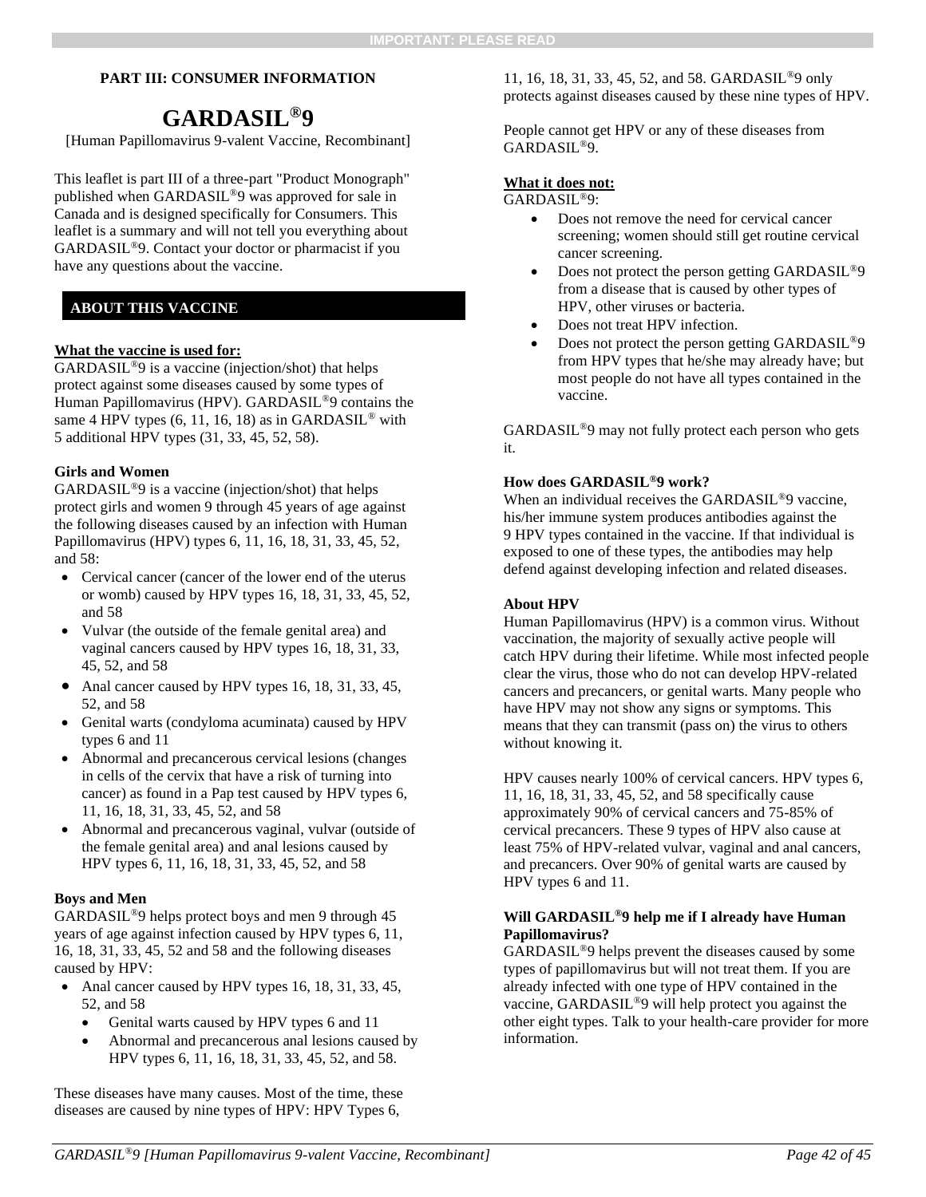IMPORTANT: PLEASE READ

**PART III: CONSUMER INFORMATION**

# GARDASIL®9

[Human Papillomavirus 9-valent Vaccine, Recombinant]

This leaflet is part III of a three-part "Product Monograph" published when GARDASIL®9 was approved for sale in Canada and is designed specifically for Consumers. This leaflet is a summary and will not tell you everything about GARDASIL®9. Contact your doctor or pharmacist if you have any questions about the vaccine.

## ABOUT THIS VACCINE

**What the vaccine is used for:**

GARDASIL®9 is a vaccine (injection/shot) that helps protect against some diseases caused by some types of Human Papillomavirus (HPV). GARDASIL®9 contains the same 4 HPV types (6, 11, 16, 18) as in GARDASIL® with 5 additional HPV types (31, 33, 45, 52, 58).

**Girls and Women**

GARDASIL®9 is a vaccine (injection/shot) that helps protect girls and women 9 through 45 years of age against the following diseases caused by an infection with Human Papillomavirus (HPV) types 6, 11, 16, 18, 31, 33, 45, 52, and 58:

- Cervical cancer (cancer of the lower end of the uterus or womb) caused by HPV types 16, 18, 31, 33, 45, 52, and 58
- Vulvar (the outside of the female genital area) and vaginal cancers caused by HPV types 16, 18, 31, 33, 45, 52, and 58
- Anal cancer caused by HPV types 16, 18, 31, 33, 45, 52, and 58
- Genital warts (condyloma acuminata) caused by HPV types 6 and 11
- Abnormal and precancerous cervical lesions (changes in cells of the cervix that have a risk of turning into cancer) as found in a Pap test caused by HPV types 6, 11, 16, 18, 31, 33, 45, 52, and 58
- Abnormal and precancerous vaginal, vulvar (outside of the female genital area) and anal lesions caused by HPV types 6, 11, 16, 18, 31, 33, 45, 52, and 58

**Boys and Men**

GARDASIL®9 helps protect boys and men 9 through 45 years of age against infection caused by HPV types 6, 11, 16, 18, 31, 33, 45, 52 and 58 and the following diseases caused by HPV:

- Anal cancer caused by HPV types 16, 18, 31, 33, 45, 52, and 58
  - Genital warts caused by HPV types 6 and 11
  - Abnormal and precancerous anal lesions caused by HPV types 6, 11, 16, 18, 31, 33, 45, 52, and 58.

These diseases have many causes. Most of the time, these diseases are caused by nine types of HPV: HPV Types 6, 11, 16, 18, 31, 33, 45, 52, and 58. GARDASIL®9 only protects against diseases caused by these nine types of HPV.

People cannot get HPV or any of these diseases from GARDASIL®9.

**What it does not:**

GARDASIL®9:

- Does not remove the need for cervical cancer screening; women should still get routine cervical cancer screening.
- Does not protect the person getting GARDASIL®9 from a disease that is caused by other types of HPV, other viruses or bacteria.
- Does not treat HPV infection.
- Does not protect the person getting GARDASIL®9 from HPV types that he/she may already have; but most people do not have all types contained in the vaccine.

GARDASIL®9 may not fully protect each person who gets it.

**How does GARDASIL®9 work?**

When an individual receives the GARDASIL®9 vaccine, his/her immune system produces antibodies against the 9 HPV types contained in the vaccine. If that individual is exposed to one of these types, the antibodies may help defend against developing infection and related diseases.

**About HPV**

Human Papillomavirus (HPV) is a common virus. Without vaccination, the majority of sexually active people will catch HPV during their lifetime. While most infected people clear the virus, those who do not can develop HPV-related cancers and precancers, or genital warts. Many people who have HPV may not show any signs or symptoms. This means that they can transmit (pass on) the virus to others without knowing it.

HPV causes nearly 100% of cervical cancers. HPV types 6, 11, 16, 18, 31, 33, 45, 52, and 58 specifically cause approximately 90% of cervical cancers and 75-85% of cervical precancers. These 9 types of HPV also cause at least 75% of HPV-related vulvar, vaginal and anal cancers, and precancers. Over 90% of genital warts are caused by HPV types 6 and 11.

**Will GARDASIL®9 help me if I already have Human Papillomavirus?**

GARDASIL®9 helps prevent the diseases caused by some types of papillomavirus but will not treat them. If you are already infected with one type of HPV contained in the vaccine, GARDASIL®9 will help protect you against the other eight types. Talk to your health-care provider for more information.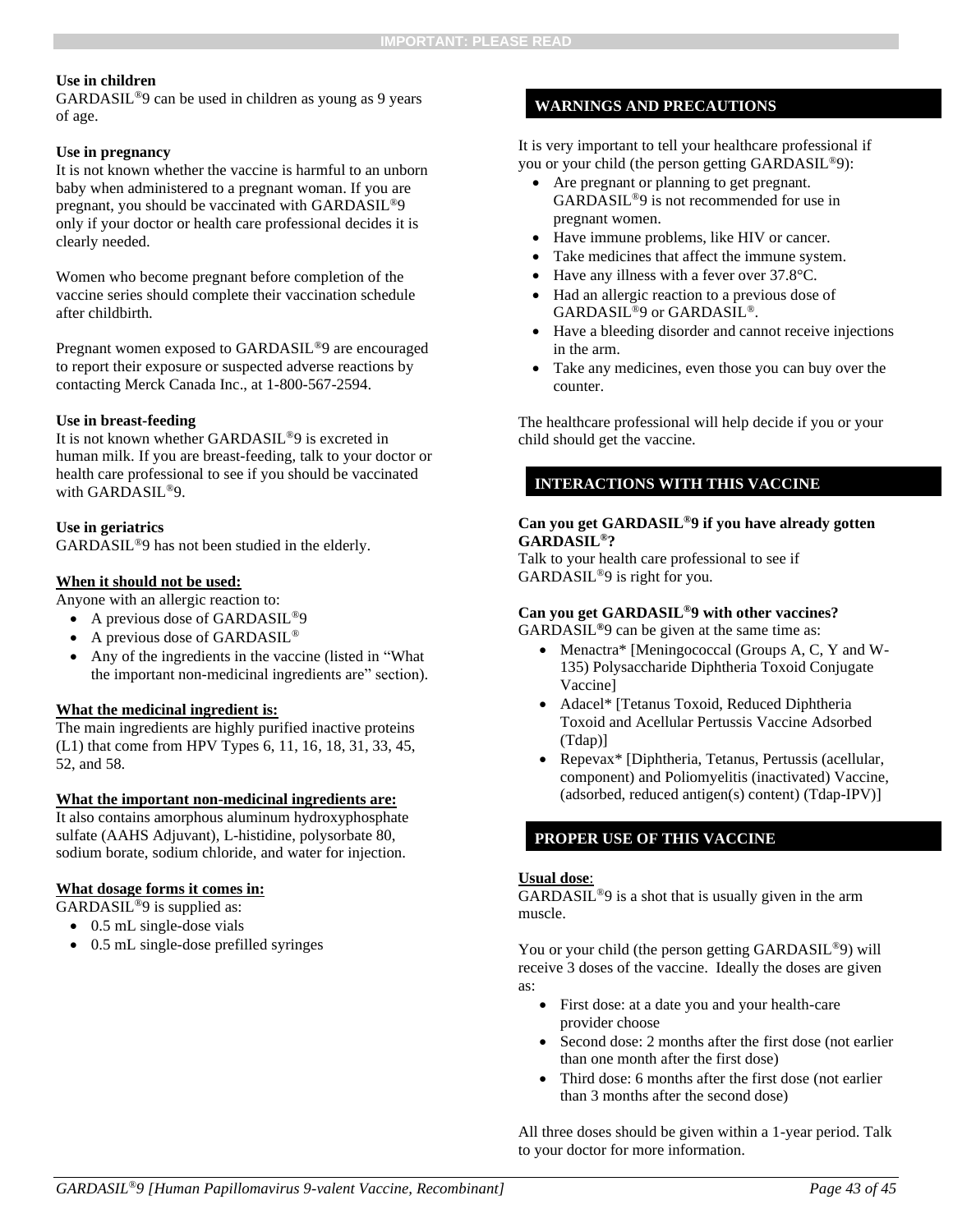**Use in children**

GARDASIL®9 can be used in children as young as 9 years of age.

**Use in pregnancy**

It is not known whether the vaccine is harmful to an unborn baby when administered to a pregnant woman. If you are pregnant, you should be vaccinated with GARDASIL®9 only if your doctor or health care professional decides it is clearly needed.

Women who become pregnant before completion of the vaccine series should complete their vaccination schedule after childbirth.

Pregnant women exposed to GARDASIL®9 are encouraged to report their exposure or suspected adverse reactions by contacting Merck Canada Inc., at 1-800-567-2594.

**Use in breast-feeding**

It is not known whether GARDASIL®9 is excreted in human milk. If you are breast-feeding, talk to your doctor or health care professional to see if you should be vaccinated with GARDASIL®9.

**Use in geriatrics**

GARDASIL®9 has not been studied in the elderly.

**When it should not be used:**

Anyone with an allergic reaction to:

- A previous dose of GARDASIL®9
- A previous dose of GARDASIL®
- Any of the ingredients in the vaccine (listed in "What the important non-medicinal ingredients are" section).

**What the medicinal ingredient is:**

The main ingredients are highly purified inactive proteins (L1) that come from HPV Types 6, 11, 16, 18, 31, 33, 45, 52, and 58.

**What the important non-medicinal ingredients are:**

It also contains amorphous aluminum hydroxyphosphate sulfate (AAHS Adjuvant), L-histidine, polysorbate 80, sodium borate, sodium chloride, and water for injection.

**What dosage forms it comes in:**

GARDASIL®9 is supplied as:

- 0.5 mL single-dose vials
- 0.5 mL single-dose prefilled syringes

## WARNINGS AND PRECAUTIONS

It is very important to tell your healthcare professional if you or your child (the person getting GARDASIL®9):

- Are pregnant or planning to get pregnant. GARDASIL®9 is not recommended for use in pregnant women.
- Have immune problems, like HIV or cancer.
- Take medicines that affect the immune system.
- Have any illness with a fever over 37.8°C.
- Had an allergic reaction to a previous dose of GARDASIL®9 or GARDASIL®.
- Have a bleeding disorder and cannot receive injections in the arm.
- Take any medicines, even those you can buy over the counter.

The healthcare professional will help decide if you or your child should get the vaccine.

## INTERACTIONS WITH THIS VACCINE

**Can you get GARDASIL®9 if you have already gotten GARDASIL®?**

Talk to your health care professional to see if GARDASIL®9 is right for you.

**Can you get GARDASIL®9 with other vaccines?**

GARDASIL®9 can be given at the same time as:

- Menactra* [Meningococcal (Groups A, C, Y and W-135) Polysaccharide Diphtheria Toxoid Conjugate Vaccine]
- Adacel* [Tetanus Toxoid, Reduced Diphtheria Toxoid and Acellular Pertussis Vaccine Adsorbed (Tdap)]
- Repevax* [Diphtheria, Tetanus, Pertussis (acellular, component) and Poliomyelitis (inactivated) Vaccine, (adsorbed, reduced antigen(s) content) (Tdap-IPV)]

## PROPER USE OF THIS VACCINE

**Usual dose**:

GARDASIL®9 is a shot that is usually given in the arm muscle.

You or your child (the person getting GARDASIL®9) will receive 3 doses of the vaccine. Ideally the doses are given as:

- First dose: at a date you and your health-care provider choose
- Second dose: 2 months after the first dose (not earlier than one month after the first dose)
- Third dose: 6 months after the first dose (not earlier than 3 months after the second dose)

All three doses should be given within a 1-year period. Talk to your doctor for more information.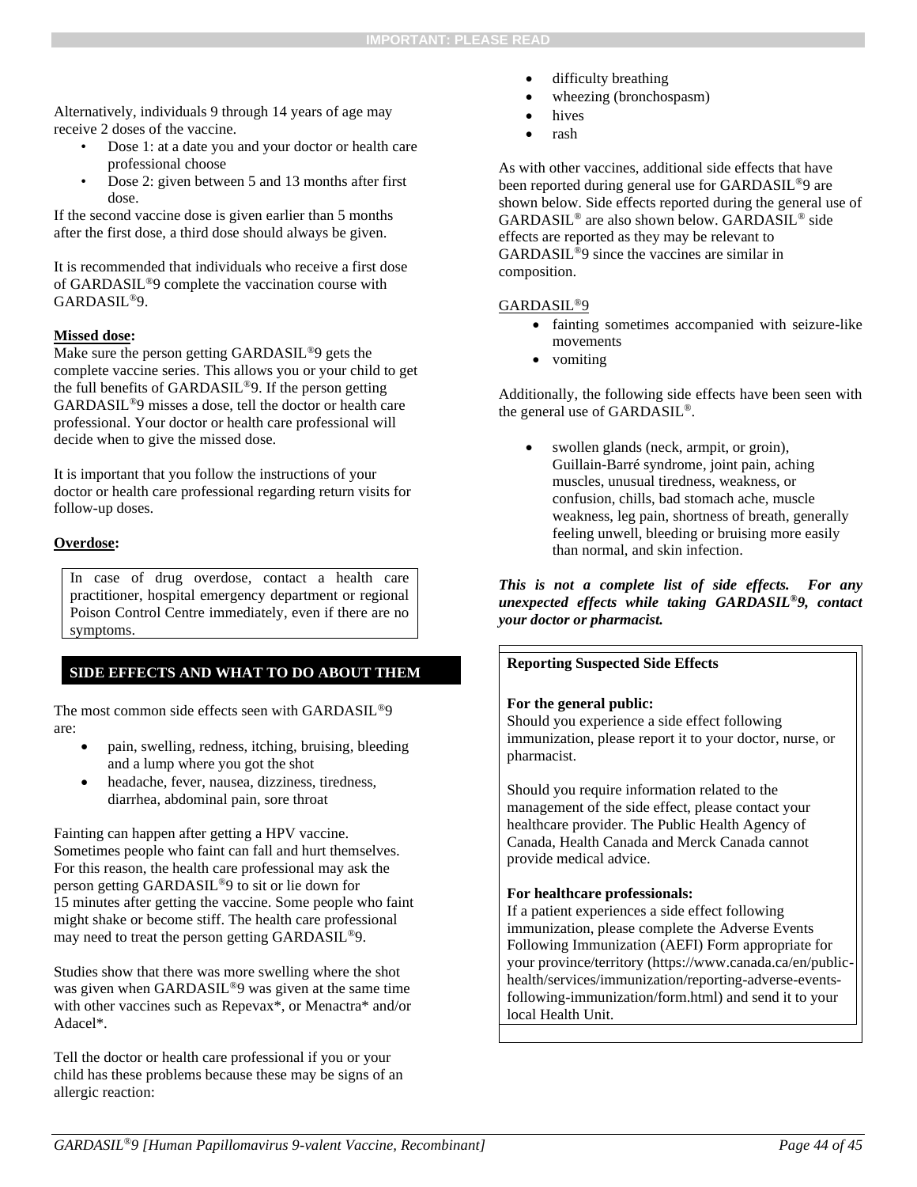Alternatively, individuals 9 through 14 years of age may receive 2 doses of the vaccine.

- Dose 1: at a date you and your doctor or health care professional choose
- Dose 2: given between 5 and 13 months after first dose.

If the second vaccine dose is given earlier than 5 months after the first dose, a third dose should always be given.

It is recommended that individuals who receive a first dose of GARDASIL®9 complete the vaccination course with GARDASIL®9.

**Missed dose:**
Make sure the person getting GARDASIL®9 gets the complete vaccine series. This allows you or your child to get the full benefits of GARDASIL®9. If the person getting GARDASIL®9 misses a dose, tell the doctor or health care professional. Your doctor or health care professional will decide when to give the missed dose.

It is important that you follow the instructions of your doctor or health care professional regarding return visits for follow-up doses.

**Overdose:**

> In case of drug overdose, contact a health care practitioner, hospital emergency department or regional Poison Control Centre immediately, even if there are no symptoms.

## SIDE EFFECTS AND WHAT TO DO ABOUT THEM

The most common side effects seen with GARDASIL®9 are:

- pain, swelling, redness, itching, bruising, bleeding and a lump where you got the shot
- headache, fever, nausea, dizziness, tiredness, diarrhea, abdominal pain, sore throat

Fainting can happen after getting a HPV vaccine. Sometimes people who faint can fall and hurt themselves. For this reason, the health care professional may ask the person getting GARDASIL®9 to sit or lie down for 15 minutes after getting the vaccine. Some people who faint might shake or become stiff. The health care professional may need to treat the person getting GARDASIL®9.

Studies show that there was more swelling where the shot was given when GARDASIL®9 was given at the same time with other vaccines such as Repevax*, or Menactra* and/or Adacel*.

Tell the doctor or health care professional if you or your child has these problems because these may be signs of an allergic reaction:

- difficulty breathing
- wheezing (bronchospasm)
- hives
- rash

As with other vaccines, additional side effects that have been reported during general use for GARDASIL®9 are shown below. Side effects reported during the general use of GARDASIL® are also shown below. GARDASIL® side effects are reported as they may be relevant to GARDASIL®9 since the vaccines are similar in composition.

GARDASIL®9

- fainting sometimes accompanied with seizure-like movements
- vomiting

Additionally, the following side effects have been seen with the general use of GARDASIL®.

- swollen glands (neck, armpit, or groin), Guillain-Barré syndrome, joint pain, aching muscles, unusual tiredness, weakness, or confusion, chills, bad stomach ache, muscle weakness, leg pain, shortness of breath, generally feeling unwell, bleeding or bruising more easily than normal, and skin infection.

***This is not a complete list of side effects. For any unexpected effects while taking GARDASIL®9, contact your doctor or pharmacist.***

**Reporting Suspected Side Effects**

**For the general public:**
Should you experience a side effect following immunization, please report it to your doctor, nurse, or pharmacist.

Should you require information related to the management of the side effect, please contact your healthcare provider. The Public Health Agency of Canada, Health Canada and Merck Canada cannot provide medical advice.

**For healthcare professionals:**
If a patient experiences a side effect following immunization, please complete the Adverse Events Following Immunization (AEFI) Form appropriate for your province/territory (https://www.canada.ca/en/public-health/services/immunization/reporting-adverse-events-following-immunization/form.html) and send it to your local Health Unit.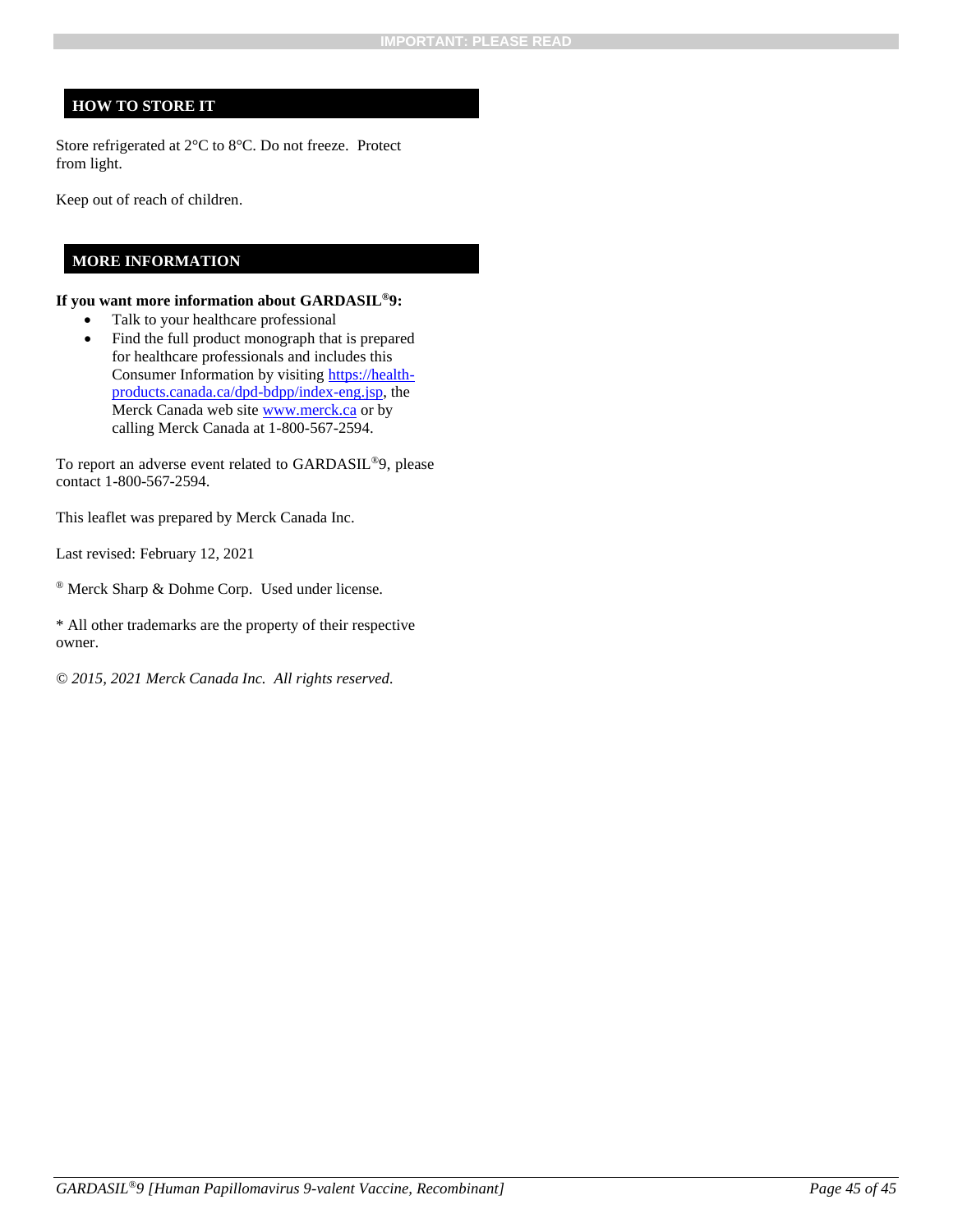## HOW TO STORE IT

Store refrigerated at 2°C to 8°C. Do not freeze. Protect from light.

Keep out of reach of children.

## MORE INFORMATION

**If you want more information about GARDASIL®9:**

- Talk to your healthcare professional
- Find the full product monograph that is prepared for healthcare professionals and includes this Consumer Information by visiting https://health-products.canada.ca/dpd-bdpp/index-eng.jsp, the Merck Canada web site www.merck.ca or by calling Merck Canada at 1-800-567-2594.

To report an adverse event related to GARDASIL®9, please contact 1-800-567-2594.

This leaflet was prepared by Merck Canada Inc.

Last revised: February 12, 2021

® Merck Sharp & Dohme Corp. Used under license.

* All other trademarks are the property of their respective owner.

*© 2015, 2021 Merck Canada Inc. All rights reserved.*